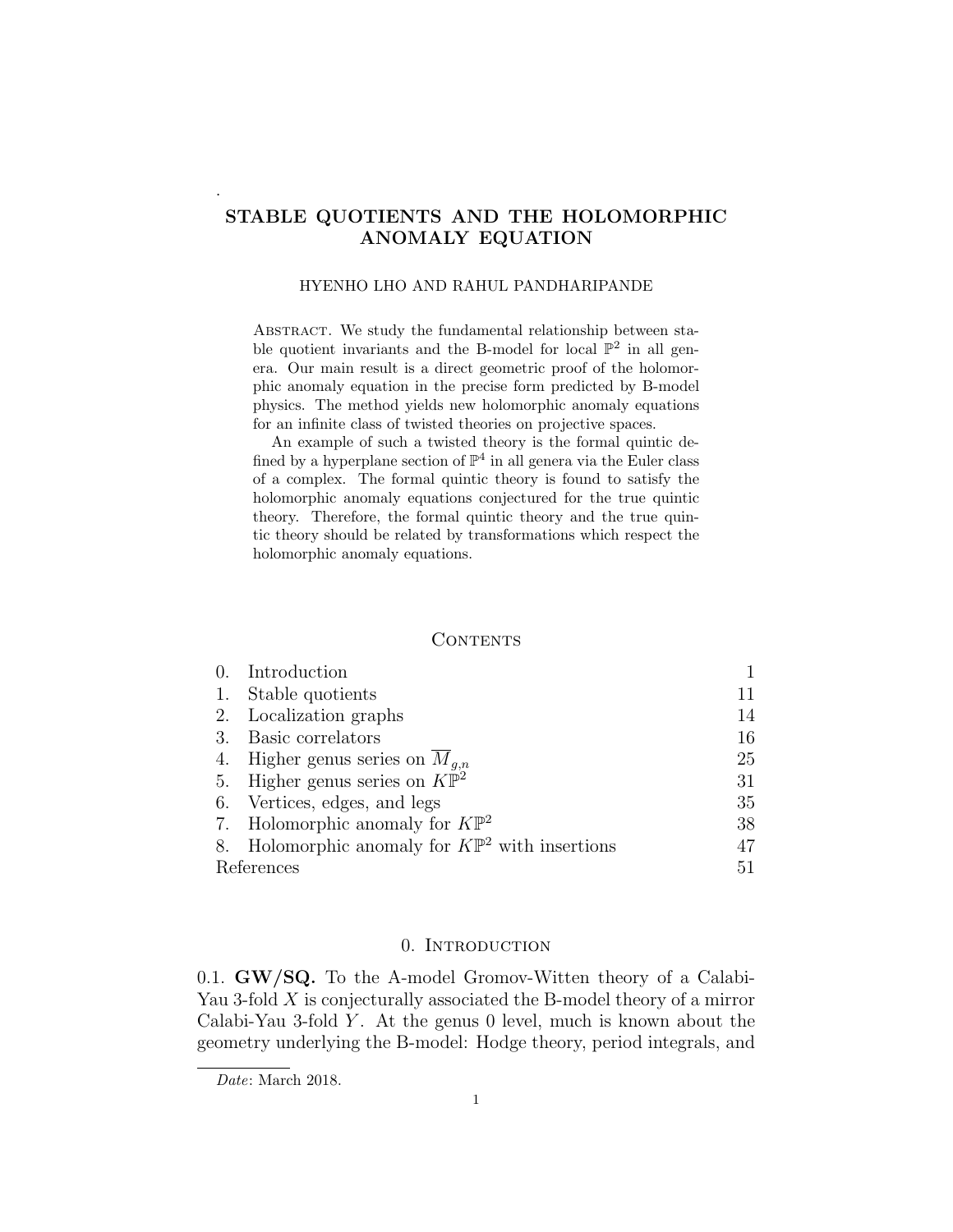# STABLE QUOTIENTS AND THE HOLOMORPHIC ANOMALY EQUATION

HYENHO LHO AND RAHUL PANDHARIPANDE

Abstract. We study the fundamental relationship between stable quotient invariants and the B-model for local $\mathbb{P}^2$ in all genera. Our main result is a direct geometric proof of the holomorphic anomaly equation in the precise form predicted by B-model physics. The method yields new holomorphic anomaly equations for an infinite class of twisted theories on projective spaces.

An example of such a twisted theory is the formal quintic defined by a hyperplane section of $\mathbb{P}^4$ in all genera via the Euler class of a complex. The formal quintic theory is found to satisfy the holomorphic anomaly equations conjectured for the true quintic theory. Therefore, the formal quintic theory and the true quintic theory should be related by transformations which respect the holomorphic anomaly equations.

## Contents

| | | |
|---|---|---|
| 0. | Introduction | 1 |
| 1. | Stable quotients | 11 |
| 2. | Localization graphs | 14 |
| 3. | Basic correlators | 16 |
| 4. | Higher genus series on $\overline{M}_{g,n}$ | 25 |
| 5. | Higher genus series on $K\mathbb{P}^2$ | 31 |
| 6. | Vertices, edges, and legs | 35 |
| 7. | Holomorphic anomaly for $K\mathbb{P}^2$ | 38 |
| 8. | Holomorphic anomaly for $K\mathbb{P}^2$ with insertions | 47 |
| | References | 51 |

## 0. Introduction

0.1. **GW/SQ.** To the A-model Gromov-Witten theory of a Calabi-Yau 3-fold $X$ is conjecturally associated the B-model theory of a mirror Calabi-Yau 3-fold $Y$. At the genus 0 level, much is known about the geometry underlying the B-model: Hodge theory, period integrals, and

*Date*: March 2018.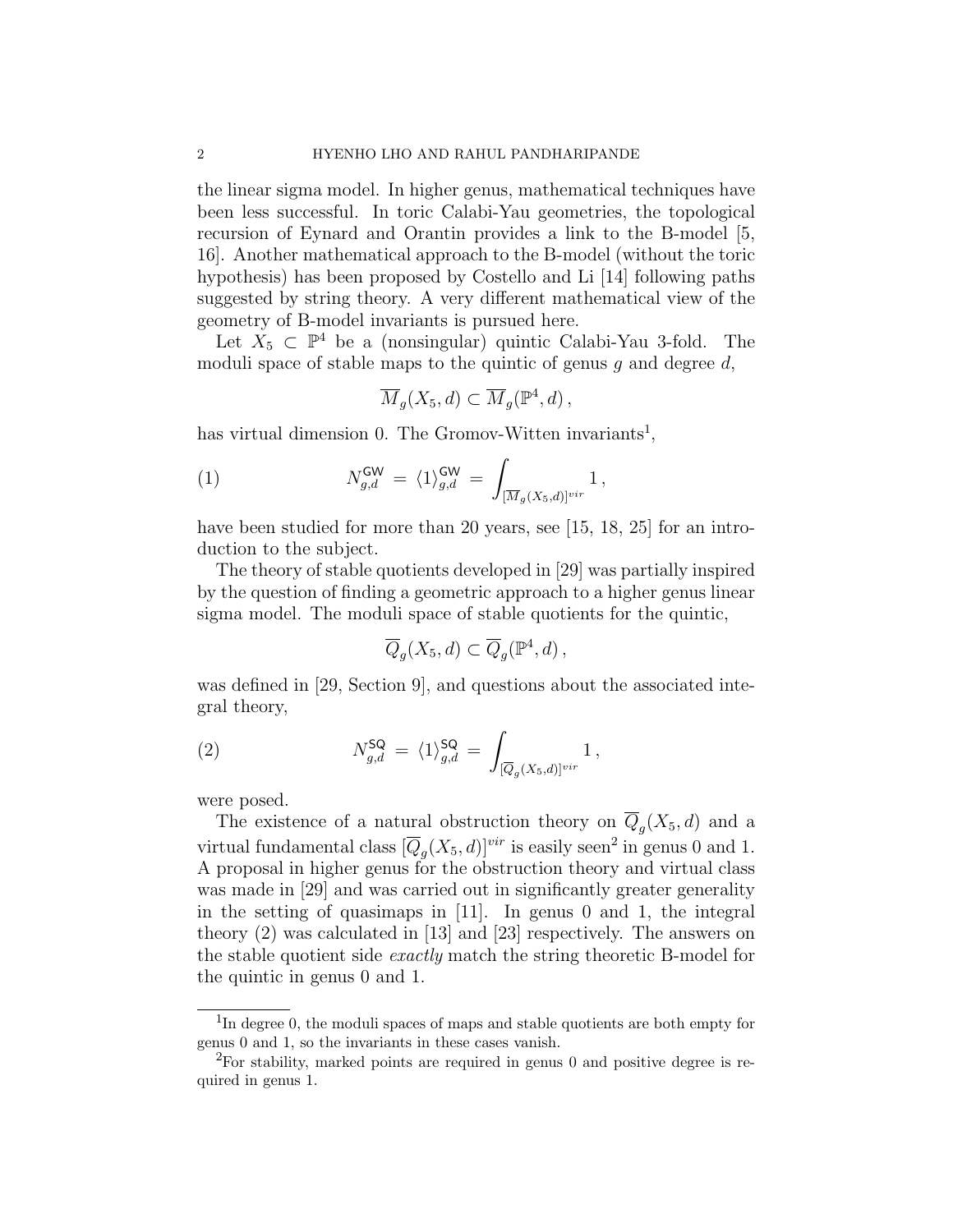the linear sigma model. In higher genus, mathematical techniques have been less successful. In toric Calabi-Yau geometries, the topological recursion of Eynard and Orantin provides a link to the B-model [5, 16]. Another mathematical approach to the B-model (without the toric hypothesis) has been proposed by Costello and Li [14] following paths suggested by string theory. A very different mathematical view of the geometry of B-model invariants is pursued here.

Let $X_5 \subset \mathbb{P}^4$ be a (nonsingular) quintic Calabi-Yau 3-fold. The moduli space of stable maps to the quintic of genus $g$ and degree $d$,

$$\overline{M}_g(X_5, d) \subset \overline{M}_g(\mathbb{P}^4, d)\,,$$

has virtual dimension 0. The Gromov-Witten invariants[1],

$$N^{\mathsf{GW}}_{g,d} \;=\; \langle 1 \rangle^{\mathsf{GW}}_{g,d} \;=\; \int_{[\overline{M}_g(X_5,d)]^{vir}} 1\,, \tag{1}$$

have been studied for more than 20 years, see [15, 18, 25] for an introduction to the subject.

The theory of stable quotients developed in [29] was partially inspired by the question of finding a geometric approach to a higher genus linear sigma model. The moduli space of stable quotients for the quintic,

$$\overline{Q}_g(X_5, d) \subset \overline{Q}_g(\mathbb{P}^4, d)\,,$$

was defined in [29, Section 9], and questions about the associated integral theory,

$$N^{\mathsf{SQ}}_{g,d} \;=\; \langle 1 \rangle^{\mathsf{SQ}}_{g,d} \;=\; \int_{[\overline{Q}_g(X_5,d)]^{vir}} 1\,, \tag{2}$$

were posed.

The existence of a natural obstruction theory on $\overline{Q}_g(X_5, d)$ and a virtual fundamental class $[\overline{Q}_g(X_5, d)]^{vir}$ is easily seen[2] in genus 0 and 1. A proposal in higher genus for the obstruction theory and virtual class was made in [29] and was carried out in significantly greater generality in the setting of quasimaps in [11]. In genus 0 and 1, the integral theory (2) was calculated in [13] and [23] respectively. The answers on the stable quotient side *exactly* match the string theoretic B-model for the quintic in genus 0 and 1.

---

[1] In degree 0, the moduli spaces of maps and stable quotients are both empty for genus 0 and 1, so the invariants in these cases vanish.

[2] For stability, marked points are required in genus 0 and positive degree is required in genus 1.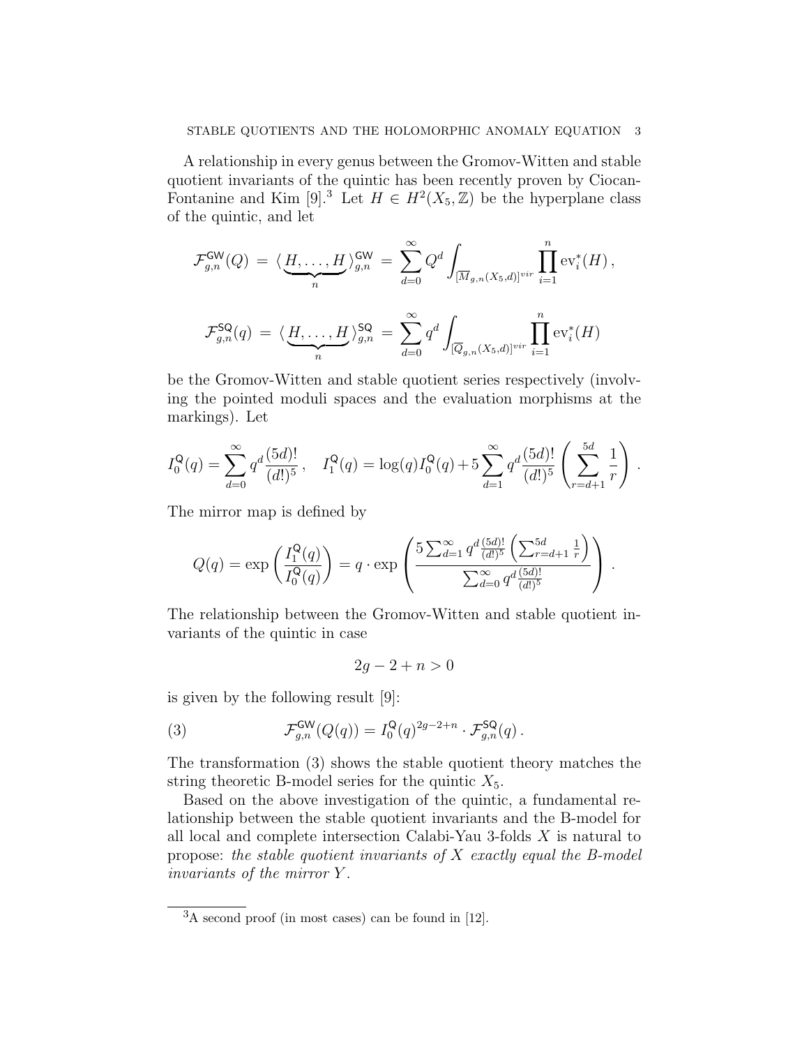A relationship in every genus between the Gromov-Witten and stable quotient invariants of the quintic has been recently proven by Ciocan-Fontanine and Kim [9].[3] Let $H \in H^2(X_5, \mathbb{Z})$ be the hyperplane class of the quintic, and let

$$\mathcal{F}^{\mathsf{GW}}_{g,n}(Q) = \langle \underbrace{H, \ldots, H}_{n} \rangle^{\mathsf{GW}}_{g,n} = \sum_{d=0}^{\infty} Q^d \int_{[\overline{M}_{g,n}(X_5,d)]^{vir}} \prod_{i=1}^{n} \mathrm{ev}_i^*(H)\,,$$

$$\mathcal{F}^{\mathsf{SQ}}_{g,n}(q) = \langle \underbrace{H, \ldots, H}_{n} \rangle^{\mathsf{SQ}}_{g,n} = \sum_{d=0}^{\infty} q^d \int_{[\overline{Q}_{g,n}(X_5,d)]^{vir}} \prod_{i=1}^{n} \mathrm{ev}_i^*(H)$$

be the Gromov-Witten and stable quotient series respectively (involving the pointed moduli spaces and the evaluation morphisms at the markings). Let

$$I_0^{\mathsf{Q}}(q) = \sum_{d=0}^{\infty} q^d \frac{(5d)!}{(d!)^5}\,, \quad I_1^{\mathsf{Q}}(q) = \log(q) I_0^{\mathsf{Q}}(q) + 5 \sum_{d=1}^{\infty} q^d \frac{(5d)!}{(d!)^5} \left( \sum_{r=d+1}^{5d} \frac{1}{r} \right).$$

The mirror map is defined by

$$Q(q) = \exp\left( \frac{I_1^{\mathsf{Q}}(q)}{I_0^{\mathsf{Q}}(q)} \right) = q \cdot \exp\left( \frac{5 \sum_{d=1}^{\infty} q^d \frac{(5d)!}{(d!)^5} \left( \sum_{r=d+1}^{5d} \frac{1}{r} \right)}{\sum_{d=0}^{\infty} q^d \frac{(5d)!}{(d!)^5}} \right).$$

The relationship between the Gromov-Witten and stable quotient invariants of the quintic in case

$$2g - 2 + n > 0$$

is given by the following result [9]:

$$\mathcal{F}^{\mathsf{GW}}_{g,n}(Q(q)) = I_0^{\mathsf{Q}}(q)^{2g-2+n} \cdot \mathcal{F}^{\mathsf{SQ}}_{g,n}(q)\,. \tag{3}$$

The transformation (3) shows the stable quotient theory matches the string theoretic B-model series for the quintic $X_5$.

Based on the above investigation of the quintic, a fundamental relationship between the stable quotient invariants and the B-model for all local and complete intersection Calabi-Yau 3-folds $X$ is natural to propose: *the stable quotient invariants of $X$ exactly equal the B-model invariants of the mirror $Y$.*

---

[3] A second proof (in most cases) can be found in [12].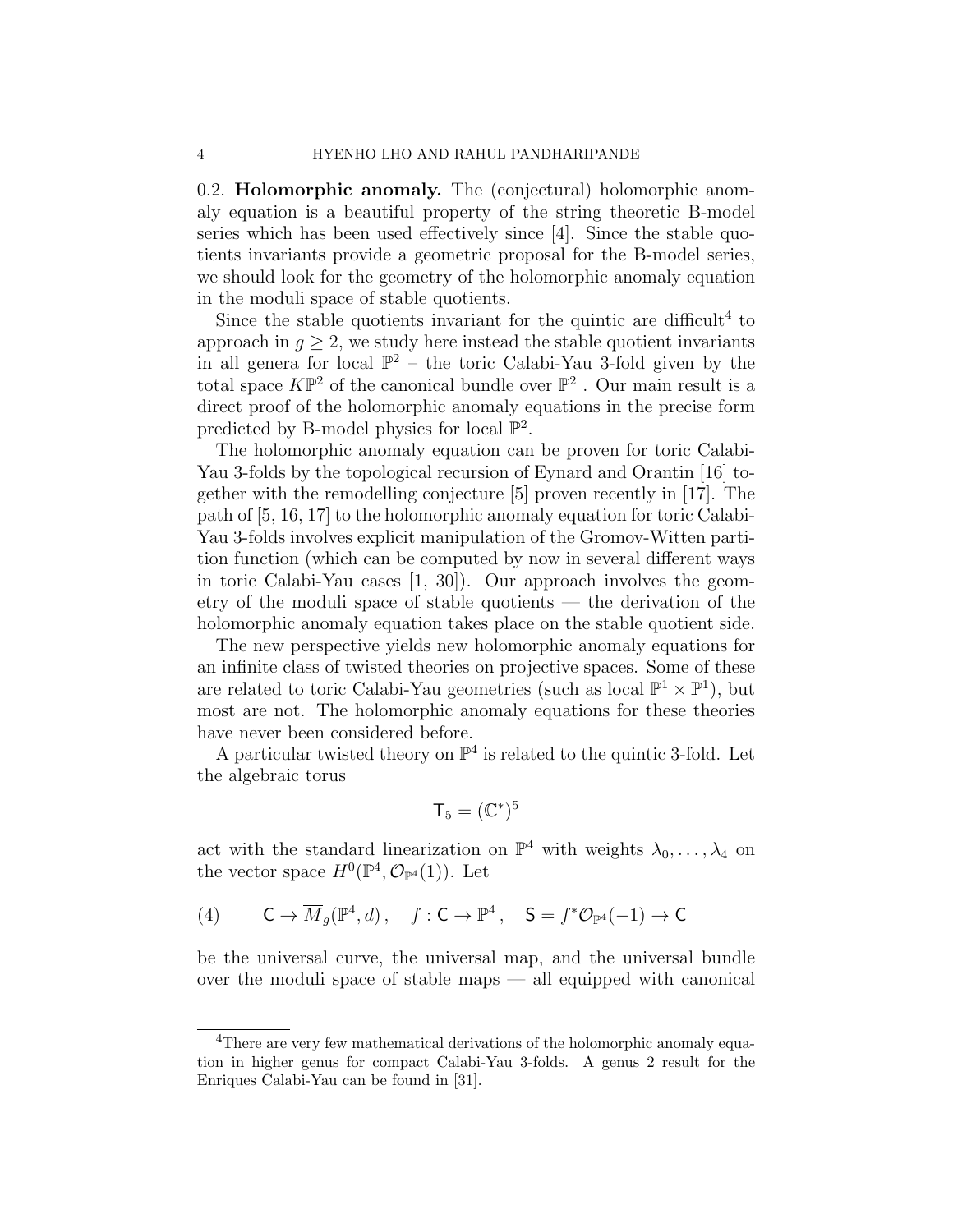0.2. **Holomorphic anomaly.** The (conjectural) holomorphic anomaly equation is a beautiful property of the string theoretic B-model series which has been used effectively since [4]. Since the stable quotients invariants provide a geometric proposal for the B-model series, we should look for the geometry of the holomorphic anomaly equation in the moduli space of stable quotients.

Since the stable quotients invariant for the quintic are difficult[4] to approach in $g \geq 2$, we study here instead the stable quotient invariants in all genera for local $\mathbb{P}^2$ – the toric Calabi-Yau 3-fold given by the total space $K\mathbb{P}^2$ of the canonical bundle over $\mathbb{P}^2$. Our main result is a direct proof of the holomorphic anomaly equations in the precise form predicted by B-model physics for local $\mathbb{P}^2$.

The holomorphic anomaly equation can be proven for toric Calabi-Yau 3-folds by the topological recursion of Eynard and Orantin [16] together with the remodelling conjecture [5] proven recently in [17]. The path of [5, 16, 17] to the holomorphic anomaly equation for toric Calabi-Yau 3-folds involves explicit manipulation of the Gromov-Witten partition function (which can be computed by now in several different ways in toric Calabi-Yau cases [1, 30]). Our approach involves the geometry of the moduli space of stable quotients — the derivation of the holomorphic anomaly equation takes place on the stable quotient side.

The new perspective yields new holomorphic anomaly equations for an infinite class of twisted theories on projective spaces. Some of these are related to toric Calabi-Yau geometries (such as local $\mathbb{P}^1 \times \mathbb{P}^1$), but most are not. The holomorphic anomaly equations for these theories have never been considered before.

A particular twisted theory on $\mathbb{P}^4$ is related to the quintic 3-fold. Let the algebraic torus

$$\mathsf{T}_5 = (\mathbb{C}^*)^5$$

act with the standard linearization on $\mathbb{P}^4$ with weights $\lambda_0, \ldots, \lambda_4$ on the vector space $H^0(\mathbb{P}^4, \mathcal{O}_{\mathbb{P}^4}(1))$. Let

$$\mathsf{C} \to \overline{M}_g(\mathbb{P}^4, d)\,, \quad f : \mathsf{C} \to \mathbb{P}^4\,, \quad \mathsf{S} = f^*\mathcal{O}_{\mathbb{P}^4}(-1) \to \mathsf{C} \tag{4}$$

be the universal curve, the universal map, and the universal bundle over the moduli space of stable maps — all equipped with canonical

---

[4]There are very few mathematical derivations of the holomorphic anomaly equation in higher genus for compact Calabi-Yau 3-folds. A genus 2 result for the Enriques Calabi-Yau can be found in [31].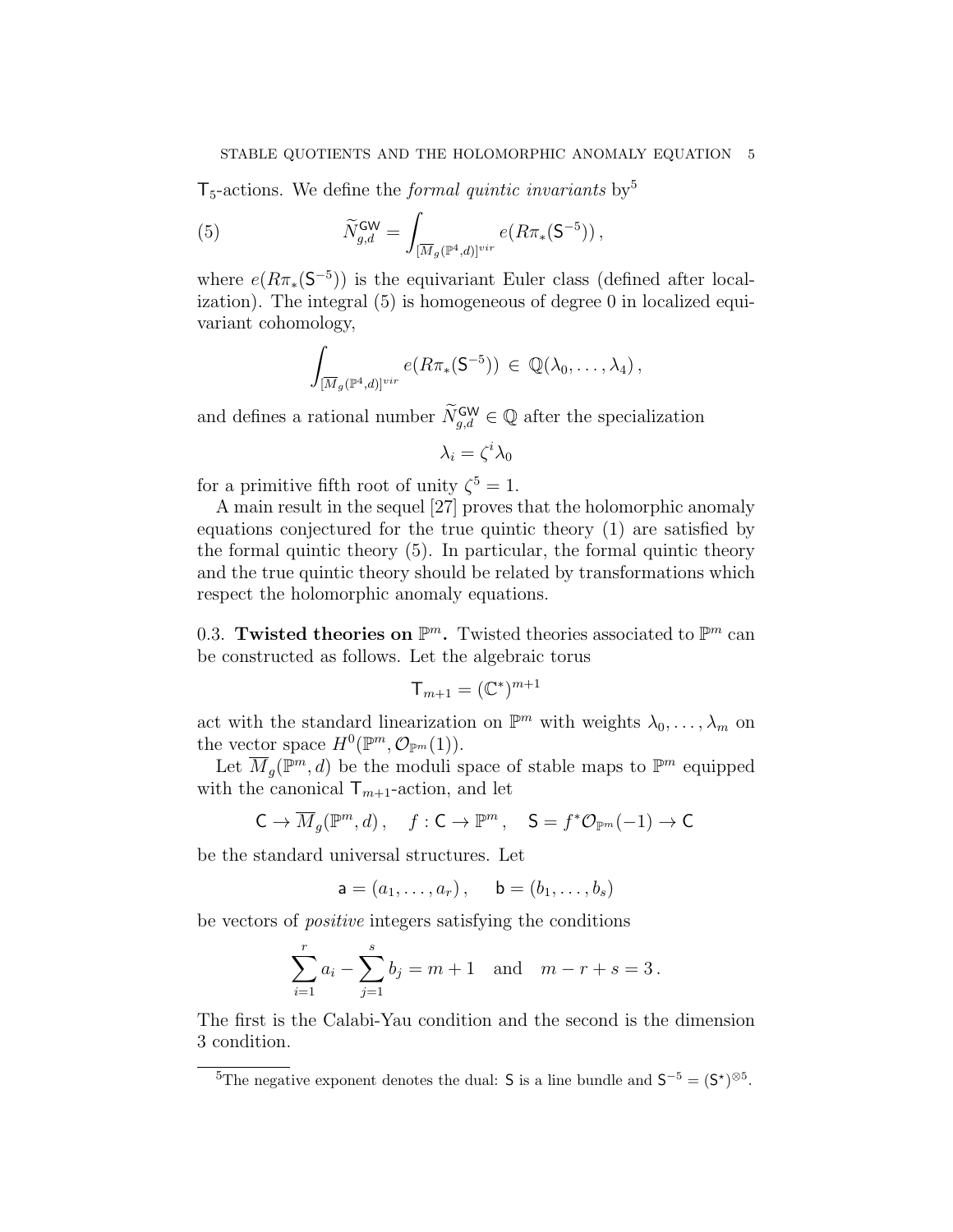$\mathsf{T}_5$-actions. We define the *formal quintic invariants* by[5]

$$\widetilde{N}^{\mathsf{GW}}_{g,d} = \int_{[\overline{M}_g(\mathbb{P}^4,d)]^{vir}} e(R\pi_*(\mathsf{S}^{-5}))\,, \tag{5}$$

where $e(R\pi_*(\mathsf{S}^{-5}))$ is the equivariant Euler class (defined after localization). The integral (5) is homogeneous of degree 0 in localized equivariant cohomology,

$$\int_{[\overline{M}_g(\mathbb{P}^4,d)]^{vir}} e(R\pi_*(\mathsf{S}^{-5})) \in \mathbb{Q}(\lambda_0,\ldots,\lambda_4)\,,$$

and defines a rational number $\widetilde{N}^{\mathsf{GW}}_{g,d} \in \mathbb{Q}$ after the specialization

$$\lambda_i = \zeta^i \lambda_0$$

for a primitive fifth root of unity $\zeta^5 = 1$.

A main result in the sequel [27] proves that the holomorphic anomaly equations conjectured for the true quintic theory (1) are satisfied by the formal quintic theory (5). In particular, the formal quintic theory and the true quintic theory should be related by transformations which respect the holomorphic anomaly equations.

### 0.3. Twisted theories on $\mathbb{P}^m$.

Twisted theories associated to $\mathbb{P}^m$ can be constructed as follows. Let the algebraic torus

$$\mathsf{T}_{m+1} = (\mathbb{C}^*)^{m+1}$$

act with the standard linearization on $\mathbb{P}^m$ with weights $\lambda_0,\ldots,\lambda_m$ on the vector space $H^0(\mathbb{P}^m,\mathcal{O}_{\mathbb{P}^m}(1))$.

Let $\overline{M}_g(\mathbb{P}^m,d)$ be the moduli space of stable maps to $\mathbb{P}^m$ equipped with the canonical $\mathsf{T}_{m+1}$-action, and let

$$\mathsf{C} \to \overline{M}_g(\mathbb{P}^m,d)\,, \quad f : \mathsf{C} \to \mathbb{P}^m\,, \quad \mathsf{S} = f^*\mathcal{O}_{\mathbb{P}^m}(-1) \to \mathsf{C}$$

be the standard universal structures. Let

$$\mathsf{a} = (a_1,\ldots,a_r)\,, \qquad \mathsf{b} = (b_1,\ldots,b_s)$$

be vectors of *positive* integers satisfying the conditions

$$\sum_{i=1}^r a_i - \sum_{j=1}^s b_j = m+1 \quad \text{and} \quad m - r + s = 3\,.$$

The first is the Calabi-Yau condition and the second is the dimension 3 condition.

---

[5] The negative exponent denotes the dual: $\mathsf{S}$ is a line bundle and $\mathsf{S}^{-5} = (\mathsf{S}^\star)^{\otimes 5}$.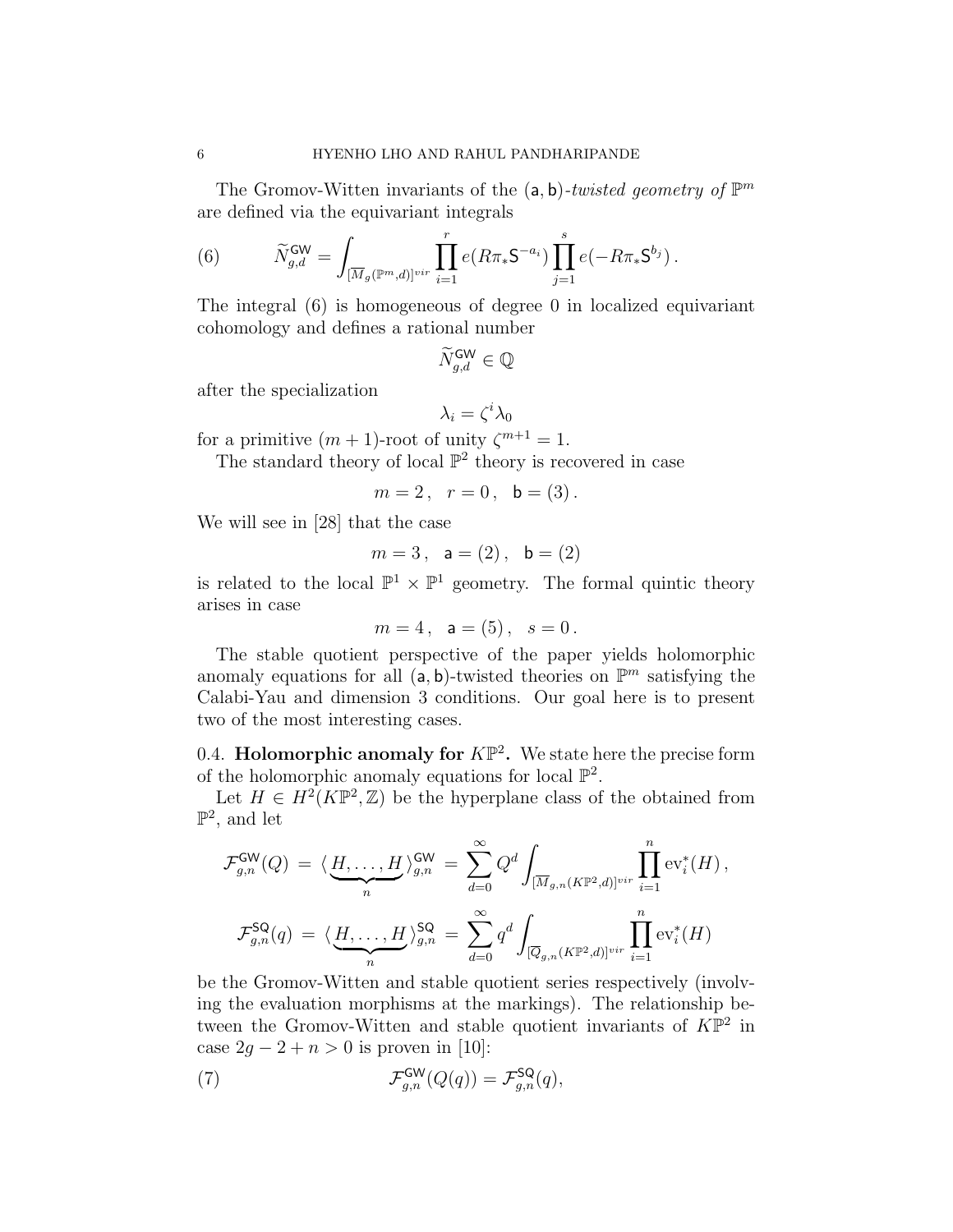The Gromov-Witten invariants of the $(\mathsf{a},\mathsf{b})$-*twisted geometry of* $\mathbb{P}^m$ are defined via the equivariant integrals

$$\widetilde{N}^{\mathsf{GW}}_{g,d} = \int_{[\overline{M}_g(\mathbb{P}^m,d)]^{vir}} \prod_{i=1}^{r} e(R\pi_*\mathsf{S}^{-a_i}) \prod_{j=1}^{s} e(-R\pi_*\mathsf{S}^{b_j})\,. \tag{6}$$

The integral (6) is homogeneous of degree 0 in localized equivariant cohomology and defines a rational number

$$\widetilde{N}^{\mathsf{GW}}_{g,d} \in \mathbb{Q}$$

after the specialization

$$\lambda_i = \zeta^i \lambda_0$$

for a primitive $(m+1)$-root of unity $\zeta^{m+1}=1$.

The standard theory of local $\mathbb{P}^2$ theory is recovered in case

$$m=2\,, \quad r=0\,, \quad \mathsf{b}=(3)\,.$$

We will see in [28] that the case

$$m=3\,, \quad \mathsf{a}=(2)\,, \quad \mathsf{b}=(2)$$

is related to the local $\mathbb{P}^1\times\mathbb{P}^1$ geometry. The formal quintic theory arises in case

$$m=4\,, \quad \mathsf{a}=(5)\,, \quad s=0\,.$$

The stable quotient perspective of the paper yields holomorphic anomaly equations for all $(\mathsf{a},\mathsf{b})$-twisted theories on $\mathbb{P}^m$ satisfying the Calabi-Yau and dimension 3 conditions. Our goal here is to present two of the most interesting cases.

### 0.4. Holomorphic anomaly for $K\mathbb{P}^2$.

We state here the precise form of the holomorphic anomaly equations for local $\mathbb{P}^2$.

Let $H \in H^2(K\mathbb{P}^2,\mathbb{Z})$ be the hyperplane class of the obtained from $\mathbb{P}^2$, and let

$$\mathcal{F}^{\mathsf{GW}}_{g,n}(Q) = \langle \underbrace{H,\ldots,H}_{n} \rangle^{\mathsf{GW}}_{g,n} = \sum_{d=0}^{\infty} Q^d \int_{[\overline{M}_{g,n}(K\mathbb{P}^2,d)]^{vir}} \prod_{i=1}^{n} \mathrm{ev}_i^*(H)\,,$$

$$\mathcal{F}^{\mathsf{SQ}}_{g,n}(q) = \langle \underbrace{H,\ldots,H}_{n} \rangle^{\mathsf{SQ}}_{g,n} = \sum_{d=0}^{\infty} q^d \int_{[\overline{Q}_{g,n}(K\mathbb{P}^2,d)]^{vir}} \prod_{i=1}^{n} \mathrm{ev}_i^*(H)$$

be the Gromov-Witten and stable quotient series respectively (involving the evaluation morphisms at the markings). The relationship between the Gromov-Witten and stable quotient invariants of $K\mathbb{P}^2$ in case $2g-2+n>0$ is proven in [10]:

$$\mathcal{F}^{\mathsf{GW}}_{g,n}(Q(q)) = \mathcal{F}^{\mathsf{SQ}}_{g,n}(q), \tag{7}$$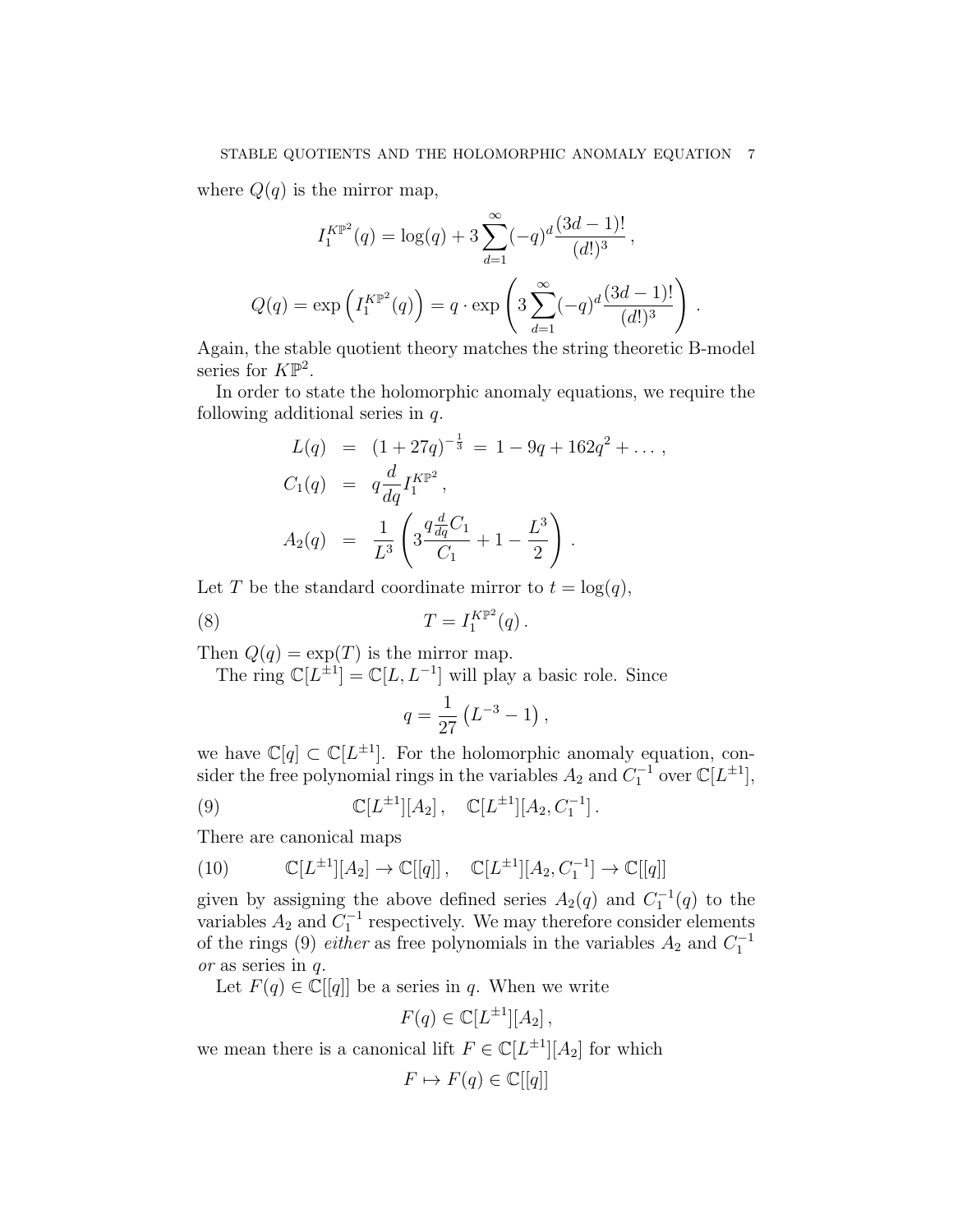where $Q(q)$ is the mirror map,

$$I_1^{K\mathbb{P}^2}(q) = \log(q) + 3\sum_{d=1}^{\infty}(-q)^d \frac{(3d-1)!}{(d!)^3}\,,$$

$$Q(q) = \exp\left(I_1^{K\mathbb{P}^2}(q)\right) = q \cdot \exp\left(3\sum_{d=1}^{\infty}(-q)^d \frac{(3d-1)!}{(d!)^3}\right)\,.$$

Again, the stable quotient theory matches the string theoretic B-model series for $K\mathbb{P}^2$.

In order to state the holomorphic anomaly equations, we require the following additional series in $q$.

$$\begin{aligned} L(q) &= (1+27q)^{-\frac{1}{3}} = 1 - 9q + 162q^2 + \dots\,, \\ C_1(q) &= q\frac{d}{dq} I_1^{K\mathbb{P}^2}\,, \\ A_2(q) &= \frac{1}{L^3}\left(3\frac{q\frac{d}{dq}C_1}{C_1} + 1 - \frac{L^3}{2}\right)\,. \end{aligned}$$

Let $T$ be the standard coordinate mirror to $t = \log(q)$,

$$T = I_1^{K\mathbb{P}^2}(q)\,. \tag{8}$$

Then $Q(q) = \exp(T)$ is the mirror map.

The ring $\mathbb{C}[L^{\pm 1}] = \mathbb{C}[L, L^{-1}]$ will play a basic role. Since

$$q = \frac{1}{27}\left(L^{-3} - 1\right)\,,$$

we have $\mathbb{C}[q] \subset \mathbb{C}[L^{\pm 1}]$. For the holomorphic anomaly equation, consider the free polynomial rings in the variables $A_2$ and $C_1^{-1}$ over $\mathbb{C}[L^{\pm 1}]$,

$$\mathbb{C}[L^{\pm 1}][A_2]\,, \quad \mathbb{C}[L^{\pm 1}][A_2, C_1^{-1}]\,. \tag{9}$$

There are canonical maps

$$\mathbb{C}[L^{\pm 1}][A_2] \to \mathbb{C}[[q]]\,, \quad \mathbb{C}[L^{\pm 1}][A_2, C_1^{-1}] \to \mathbb{C}[[q]] \tag{10}$$

given by assigning the above defined series $A_2(q)$ and $C_1^{-1}(q)$ to the variables $A_2$ and $C_1^{-1}$ respectively. We may therefore consider elements of the rings (9) *either* as free polynomials in the variables $A_2$ and $C_1^{-1}$ *or* as series in $q$.

Let $F(q) \in \mathbb{C}[[q]]$ be a series in $q$. When we write

$$F(q) \in \mathbb{C}[L^{\pm 1}][A_2]\,,$$

we mean there is a canonical lift $F \in \mathbb{C}[L^{\pm 1}][A_2]$ for which

$$F \mapsto F(q) \in \mathbb{C}[[q]]$$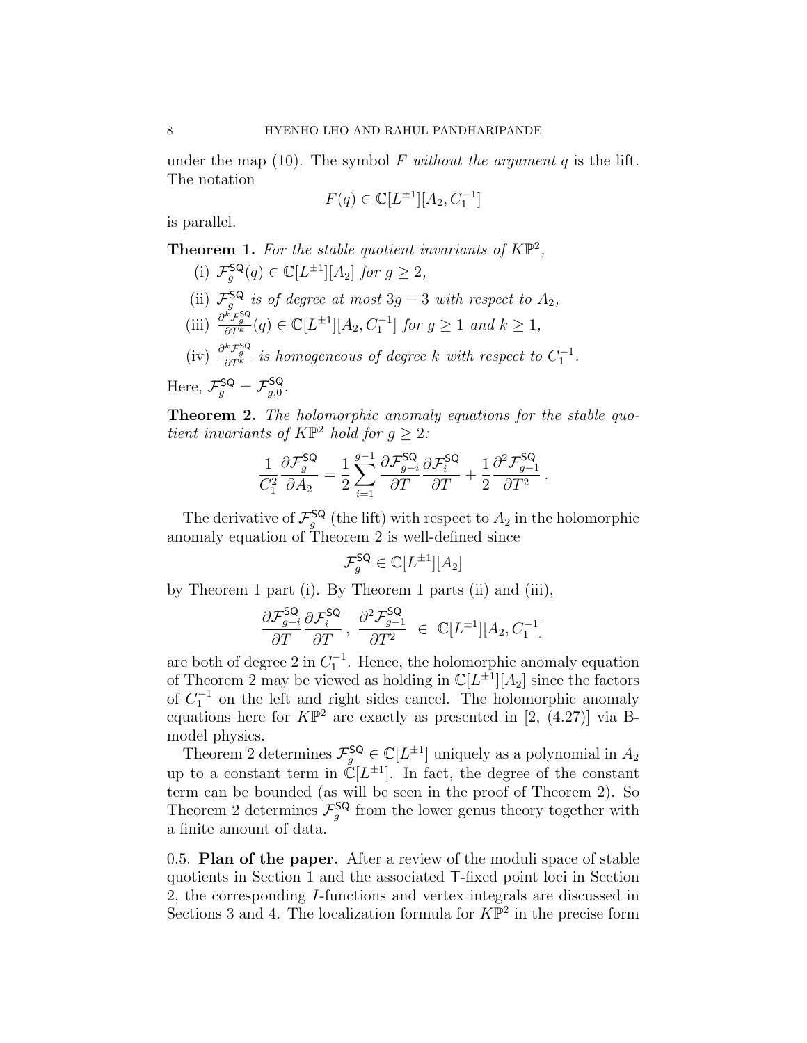under the map (10). The symbol $F$ *without the argument* $q$ is the lift. The notation

$$F(q) \in \mathbb{C}[L^{\pm 1}][A_2, C_1^{-1}]$$

is parallel.

**Theorem 1.** *For the stable quotient invariants of* $K\mathbb{P}^2$*,*

- (i) $\mathcal{F}_g^{\mathsf{SQ}}(q) \in \mathbb{C}[L^{\pm 1}][A_2]$ *for* $g \geq 2$*,*
- (ii) $\mathcal{F}_g^{\mathsf{SQ}}$ *is of degree at most* $3g-3$ *with respect to* $A_2$*,*
- (iii) $\frac{\partial^k \mathcal{F}_g^{\mathsf{SQ}}}{\partial T^k}(q) \in \mathbb{C}[L^{\pm 1}][A_2, C_1^{-1}]$ *for* $g \geq 1$ *and* $k \geq 1$*,*
- (iv) $\frac{\partial^k \mathcal{F}_g^{\mathsf{SQ}}}{\partial T^k}$ *is homogeneous of degree* $k$ *with respect to* $C_1^{-1}$*.*

Here, $\mathcal{F}_g^{\mathsf{SQ}} = \mathcal{F}_{g,0}^{\mathsf{SQ}}$.

**Theorem 2.** *The holomorphic anomaly equations for the stable quotient invariants of* $K\mathbb{P}^2$ *hold for* $g \geq 2$*:*

$$\frac{1}{C_1^2} \frac{\partial \mathcal{F}_g^{\mathsf{SQ}}}{\partial A_2} = \frac{1}{2} \sum_{i=1}^{g-1} \frac{\partial \mathcal{F}_{g-i}^{\mathsf{SQ}}}{\partial T} \frac{\partial \mathcal{F}_i^{\mathsf{SQ}}}{\partial T} + \frac{1}{2} \frac{\partial^2 \mathcal{F}_{g-1}^{\mathsf{SQ}}}{\partial T^2}.$$

The derivative of $\mathcal{F}_g^{\mathsf{SQ}}$ (the lift) with respect to $A_2$ in the holomorphic anomaly equation of Theorem 2 is well-defined since

$$\mathcal{F}_g^{\mathsf{SQ}} \in \mathbb{C}[L^{\pm 1}][A_2]$$

by Theorem 1 part (i). By Theorem 1 parts (ii) and (iii),

$$\frac{\partial \mathcal{F}_{g-i}^{\mathsf{SQ}}}{\partial T} \frac{\partial \mathcal{F}_i^{\mathsf{SQ}}}{\partial T}, \ \frac{\partial^2 \mathcal{F}_{g-1}^{\mathsf{SQ}}}{\partial T^2} \ \in \ \mathbb{C}[L^{\pm 1}][A_2, C_1^{-1}]$$

are both of degree 2 in $C_1^{-1}$. Hence, the holomorphic anomaly equation of Theorem 2 may be viewed as holding in $\mathbb{C}[L^{\pm 1}][A_2]$ since the factors of $C_1^{-1}$ on the left and right sides cancel. The holomorphic anomaly equations here for $K\mathbb{P}^2$ are exactly as presented in [2, (4.27)] via B-model physics.

Theorem 2 determines $\mathcal{F}_g^{\mathsf{SQ}} \in \mathbb{C}[L^{\pm 1}]$ uniquely as a polynomial in $A_2$ up to a constant term in $\mathbb{C}[L^{\pm 1}]$. In fact, the degree of the constant term can be bounded (as will be seen in the proof of Theorem 2). So Theorem 2 determines $\mathcal{F}_g^{\mathsf{SQ}}$ from the lower genus theory together with a finite amount of data.

0.5. **Plan of the paper.** After a review of the moduli space of stable quotients in Section 1 and the associated $\mathsf{T}$-fixed point loci in Section 2, the corresponding $I$-functions and vertex integrals are discussed in Sections 3 and 4. The localization formula for $K\mathbb{P}^2$ in the precise form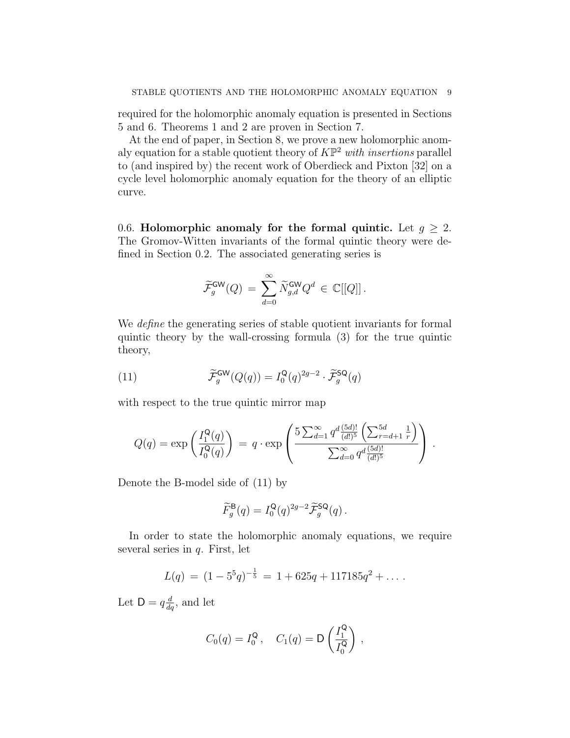required for the holomorphic anomaly equation is presented in Sections 5 and 6. Theorems 1 and 2 are proven in Section 7.

At the end of paper, in Section 8, we prove a new holomorphic anomaly equation for a stable quotient theory of $K\mathbb{P}^2$ *with insertions* parallel to (and inspired by) the recent work of Oberdieck and Pixton [32] on a cycle level holomorphic anomaly equation for the theory of an elliptic curve.

0.6. **Holomorphic anomaly for the formal quintic.** Let $g \geq 2$. The Gromov-Witten invariants of the formal quintic theory were defined in Section 0.2. The associated generating series is

$$\widetilde{\mathcal{F}}_g^{\mathsf{GW}}(Q) \,=\, \sum_{d=0}^{\infty} \widetilde{N}_{g,d}^{\mathsf{GW}} Q^d \,\in\, \mathbb{C}[[Q]]\,.$$

We *define* the generating series of stable quotient invariants for formal quintic theory by the wall-crossing formula (3) for the true quintic theory,

$$\widetilde{\mathcal{F}}_g^{\mathsf{GW}}(Q(q)) = I_0^{\mathsf{Q}}(q)^{2g-2} \cdot \widetilde{\mathcal{F}}_g^{\mathsf{SQ}}(q) \tag{11}$$

with respect to the true quintic mirror map

$$Q(q) = \exp\left(\frac{I_1^{\mathsf{Q}}(q)}{I_0^{\mathsf{Q}}(q)}\right) \,=\, q \cdot \exp\left(\frac{5\sum_{d=1}^{\infty} q^d \frac{(5d)!}{(d!)^5}\left(\sum_{r=d+1}^{5d}\frac{1}{r}\right)}{\sum_{d=0}^{\infty} q^d \frac{(5d)!}{(d!)^5}}\right)\,.$$

Denote the B-model side of (11) by

$$\widetilde{F}_g^{\mathsf{B}}(q) = I_0^{\mathsf{Q}}(q)^{2g-2}\widetilde{\mathcal{F}}_g^{\mathsf{SQ}}(q)\,.$$

In order to state the holomorphic anomaly equations, we require several series in $q$. First, let

$$L(q) \,=\, (1-5^5q)^{-\frac{1}{5}} \,=\, 1 + 625q + 117185q^2 + \dots\,.$$

Let $\mathsf{D} = q\frac{d}{dq}$, and let

$$C_0(q) = I_0^{\mathsf{Q}}\,, \quad C_1(q) = \mathsf{D}\left(\frac{I_1^{\mathsf{Q}}}{I_0^{\mathsf{Q}}}\right)\,,$$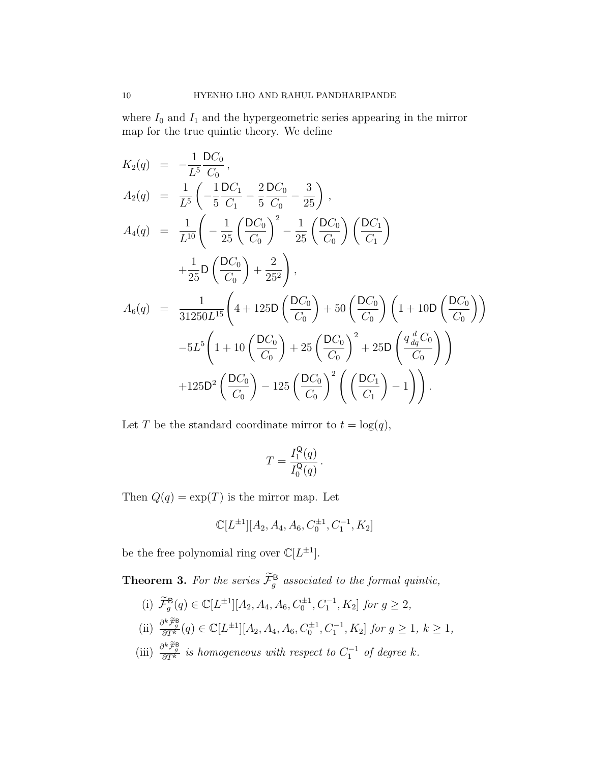where $I_0$ and $I_1$ and the hypergeometric series appearing in the mirror map for the true quintic theory. We define

$$
\begin{aligned}
K_2(q) &= -\frac{1}{L^5}\frac{\mathsf{D}C_0}{C_0}\,, \\
A_2(q) &= \frac{1}{L^5}\left(-\frac{1}{5}\frac{\mathsf{D}C_1}{C_1}-\frac{2}{5}\frac{\mathsf{D}C_0}{C_0}-\frac{3}{25}\right)\,, \\
A_4(q) &= \frac{1}{L^{10}}\Bigg(-\frac{1}{25}\left(\frac{\mathsf{D}C_0}{C_0}\right)^2-\frac{1}{25}\left(\frac{\mathsf{D}C_0}{C_0}\right)\left(\frac{\mathsf{D}C_1}{C_1}\right) \\
&\quad +\frac{1}{25}\mathsf{D}\left(\frac{\mathsf{D}C_0}{C_0}\right)+\frac{2}{25^2}\Bigg)\,, \\
A_6(q) &= \frac{1}{31250L^{15}}\Bigg(4+125\mathsf{D}\left(\frac{\mathsf{D}C_0}{C_0}\right)+50\left(\frac{\mathsf{D}C_0}{C_0}\right)\left(1+10\mathsf{D}\left(\frac{\mathsf{D}C_0}{C_0}\right)\right) \\
&\quad -5L^5\Bigg(1+10\left(\frac{\mathsf{D}C_0}{C_0}\right)+25\left(\frac{\mathsf{D}C_0}{C_0}\right)^2+25\mathsf{D}\left(\frac{q\frac{d}{dq}C_0}{C_0}\right)\Bigg) \\
&\quad +125\mathsf{D}^2\left(\frac{\mathsf{D}C_0}{C_0}\right)-125\left(\frac{\mathsf{D}C_0}{C_0}\right)^2\left(\left(\frac{\mathsf{D}C_1}{C_1}\right)-1\right)\Bigg)\,.
\end{aligned}
$$

Let $T$ be the standard coordinate mirror to $t=\log(q)$,

$$
T=\frac{I_1^{\mathsf{Q}}(q)}{I_0^{\mathsf{Q}}(q)}\,.
$$

Then $Q(q)=\exp(T)$ is the mirror map. Let

$$
\mathbb{C}[L^{\pm 1}][A_2,A_4,A_6,C_0^{\pm 1},C_1^{-1},K_2]
$$

be the free polynomial ring over $\mathbb{C}[L^{\pm 1}]$.

**Theorem 3.** *For the series $\widetilde{\mathcal{F}}_g^{\mathsf{B}}$ associated to the formal quintic,*

(i) $\widetilde{\mathcal{F}}_g^{\mathsf{B}}(q)\in\mathbb{C}[L^{\pm 1}][A_2,A_4,A_6,C_0^{\pm 1},C_1^{-1},K_2]$ *for* $g\geq 2$,

(ii) $\frac{\partial^k\widetilde{\mathcal{F}}_g^{\mathsf{B}}}{\partial T^k}(q)\in\mathbb{C}[L^{\pm 1}][A_2,A_4,A_6,C_0^{\pm 1},C_1^{-1},K_2]$ *for* $g\geq 1$, $k\geq 1$,

(iii) $\frac{\partial^k\widetilde{\mathcal{F}}_g^{\mathsf{B}}}{\partial T^k}$ *is homogeneous with respect to* $C_1^{-1}$ *of degree* $k$.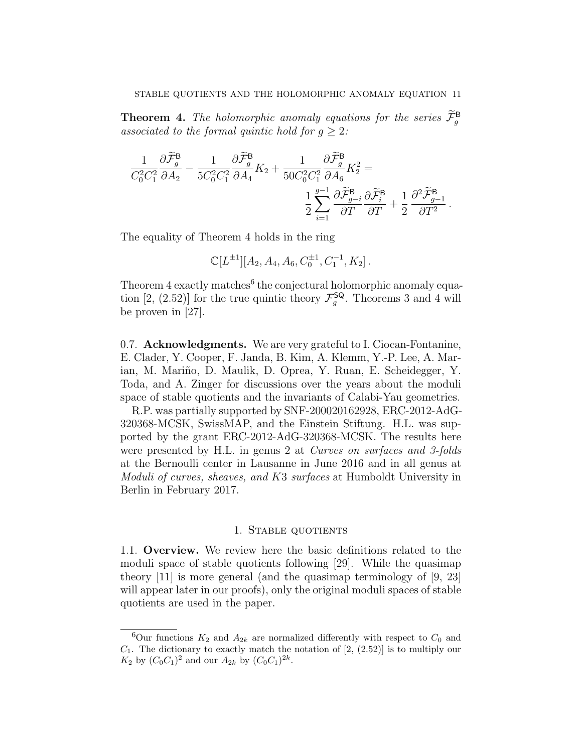**Theorem 4.** *The holomorphic anomaly equations for the series $\widetilde{\mathcal{F}}_g^{\mathsf{B}}$ associated to the formal quintic hold for $g \geq 2$:*

$$\frac{1}{C_0^2 C_1^2}\frac{\partial \widetilde{\mathcal{F}}_g^{\mathsf{B}}}{\partial A_2} - \frac{1}{5C_0^2C_1^2}\frac{\partial \widetilde{\mathcal{F}}_g^{\mathsf{B}}}{\partial A_4}K_2 + \frac{1}{50C_0^2C_1^2}\frac{\partial \widetilde{\mathcal{F}}_g^{\mathsf{B}}}{\partial A_6}K_2^2 = \frac{1}{2}\sum_{i=1}^{g-1}\frac{\partial \widetilde{\mathcal{F}}_{g-i}^{\mathsf{B}}}{\partial T}\frac{\partial \widetilde{\mathcal{F}}_{i}^{\mathsf{B}}}{\partial T} + \frac{1}{2}\frac{\partial^2 \widetilde{\mathcal{F}}_{g-1}^{\mathsf{B}}}{\partial T^2}\,.$$

The equality of Theorem 4 holds in the ring

$$\mathbb{C}[L^{\pm 1}][A_2, A_4, A_6, C_0^{\pm 1}, C_1^{-1}, K_2]\,.$$

Theorem 4 exactly matches[6] the conjectural holomorphic anomaly equation [2, (2.52)] for the true quintic theory $\mathcal{F}_g^{\mathsf{SQ}}$. Theorems 3 and 4 will be proven in [27].

0.7. **Acknowledgments.** We are very grateful to I. Ciocan-Fontanine, E. Clader, Y. Cooper, F. Janda, B. Kim, A. Klemm, Y.-P. Lee, A. Marian, M. Mariño, D. Maulik, D. Oprea, Y. Ruan, E. Scheidegger, Y. Toda, and A. Zinger for discussions over the years about the moduli space of stable quotients and the invariants of Calabi-Yau geometries.

R.P. was partially supported by SNF-200020162928, ERC-2012-AdG-320368-MCSK, SwissMAP, and the Einstein Stiftung. H.L. was supported by the grant ERC-2012-AdG-320368-MCSK. The results here were presented by H.L. in genus 2 at *Curves on surfaces and 3-folds* at the Bernoulli center in Lausanne in June 2016 and in all genus at *Moduli of curves, sheaves, and K*3 *surfaces* at Humboldt University in Berlin in February 2017.

## 1. Stable quotients

1.1. **Overview.** We review here the basic definitions related to the moduli space of stable quotients following [29]. While the quasimap theory [11] is more general (and the quasimap terminology of [9, 23] will appear later in our proofs), only the original moduli spaces of stable quotients are used in the paper.

---

[6] Our functions $K_2$ and $A_{2k}$ are normalized differently with respect to $C_0$ and $C_1$. The dictionary to exactly match the notation of [2, (2.52)] is to multiply our $K_2$ by $(C_0C_1)^2$ and our $A_{2k}$ by $(C_0C_1)^{2k}$.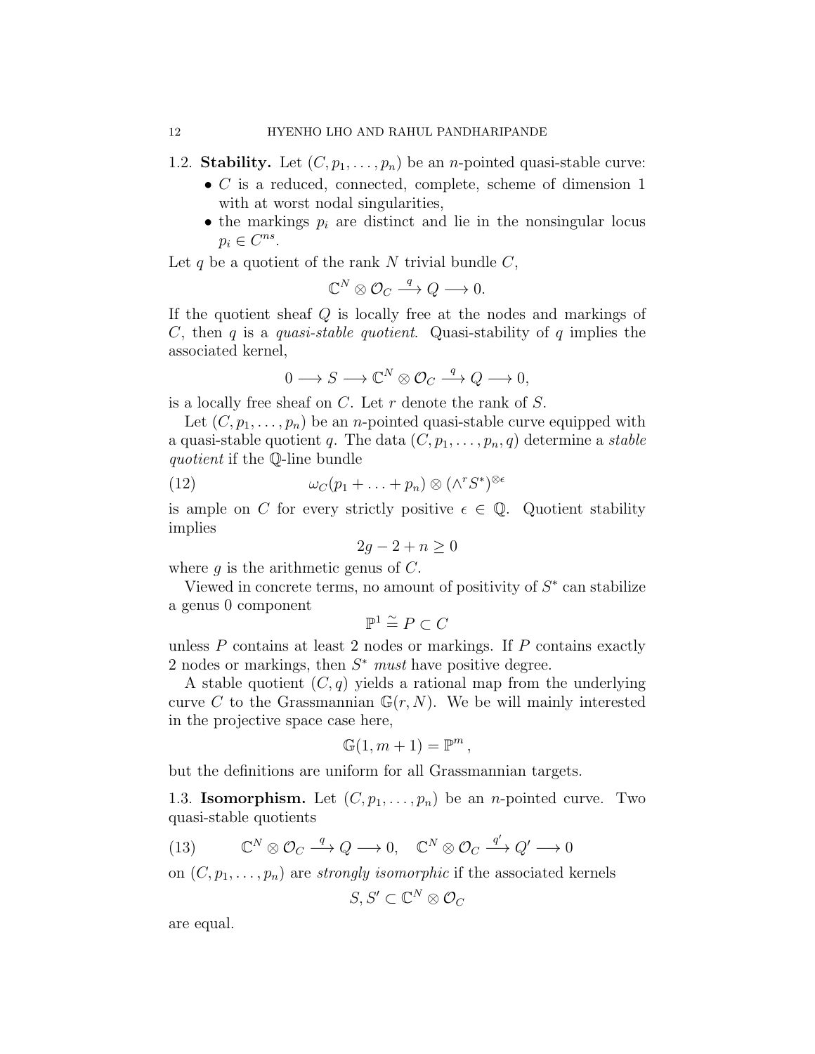1.2. **Stability.** Let $(C, p_1, \ldots, p_n)$ be an $n$-pointed quasi-stable curve:

- $C$ is a reduced, connected, complete, scheme of dimension 1 with at worst nodal singularities,
- the markings $p_i$ are distinct and lie in the nonsingular locus $p_i \in C^{ns}$.

Let $q$ be a quotient of the rank $N$ trivial bundle $C$,

$$\mathbb{C}^N \otimes \mathcal{O}_C \xrightarrow{q} Q \longrightarrow 0.$$

If the quotient sheaf $Q$ is locally free at the nodes and markings of $C$, then $q$ is a *quasi-stable quotient*. Quasi-stability of $q$ implies the associated kernel,

$$0 \longrightarrow S \longrightarrow \mathbb{C}^N \otimes \mathcal{O}_C \xrightarrow{q} Q \longrightarrow 0,$$

is a locally free sheaf on $C$. Let $r$ denote the rank of $S$.

Let $(C, p_1, \ldots, p_n)$ be an $n$-pointed quasi-stable curve equipped with a quasi-stable quotient $q$. The data $(C, p_1, \ldots, p_n, q)$ determine a *stable quotient* if the $\mathbb{Q}$-line bundle

$$\omega_C(p_1 + \ldots + p_n) \otimes (\wedge^r S^*)^{\otimes \epsilon} \tag{12}$$

is ample on $C$ for every strictly positive $\epsilon \in \mathbb{Q}$. Quotient stability implies

$$2g - 2 + n \geq 0$$

where $g$ is the arithmetic genus of $C$.

Viewed in concrete terms, no amount of positivity of $S^*$ can stabilize a genus 0 component

$$\mathbb{P}^1 \stackrel{\sim}{=} P \subset C$$

unless $P$ contains at least 2 nodes or markings. If $P$ contains exactly 2 nodes or markings, then $S^*$ *must* have positive degree.

A stable quotient $(C, q)$ yields a rational map from the underlying curve $C$ to the Grassmannian $\mathbb{G}(r, N)$. We be will mainly interested in the projective space case here,

$$\mathbb{G}(1, m+1) = \mathbb{P}^m,$$

but the definitions are uniform for all Grassmannian targets.

1.3. **Isomorphism.** Let $(C, p_1, \ldots, p_n)$ be an $n$-pointed curve. Two quasi-stable quotients

$$\mathbb{C}^N \otimes \mathcal{O}_C \xrightarrow{q} Q \longrightarrow 0, \quad \mathbb{C}^N \otimes \mathcal{O}_C \xrightarrow{q'} Q' \longrightarrow 0 \tag{13}$$

on $(C, p_1, \ldots, p_n)$ are *strongly isomorphic* if the associated kernels

$$S, S' \subset \mathbb{C}^N \otimes \mathcal{O}_C$$

are equal.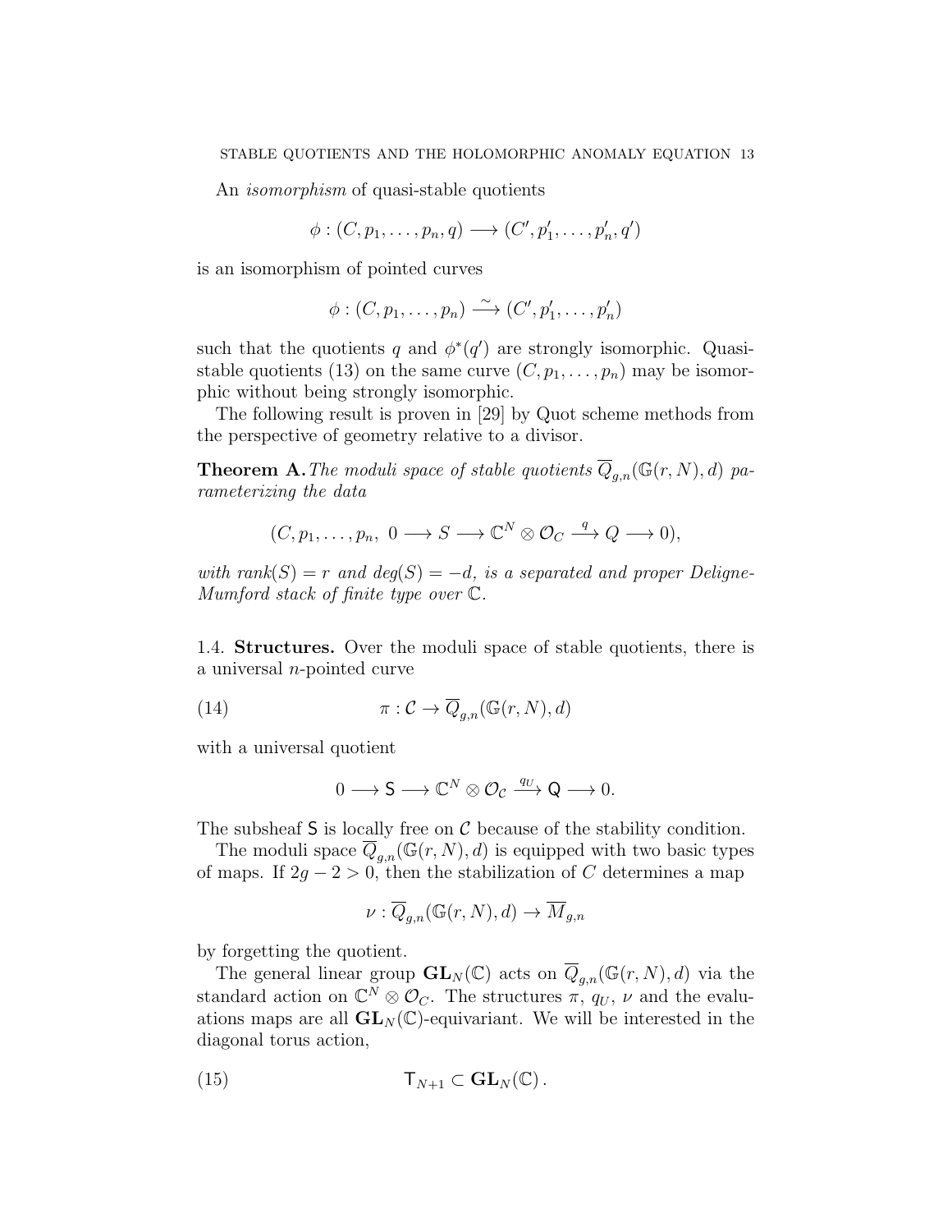An *isomorphism* of quasi-stable quotients

$$\phi : (C, p_1, \ldots, p_n, q) \longrightarrow (C', p'_1, \ldots, p'_n, q')$$

is an isomorphism of pointed curves

$$\phi : (C, p_1, \ldots, p_n) \xrightarrow{\sim} (C', p'_1, \ldots, p'_n)$$

such that the quotients $q$ and $\phi^*(q')$ are strongly isomorphic. Quasi-stable quotients (13) on the same curve $(C, p_1, \ldots, p_n)$ may be isomorphic without being strongly isomorphic.

The following result is proven in [29] by Quot scheme methods from the perspective of geometry relative to a divisor.

**Theorem A.** *The moduli space of stable quotients $\overline{Q}_{g,n}(\mathbb{G}(r,N), d)$ parameterizing the data*

$$(C, p_1, \ldots, p_n, \ 0 \longrightarrow S \longrightarrow \mathbb{C}^N \otimes \mathcal{O}_C \xrightarrow{q} Q \longrightarrow 0),$$

*with rank$(S) = r$ and deg$(S) = -d$, is a separated and proper Deligne-Mumford stack of finite type over $\mathbb{C}$.*

1.4. **Structures.** Over the moduli space of stable quotients, there is a universal $n$-pointed curve

$$\pi : \mathcal{C} \to \overline{Q}_{g,n}(\mathbb{G}(r,N), d) \tag{14}$$

with a universal quotient

$$0 \longrightarrow \mathsf{S} \longrightarrow \mathbb{C}^N \otimes \mathcal{O}_{\mathcal{C}} \xrightarrow{q_U} \mathsf{Q} \longrightarrow 0.$$

The subsheaf $\mathsf{S}$ is locally free on $\mathcal{C}$ because of the stability condition.

The moduli space $\overline{Q}_{g,n}(\mathbb{G}(r,N), d)$ is equipped with two basic types of maps. If $2g - 2 > 0$, then the stabilization of $C$ determines a map

$$\nu : \overline{Q}_{g,n}(\mathbb{G}(r,N), d) \to \overline{M}_{g,n}$$

by forgetting the quotient.

The general linear group $\mathbf{GL}_N(\mathbb{C})$ acts on $\overline{Q}_{g,n}(\mathbb{G}(r,N), d)$ via the standard action on $\mathbb{C}^N \otimes \mathcal{O}_C$. The structures $\pi$, $q_U$, $\nu$ and the evaluations maps are all $\mathbf{GL}_N(\mathbb{C})$-equivariant. We will be interested in the diagonal torus action,

$$\mathsf{T}_{N+1} \subset \mathbf{GL}_N(\mathbb{C})\,. \tag{15}$$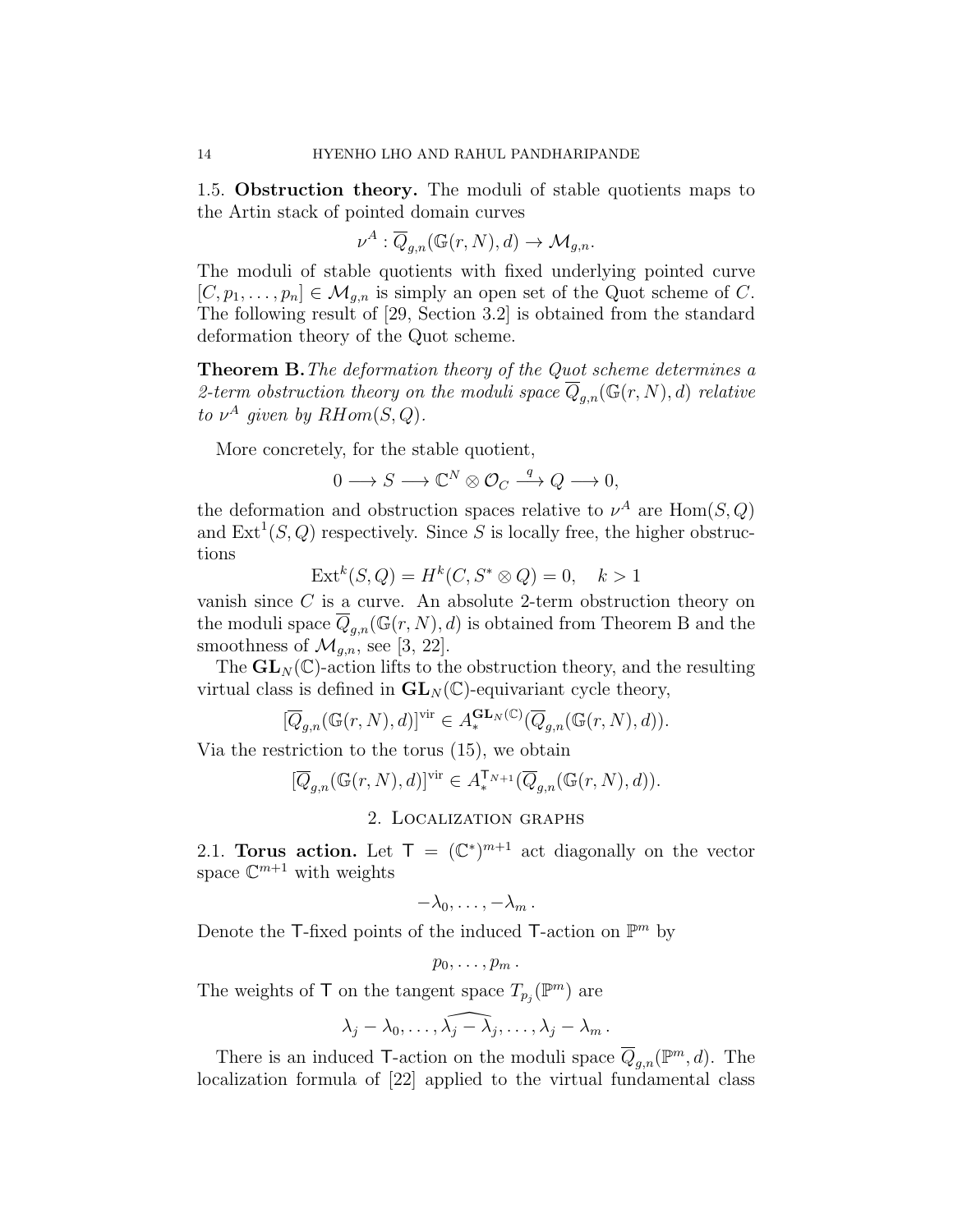**1.5. Obstruction theory.** The moduli of stable quotients maps to the Artin stack of pointed domain curves

$$\nu^A : \overline{Q}_{g,n}(\mathbb{G}(r,N),d) \to \mathcal{M}_{g,n}.$$

The moduli of stable quotients with fixed underlying pointed curve $[C, p_1, \ldots, p_n] \in \mathcal{M}_{g,n}$ is simply an open set of the Quot scheme of $C$. The following result of [29, Section 3.2] is obtained from the standard deformation theory of the Quot scheme.

**Theorem B.** *The deformation theory of the Quot scheme determines a 2-term obstruction theory on the moduli space $\overline{Q}_{g,n}(\mathbb{G}(r,N),d)$ relative to $\nu^A$ given by $RHom(S,Q)$.*

More concretely, for the stable quotient,

$$0 \longrightarrow S \longrightarrow \mathbb{C}^N \otimes \mathcal{O}_C \xrightarrow{\ q\ } Q \longrightarrow 0,$$

the deformation and obstruction spaces relative to $\nu^A$ are $\mathrm{Hom}(S,Q)$ and $\mathrm{Ext}^1(S,Q)$ respectively. Since $S$ is locally free, the higher obstructions

$$\mathrm{Ext}^k(S,Q) = H^k(C, S^* \otimes Q) = 0, \quad k > 1$$

vanish since $C$ is a curve. An absolute 2-term obstruction theory on the moduli space $\overline{Q}_{g,n}(\mathbb{G}(r,N),d)$ is obtained from Theorem B and the smoothness of $\mathcal{M}_{g,n}$, see [3, 22].

The $\mathbf{GL}_N(\mathbb{C})$-action lifts to the obstruction theory, and the resulting virtual class is defined in $\mathbf{GL}_N(\mathbb{C})$-equivariant cycle theory,

$$[\overline{Q}_{g,n}(\mathbb{G}(r,N),d)]^{\mathrm{vir}} \in A_*^{\mathbf{GL}_N(\mathbb{C})}(\overline{Q}_{g,n}(\mathbb{G}(r,N),d)).$$

Via the restriction to the torus (15), we obtain

$$[\overline{Q}_{g,n}(\mathbb{G}(r,N),d)]^{\mathrm{vir}} \in A_*^{\mathsf{T}_{N+1}}(\overline{Q}_{g,n}(\mathbb{G}(r,N),d)).$$

## 2. Localization graphs

**2.1. Torus action.** Let $\mathsf{T} = (\mathbb{C}^*)^{m+1}$ act diagonally on the vector space $\mathbb{C}^{m+1}$ with weights

$$-\lambda_0, \ldots, -\lambda_m\,.$$

Denote the $\mathsf{T}$-fixed points of the induced $\mathsf{T}$-action on $\mathbb{P}^m$ by

$$p_0, \ldots, p_m\,.$$

The weights of $\mathsf{T}$ on the tangent space $T_{p_j}(\mathbb{P}^m)$ are

$$\lambda_j - \lambda_0, \ldots, \widehat{\lambda_j - \lambda_j}, \ldots, \lambda_j - \lambda_m\,.$$

There is an induced $\mathsf{T}$-action on the moduli space $\overline{Q}_{g,n}(\mathbb{P}^m,d)$. The localization formula of [22] applied to the virtual fundamental class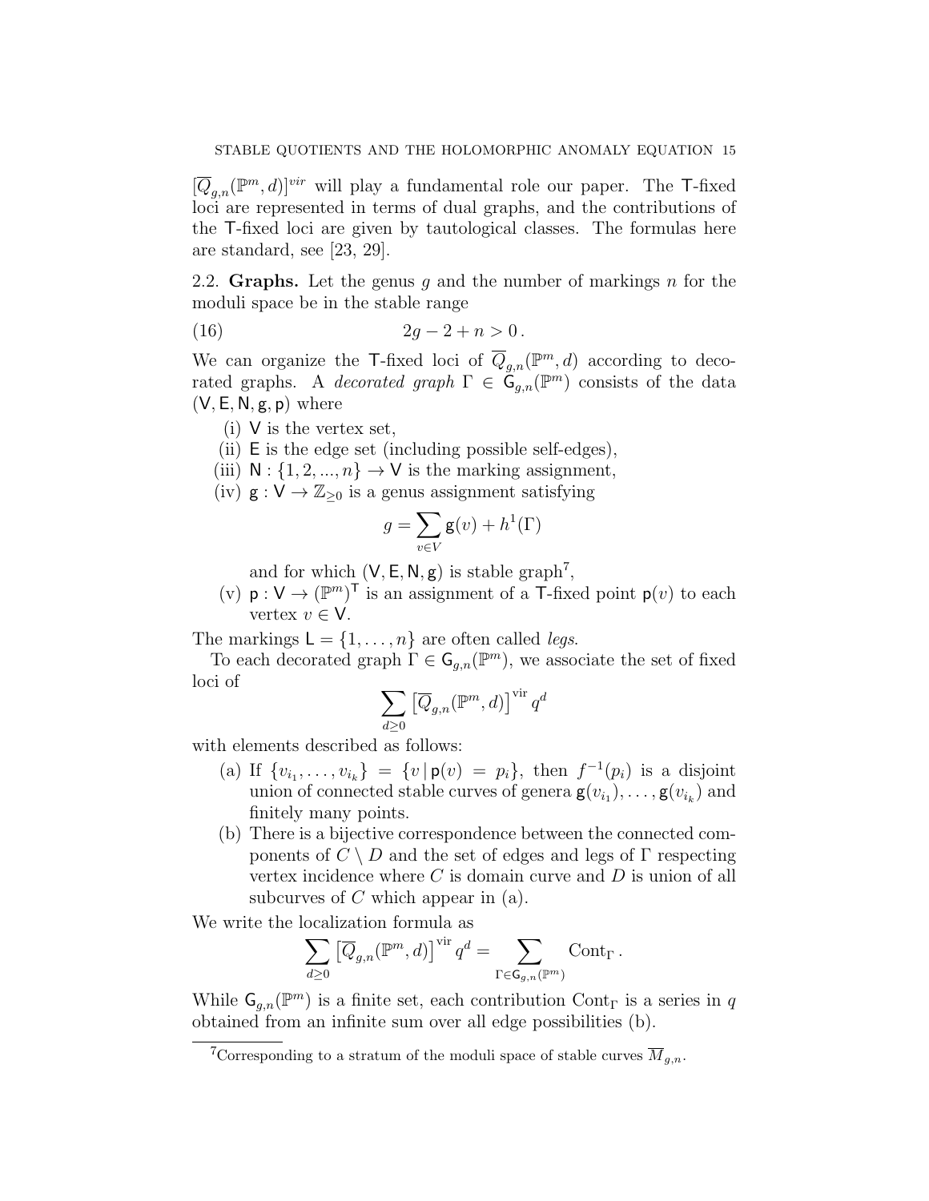$[\overline{Q}_{g,n}(\mathbb{P}^m, d)]^{vir}$ will play a fundamental role our paper. The $\mathsf{T}$-fixed loci are represented in terms of dual graphs, and the contributions of the $\mathsf{T}$-fixed loci are given by tautological classes. The formulas here are standard, see [23, 29].

## 2.2. Graphs.

Let the genus $g$ and the number of markings $n$ for the moduli space be in the stable range

$$2g - 2 + n > 0\,. \tag{16}$$

We can organize the $\mathsf{T}$-fixed loci of $\overline{Q}_{g,n}(\mathbb{P}^m, d)$ according to decorated graphs. A *decorated graph* $\Gamma \in \mathsf{G}_{g,n}(\mathbb{P}^m)$ consists of the data $(\mathsf{V}, \mathsf{E}, \mathsf{N}, \mathsf{g}, \mathsf{p})$ where

(i) $\mathsf{V}$ is the vertex set,
(ii) $\mathsf{E}$ is the edge set (including possible self-edges),
(iii) $\mathsf{N} : \{1, 2, ..., n\} \to \mathsf{V}$ is the marking assignment,
(iv) $\mathsf{g} : \mathsf{V} \to \mathbb{Z}_{\geq 0}$ is a genus assignment satisfying

$$g = \sum_{v \in V} \mathsf{g}(v) + h^1(\Gamma)$$

and for which $(\mathsf{V}, \mathsf{E}, \mathsf{N}, \mathsf{g})$ is stable graph[7],
(v) $\mathsf{p} : \mathsf{V} \to (\mathbb{P}^m)^{\mathsf{T}}$ is an assignment of a $\mathsf{T}$-fixed point $\mathsf{p}(v)$ to each vertex $v \in \mathsf{V}$.

The markings $\mathsf{L} = \{1, \ldots, n\}$ are often called *legs*.

To each decorated graph $\Gamma \in \mathsf{G}_{g,n}(\mathbb{P}^m)$, we associate the set of fixed loci of

$$\sum_{d \geq 0} \left[\overline{Q}_{g,n}(\mathbb{P}^m, d)\right]^{\text{vir}} q^d$$

with elements described as follows:

(a) If $\{v_{i_1}, \ldots, v_{i_k}\} = \{v \,|\, \mathsf{p}(v) = p_i\}$, then $f^{-1}(p_i)$ is a disjoint union of connected stable curves of genera $\mathsf{g}(v_{i_1}), \ldots, \mathsf{g}(v_{i_k})$ and finitely many points.
(b) There is a bijective correspondence between the connected components of $C \setminus D$ and the set of edges and legs of $\Gamma$ respecting vertex incidence where $C$ is domain curve and $D$ is union of all subcurves of $C$ which appear in (a).

We write the localization formula as

$$\sum_{d \geq 0} \left[\overline{Q}_{g,n}(\mathbb{P}^m, d)\right]^{\text{vir}} q^d = \sum_{\Gamma \in \mathsf{G}_{g,n}(\mathbb{P}^m)} \text{Cont}_\Gamma\,.$$

While $\mathsf{G}_{g,n}(\mathbb{P}^m)$ is a finite set, each contribution $\text{Cont}_\Gamma$ is a series in $q$ obtained from an infinite sum over all edge possibilities (b).

---

[7] Corresponding to a stratum of the moduli space of stable curves $\overline{M}_{g,n}$.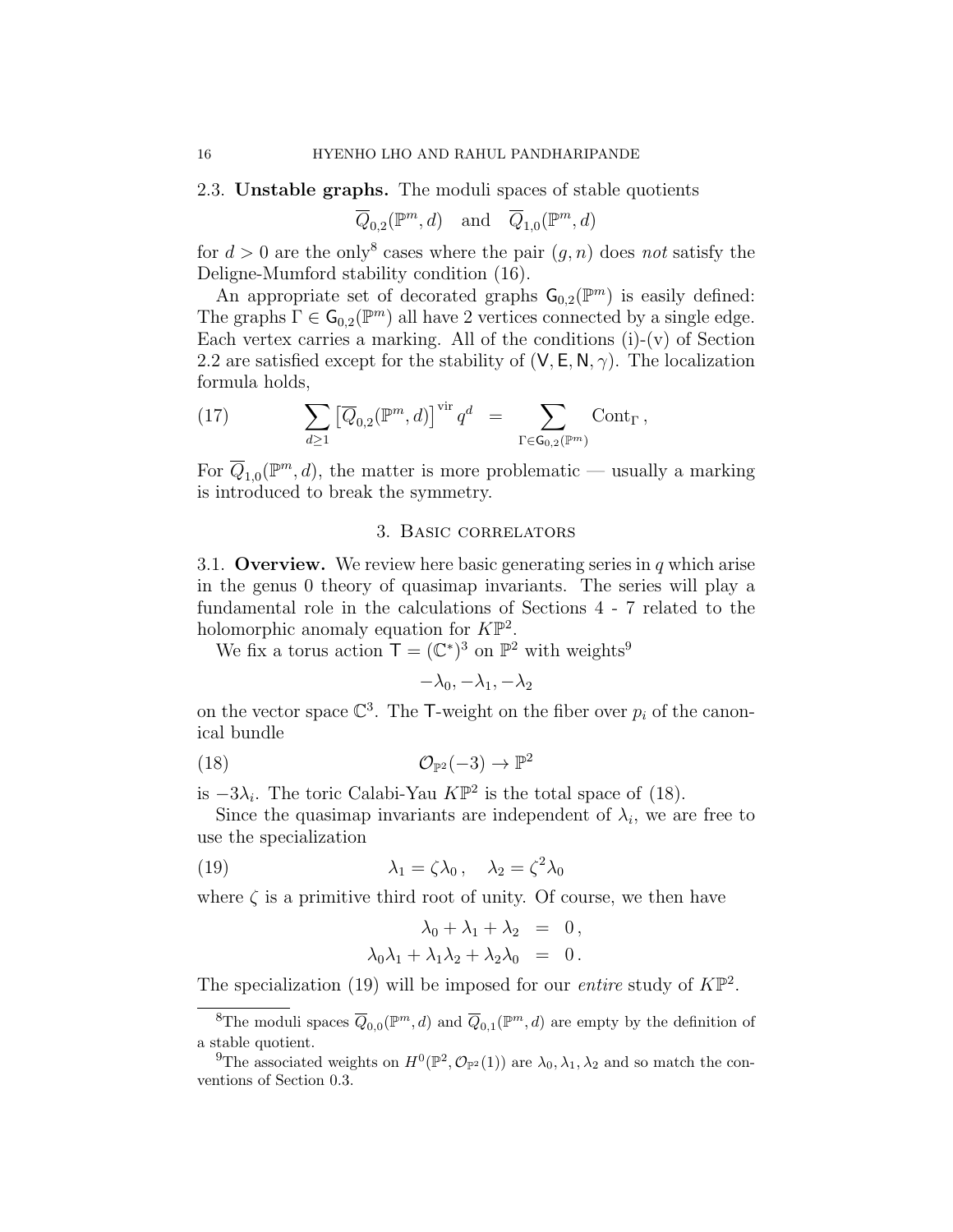**2.3. Unstable graphs.** The moduli spaces of stable quotients

$$\overline{Q}_{0,2}(\mathbb{P}^m, d) \quad \text{and} \quad \overline{Q}_{1,0}(\mathbb{P}^m, d)$$

for $d > 0$ are the only[8] cases where the pair $(g, n)$ does *not* satisfy the Deligne-Mumford stability condition (16).

An appropriate set of decorated graphs $\mathsf{G}_{0,2}(\mathbb{P}^m)$ is easily defined: The graphs $\Gamma \in \mathsf{G}_{0,2}(\mathbb{P}^m)$ all have 2 vertices connected by a single edge. Each vertex carries a marking. All of the conditions (i)-(v) of Section 2.2 are satisfied except for the stability of $(\mathsf{V}, \mathsf{E}, \mathsf{N}, \gamma)$. The localization formula holds,

$$\sum_{d \geq 1} \left[\overline{Q}_{0,2}(\mathbb{P}^m, d)\right]^{\text{vir}} q^d \;\; = \sum_{\Gamma \in \mathsf{G}_{0,2}(\mathbb{P}^m)} \text{Cont}_\Gamma \,, \tag{17}$$

For $\overline{Q}_{1,0}(\mathbb{P}^m, d)$, the matter is more problematic — usually a marking is introduced to break the symmetry.

## 3. Basic correlators

**3.1. Overview.** We review here basic generating series in $q$ which arise in the genus 0 theory of quasimap invariants. The series will play a fundamental role in the calculations of Sections 4 - 7 related to the holomorphic anomaly equation for $K\mathbb{P}^2$.

We fix a torus action $\mathsf{T} = (\mathbb{C}^*)^3$ on $\mathbb{P}^2$ with weights[9]

$$-\lambda_0, -\lambda_1, -\lambda_2$$

on the vector space $\mathbb{C}^3$. The $\mathsf{T}$-weight on the fiber over $p_i$ of the canonical bundle

$$\mathcal{O}_{\mathbb{P}^2}(-3) \to \mathbb{P}^2 \tag{18}$$

is $-3\lambda_i$. The toric Calabi-Yau $K\mathbb{P}^2$ is the total space of (18).

Since the quasimap invariants are independent of $\lambda_i$, we are free to use the specialization

$$\lambda_1 = \zeta\lambda_0 \,, \quad \lambda_2 = \zeta^2\lambda_0 \tag{19}$$

where $\zeta$ is a primitive third root of unity. Of course, we then have

$$\begin{aligned}
\lambda_0 + \lambda_1 + \lambda_2 &= 0\,, \\
\lambda_0\lambda_1 + \lambda_1\lambda_2 + \lambda_2\lambda_0 &= 0\,.
\end{aligned}$$

The specialization (19) will be imposed for our *entire* study of $K\mathbb{P}^2$.

---

[8] The moduli spaces $\overline{Q}_{0,0}(\mathbb{P}^m, d)$ and $\overline{Q}_{0,1}(\mathbb{P}^m, d)$ are empty by the definition of a stable quotient.

[9] The associated weights on $H^0(\mathbb{P}^2, \mathcal{O}_{\mathbb{P}^2}(1))$ are $\lambda_0, \lambda_1, \lambda_2$ and so match the conventions of Section 0.3.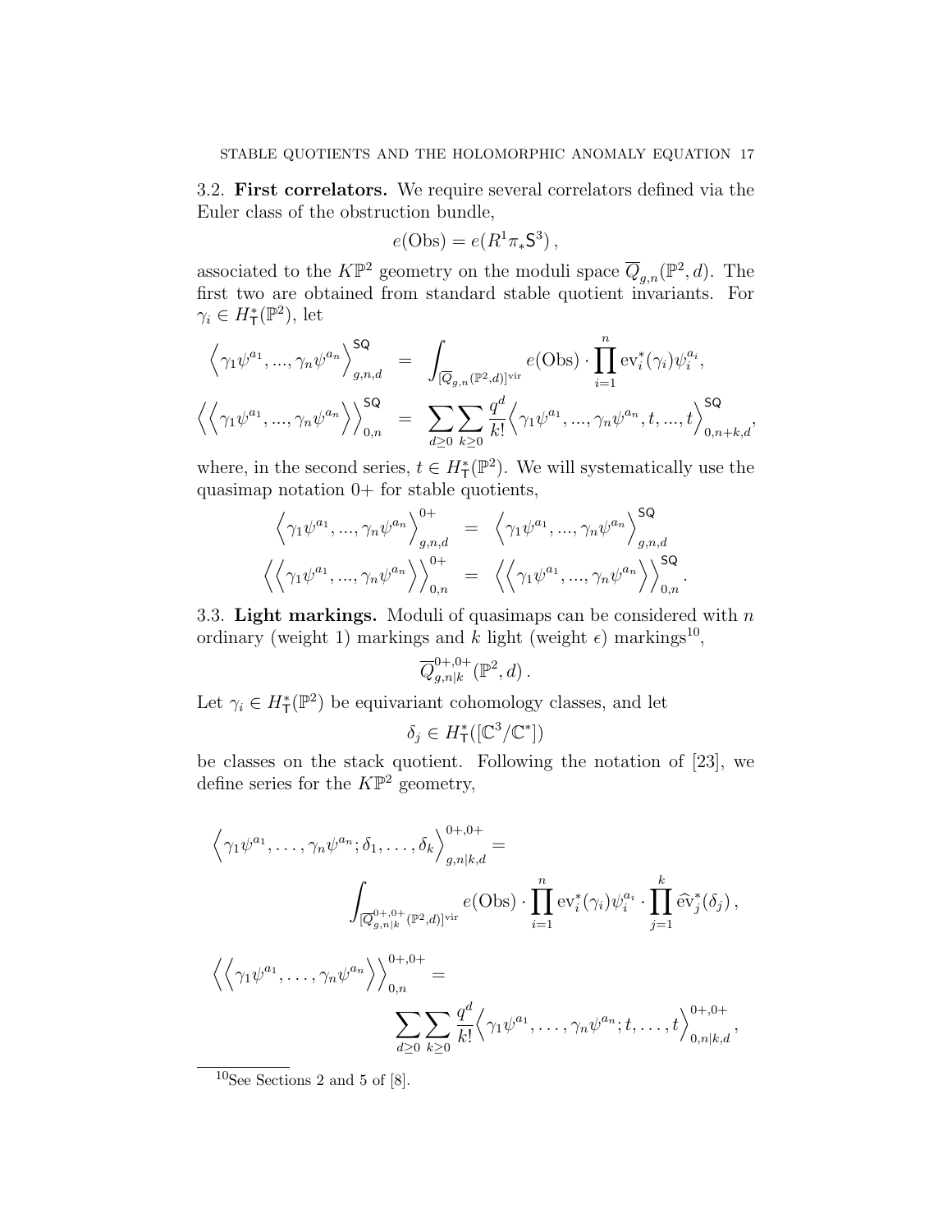**3.2. First correlators.** We require several correlators defined via the Euler class of the obstruction bundle,

$$e(\text{Obs}) = e(R^1\pi_*\mathsf{S}^3)\,,$$

associated to the $K\mathbb{P}^2$ geometry on the moduli space $\overline{Q}_{g,n}(\mathbb{P}^2, d)$. The first two are obtained from standard stable quotient invariants. For $\gamma_i \in H^*_{\mathsf{T}}(\mathbb{P}^2)$, let

$$\Big\langle \gamma_1\psi^{a_1}, ..., \gamma_n\psi^{a_n} \Big\rangle^{\mathsf{SQ}}_{g,n,d} = \int_{[\overline{Q}_{g,n}(\mathbb{P}^2,d)]^{\text{vir}}} e(\text{Obs}) \cdot \prod_{i=1}^{n} \text{ev}_i^*(\gamma_i)\psi_i^{a_i},$$

$$\Big\langle\Big\langle \gamma_1\psi^{a_1}, ..., \gamma_n\psi^{a_n} \Big\rangle\Big\rangle^{\mathsf{SQ}}_{0,n} = \sum_{d\geq 0}\sum_{k\geq 0} \frac{q^d}{k!}\Big\langle \gamma_1\psi^{a_1}, ..., \gamma_n\psi^{a_n}, t, ..., t \Big\rangle^{\mathsf{SQ}}_{0,n+k,d},$$

where, in the second series, $t \in H^*_{\mathsf{T}}(\mathbb{P}^2)$. We will systematically use the quasimap notation $0+$ for stable quotients,

$$\Big\langle \gamma_1\psi^{a_1}, ..., \gamma_n\psi^{a_n} \Big\rangle^{0+}_{g,n,d} = \Big\langle \gamma_1\psi^{a_1}, ..., \gamma_n\psi^{a_n} \Big\rangle^{\mathsf{SQ}}_{g,n,d}$$

$$\Big\langle\Big\langle \gamma_1\psi^{a_1}, ..., \gamma_n\psi^{a_n} \Big\rangle\Big\rangle^{0+}_{0,n} = \Big\langle\Big\langle \gamma_1\psi^{a_1}, ..., \gamma_n\psi^{a_n} \Big\rangle\Big\rangle^{\mathsf{SQ}}_{0,n}.$$

**3.3. Light markings.** Moduli of quasimaps can be considered with $n$ ordinary (weight 1) markings and $k$ light (weight $\epsilon$) markings[10],

$$\overline{Q}^{0+,0+}_{g,n|k}(\mathbb{P}^2, d)\,.$$

Let $\gamma_i \in H^*_{\mathsf{T}}(\mathbb{P}^2)$ be equivariant cohomology classes, and let

$$\delta_j \in H^*_{\mathsf{T}}([\mathbb{C}^3/\mathbb{C}^*])$$

be classes on the stack quotient. Following the notation of [23], we define series for the $K\mathbb{P}^2$ geometry,

$$\Big\langle \gamma_1\psi^{a_1}, \ldots, \gamma_n\psi^{a_n}; \delta_1, \ldots, \delta_k \Big\rangle^{0+,0+}_{g,n|k,d} = \int_{[\overline{Q}^{0+,0+}_{g,n|k}(\mathbb{P}^2,d)]^{\text{vir}}} e(\text{Obs}) \cdot \prod_{i=1}^{n} \text{ev}_i^*(\gamma_i)\psi_i^{a_i} \cdot \prod_{j=1}^{k} \widehat{\text{ev}}_j^*(\delta_j)\,,$$

$$\Big\langle\Big\langle \gamma_1\psi^{a_1}, \ldots, \gamma_n\psi^{a_n} \Big\rangle\Big\rangle^{0+,0+}_{0,n} = \sum_{d\geq 0}\sum_{k\geq 0} \frac{q^d}{k!}\Big\langle \gamma_1\psi^{a_1}, \ldots, \gamma_n\psi^{a_n}; t, \ldots, t \Big\rangle^{0+,0+}_{0,n|k,d}\,,$$

[10] See Sections 2 and 5 of [8].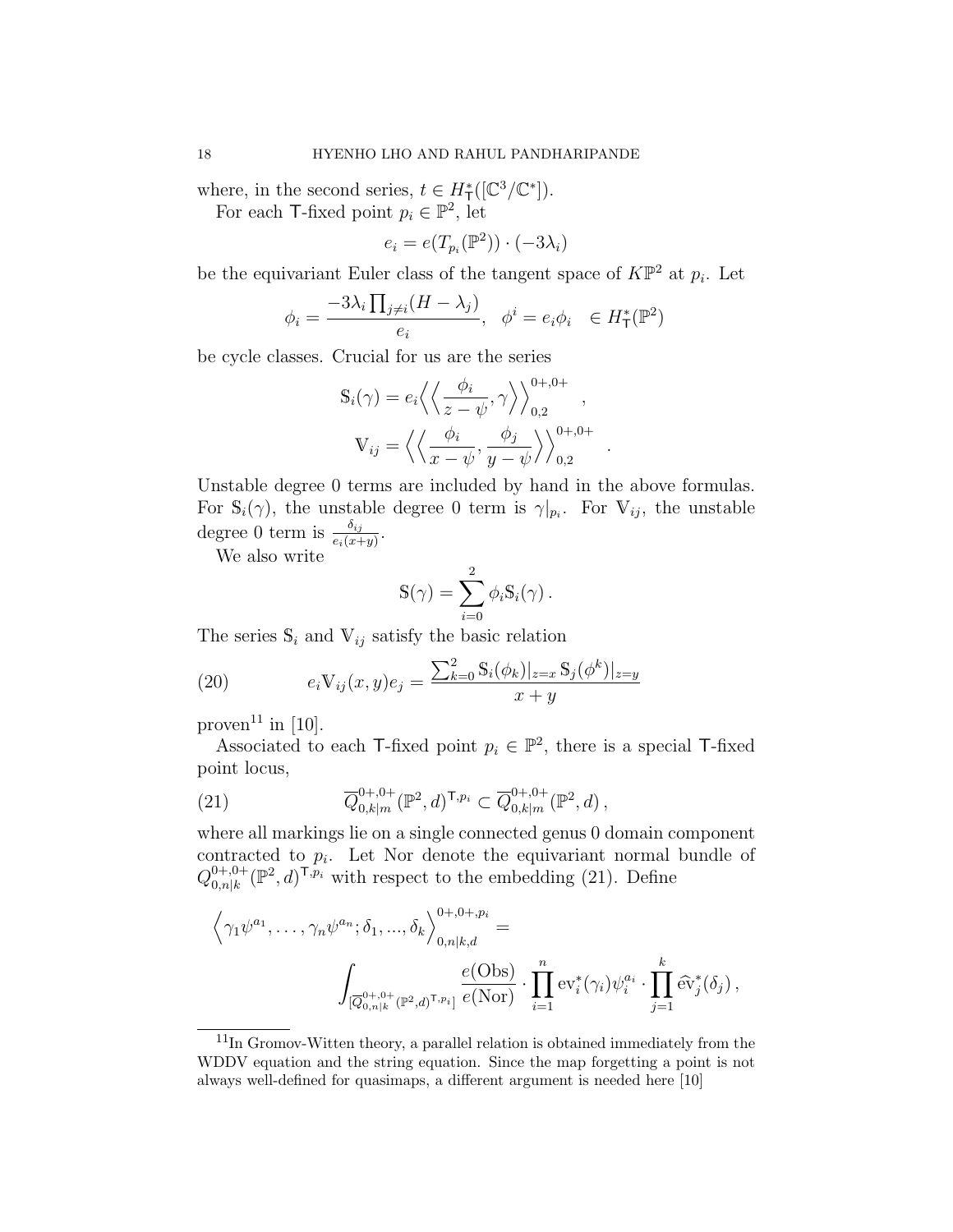where, in the second series, $t \in H^*_{\mathsf{T}}([\mathbb{C}^3/\mathbb{C}^*])$.

For each $\mathsf{T}$-fixed point $p_i \in \mathbb{P}^2$, let

$$e_i = e(T_{p_i}(\mathbb{P}^2)) \cdot (-3\lambda_i)$$

be the equivariant Euler class of the tangent space of $K\mathbb{P}^2$ at $p_i$. Let

$$\phi_i = \frac{-3\lambda_i \prod_{j\neq i}(H-\lambda_j)}{e_i}, \quad \phi^i = e_i\phi_i \quad \in H^*_{\mathsf{T}}(\mathbb{P}^2)$$

be cycle classes. Crucial for us are the series

$$\mathbb{S}_i(\gamma) = e_i \Big\langle\Big\langle \frac{\phi_i}{z-\psi}, \gamma \Big\rangle\Big\rangle^{0+,0+}_{0,2} ,$$

$$\mathbb{V}_{ij} = \Big\langle\Big\langle \frac{\phi_i}{x-\psi}, \frac{\phi_j}{y-\psi} \Big\rangle\Big\rangle^{0+,0+}_{0,2} .$$

Unstable degree 0 terms are included by hand in the above formulas. For $\mathbb{S}_i(\gamma)$, the unstable degree 0 term is $\gamma|_{p_i}$. For $\mathbb{V}_{ij}$, the unstable degree 0 term is $\frac{\delta_{ij}}{e_i(x+y)}$.

We also write

$$\mathbb{S}(\gamma) = \sum_{i=0}^{2} \phi_i \mathbb{S}_i(\gamma) .$$

The series $\mathbb{S}_i$ and $\mathbb{V}_{ij}$ satisfy the basic relation

$$e_i \mathbb{V}_{ij}(x,y) e_j = \frac{\sum_{k=0}^{2} \mathbb{S}_i(\phi_k)|_{z=x}\, \mathbb{S}_j(\phi^k)|_{z=y}}{x+y} \tag{20}$$

proven[11] in [10].

Associated to each $\mathsf{T}$-fixed point $p_i \in \mathbb{P}^2$, there is a special $\mathsf{T}$-fixed point locus,

$$\overline{Q}^{0+,0+}_{0,k|m}(\mathbb{P}^2,d)^{\mathsf{T},p_i} \subset \overline{Q}^{0+,0+}_{0,k|m}(\mathbb{P}^2,d) , \tag{21}$$

where all markings lie on a single connected genus 0 domain component contracted to $p_i$. Let Nor denote the equivariant normal bundle of $Q^{0+,0+}_{0,n|k}(\mathbb{P}^2,d)^{\mathsf{T},p_i}$ with respect to the embedding (21). Define

$$\Big\langle \gamma_1\psi^{a_1}, \ldots, \gamma_n\psi^{a_n}; \delta_1, ..., \delta_k \Big\rangle^{0+,0+,p_i}_{0,n|k,d} = \int_{[\overline{Q}^{0+,0+}_{0,n|k}(\mathbb{P}^2,d)^{\mathsf{T},p_i}]} \frac{e(\text{Obs})}{e(\text{Nor})} \cdot \prod_{i=1}^{n} \text{ev}_i^*(\gamma_i)\psi_i^{a_i} \cdot \prod_{j=1}^{k} \widehat{\text{ev}}_j^*(\delta_j) ,$$

[11] In Gromov-Witten theory, a parallel relation is obtained immediately from the WDDV equation and the string equation. Since the map forgetting a point is not always well-defined for quasimaps, a different argument is needed here [10]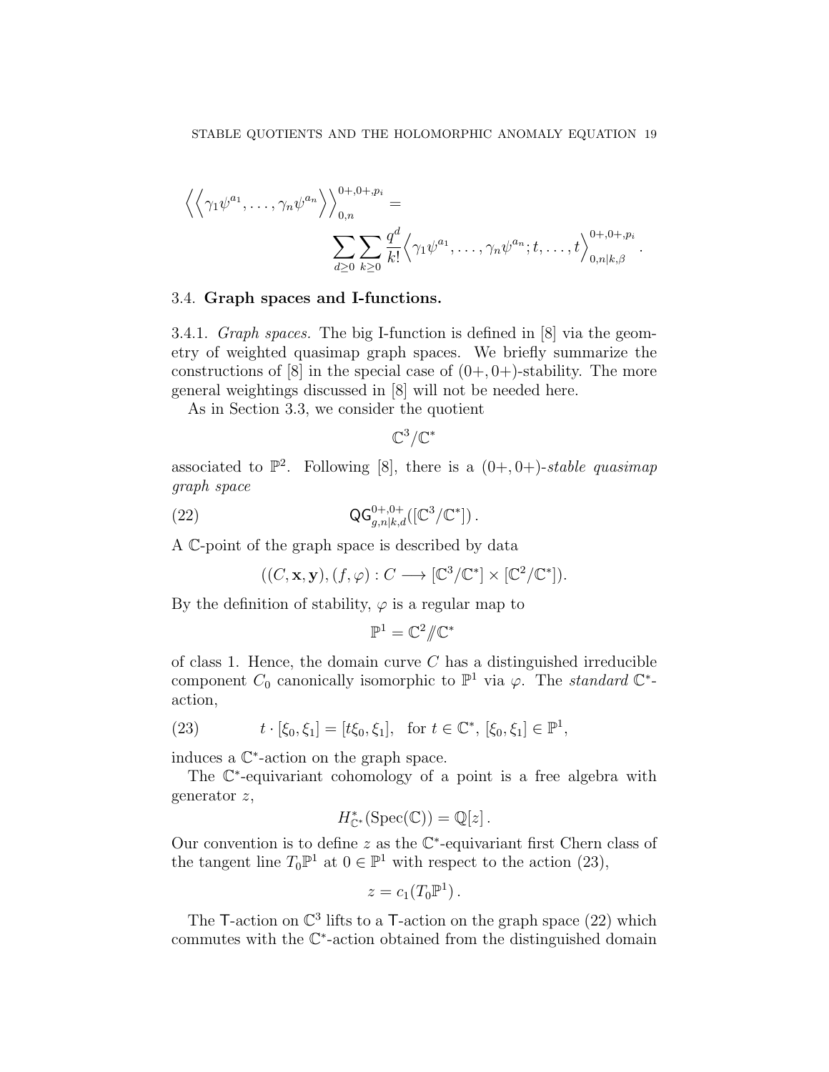$$\Big\langle\Big\langle \gamma_1\psi^{a_1},\ldots,\gamma_n\psi^{a_n}\Big\rangle\Big\rangle_{0,n}^{0+,0+,p_i} = \sum_{d\geq 0}\sum_{k\geq 0}\frac{q^d}{k!}\Big\langle \gamma_1\psi^{a_1},\ldots,\gamma_n\psi^{a_n};t,\ldots,t\Big\rangle_{0,n|k,\beta}^{0+,0+,p_i}.$$

### 3.4. **Graph spaces and I-functions.**

3.4.1. *Graph spaces.* The big I-function is defined in [8] via the geometry of weighted quasimap graph spaces. We briefly summarize the constructions of [8] in the special case of $(0+,0+)$-stability. The more general weightings discussed in [8] will not be needed here.

As in Section 3.3, we consider the quotient

$$\mathbb{C}^3/\mathbb{C}^*$$

associated to $\mathbb{P}^2$. Following [8], there is a $(0+,0+)$-*stable quasimap graph space*

$$\mathsf{QG}^{0+,0+}_{g,n|k,d}([\mathbb{C}^3/\mathbb{C}^*])\,. \tag{22}$$

A $\mathbb{C}$-point of the graph space is described by data

$$((C,\mathbf{x},\mathbf{y}),(f,\varphi):C\longrightarrow[\mathbb{C}^3/\mathbb{C}^*]\times[\mathbb{C}^2/\mathbb{C}^*]).$$

By the definition of stability, $\varphi$ is a regular map to

$$\mathbb{P}^1=\mathbb{C}^2/\!\!/\mathbb{C}^*$$

of class 1. Hence, the domain curve $C$ has a distinguished irreducible component $C_0$ canonically isomorphic to $\mathbb{P}^1$ via $\varphi$. The *standard* $\mathbb{C}^*$-action,

$$t\cdot[\xi_0,\xi_1]=[t\xi_0,\xi_1],\quad \text{for } t\in\mathbb{C}^*,\ [\xi_0,\xi_1]\in\mathbb{P}^1, \tag{23}$$

induces a $\mathbb{C}^*$-action on the graph space.

The $\mathbb{C}^*$-equivariant cohomology of a point is a free algebra with generator $z$,

$$H^*_{\mathbb{C}^*}(\mathrm{Spec}(\mathbb{C}))=\mathbb{Q}[z]\,.$$

Our convention is to define $z$ as the $\mathbb{C}^*$-equivariant first Chern class of the tangent line $T_0\mathbb{P}^1$ at $0\in\mathbb{P}^1$ with respect to the action (23),

$$z=c_1(T_0\mathbb{P}^1)\,.$$

The $\mathsf{T}$-action on $\mathbb{C}^3$ lifts to a $\mathsf{T}$-action on the graph space (22) which commutes with the $\mathbb{C}^*$-action obtained from the distinguished domain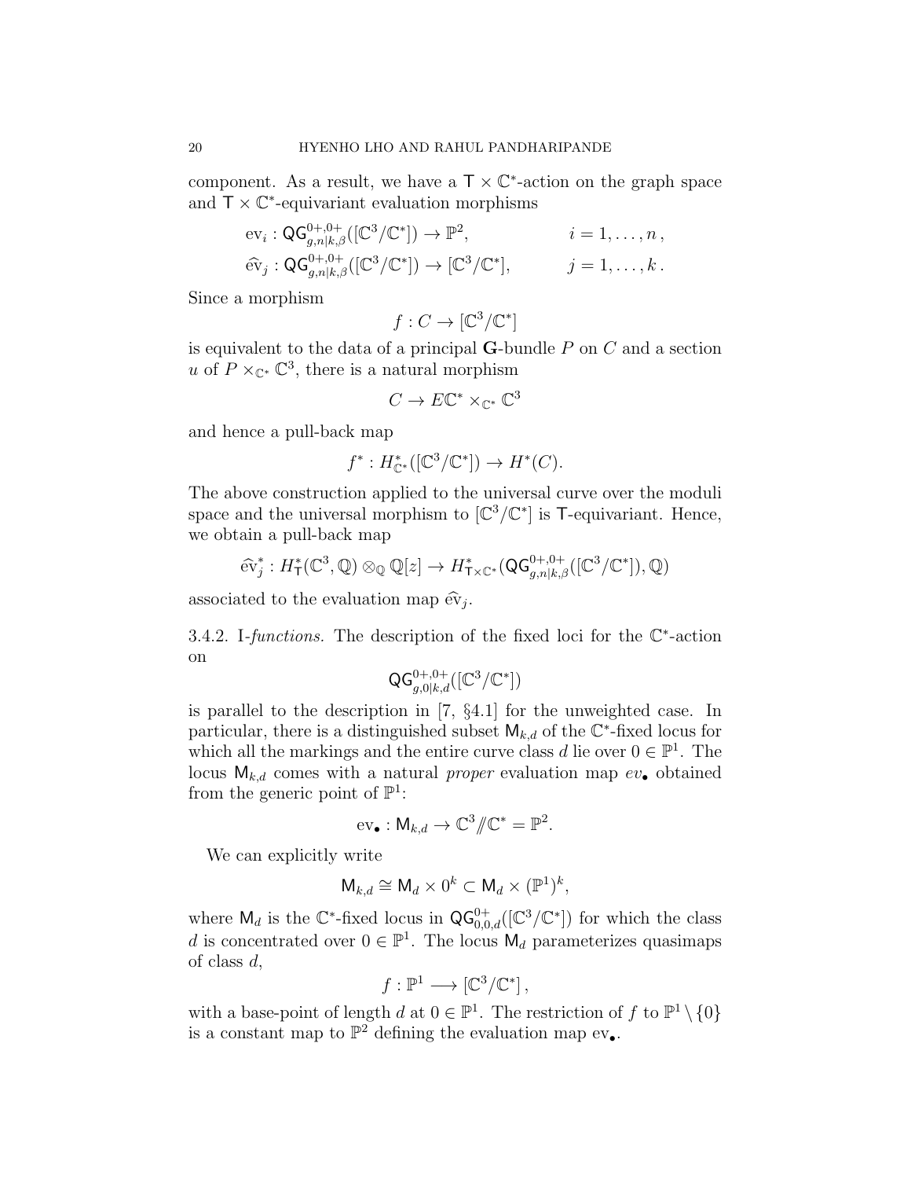component. As a result, we have a $\mathsf{T} \times \mathbb{C}^*$-action on the graph space and $\mathsf{T} \times \mathbb{C}^*$-equivariant evaluation morphisms

$$
\begin{aligned}
\mathrm{ev}_i &: \mathsf{QG}^{0+,0+}_{g,n|k,\beta}([\mathbb{C}^3/\mathbb{C}^*]) \to \mathbb{P}^2, \qquad && i = 1, \ldots, n\,, \\
\widehat{\mathrm{ev}}_j &: \mathsf{QG}^{0+,0+}_{g,n|k,\beta}([\mathbb{C}^3/\mathbb{C}^*]) \to [\mathbb{C}^3/\mathbb{C}^*], \qquad && j = 1, \ldots, k\,.
\end{aligned}
$$

Since a morphism

$$f : C \to [\mathbb{C}^3/\mathbb{C}^*]$$

is equivalent to the data of a principal $\mathbf{G}$-bundle $P$ on $C$ and a section $u$ of $P \times_{\mathbb{C}^*} \mathbb{C}^3$, there is a natural morphism

$$C \to E\mathbb{C}^* \times_{\mathbb{C}^*} \mathbb{C}^3$$

and hence a pull-back map

$$f^* : H^*_{\mathbb{C}^*}([\mathbb{C}^3/\mathbb{C}^*]) \to H^*(C).$$

The above construction applied to the universal curve over the moduli space and the universal morphism to $[\mathbb{C}^3/\mathbb{C}^*]$ is $\mathsf{T}$-equivariant. Hence, we obtain a pull-back map

$$\widehat{\mathrm{ev}}_j^* : H^*_{\mathsf{T}}(\mathbb{C}^3, \mathbb{Q}) \otimes_{\mathbb{Q}} \mathbb{Q}[z] \to H^*_{\mathsf{T}\times\mathbb{C}^*}(\mathsf{QG}^{0+,0+}_{g,n|k,\beta}([\mathbb{C}^3/\mathbb{C}^*]), \mathbb{Q})$$

associated to the evaluation map $\widehat{\mathrm{ev}}_j$.

3.4.2. *I-functions.* The description of the fixed loci for the $\mathbb{C}^*$-action on

$$\mathsf{QG}^{0+,0+}_{g,0|k,d}([\mathbb{C}^3/\mathbb{C}^*])$$

is parallel to the description in [7, §4.1] for the unweighted case. In particular, there is a distinguished subset $\mathsf{M}_{k,d}$ of the $\mathbb{C}^*$-fixed locus for which all the markings and the entire curve class $d$ lie over $0 \in \mathbb{P}^1$. The locus $\mathsf{M}_{k,d}$ comes with a natural *proper* evaluation map $ev_\bullet$ obtained from the generic point of $\mathbb{P}^1$:

$$\mathrm{ev}_\bullet : \mathsf{M}_{k,d} \to \mathbb{C}^3/\!\!/\mathbb{C}^* = \mathbb{P}^2.$$

We can explicitly write

$$\mathsf{M}_{k,d} \cong \mathsf{M}_d \times 0^k \subset \mathsf{M}_d \times (\mathbb{P}^1)^k,$$

where $\mathsf{M}_d$ is the $\mathbb{C}^*$-fixed locus in $\mathsf{QG}^{0+}_{0,0,d}([\mathbb{C}^3/\mathbb{C}^*])$ for which the class $d$ is concentrated over $0 \in \mathbb{P}^1$. The locus $\mathsf{M}_d$ parameterizes quasimaps of class $d$,

$$f : \mathbb{P}^1 \longrightarrow [\mathbb{C}^3/\mathbb{C}^*]\,,$$

with a base-point of length $d$ at $0 \in \mathbb{P}^1$. The restriction of $f$ to $\mathbb{P}^1 \setminus \{0\}$ is a constant map to $\mathbb{P}^2$ defining the evaluation map $\mathrm{ev}_\bullet$.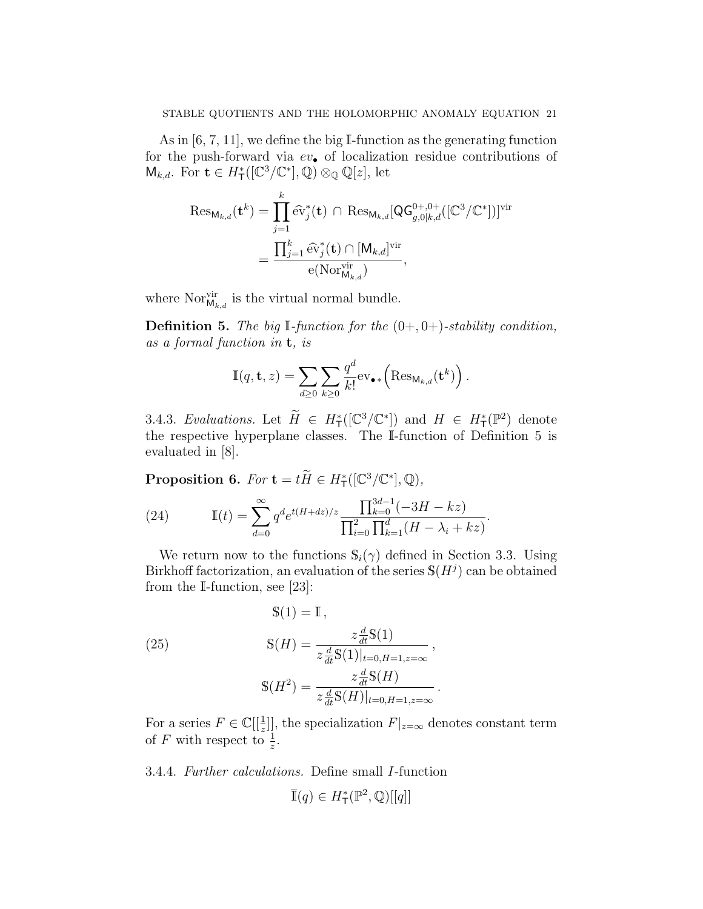As in [6, 7, 11], we define the big $\mathbb{I}$-function as the generating function for the push-forward via $ev_\bullet$ of localization residue contributions of $\mathsf{M}_{k,d}$. For $\mathbf{t} \in H^*_{\mathsf{T}}([\mathbb{C}^3/\mathbb{C}^*], \mathbb{Q}) \otimes_{\mathbb{Q}} \mathbb{Q}[z]$, let

$$
\begin{aligned}
\operatorname{Res}_{\mathsf{M}_{k,d}}(\mathbf{t}^k) &= \prod_{j=1}^{k} \widehat{\mathrm{ev}}_j^*(\mathbf{t}) \cap \operatorname{Res}_{\mathsf{M}_{k,d}}[\mathsf{QG}^{0+,0+}_{g,0|k,d}([\mathbb{C}^3/\mathbb{C}^*])]^{\mathrm{vir}} \\
&= \frac{\prod_{j=1}^{k} \widehat{\mathrm{ev}}_j^*(\mathbf{t}) \cap [\mathsf{M}_{k,d}]^{\mathrm{vir}}}{\mathrm{e}(\mathrm{Nor}^{\mathrm{vir}}_{\mathsf{M}_{k,d}})},
\end{aligned}
$$

where $\mathrm{Nor}^{\mathrm{vir}}_{\mathsf{M}_{k,d}}$ is the virtual normal bundle.

**Definition 5.** *The big $\mathbb{I}$-function for the $(0+,0+)$-stability condition, as a formal function in $\mathbf{t}$, is*

$$
\mathbb{I}(q, \mathbf{t}, z) = \sum_{d \geq 0} \sum_{k \geq 0} \frac{q^d}{k!} \mathrm{ev}_{\bullet *}\Big(\operatorname{Res}_{\mathsf{M}_{k,d}}(\mathbf{t}^k)\Big)\,.
$$

3.4.3. *Evaluations.* Let $\widetilde{H} \in H^*_{\mathsf{T}}([\mathbb{C}^3/\mathbb{C}^*])$ and $H \in H^*_{\mathsf{T}}(\mathbb{P}^2)$ denote the respective hyperplane classes. The $\mathbb{I}$-function of Definition 5 is evaluated in [8].

**Proposition 6.** *For $\mathbf{t} = t\widetilde{H} \in H^*_{\mathsf{T}}([\mathbb{C}^3/\mathbb{C}^*], \mathbb{Q})$,*

$$
\mathbb{I}(t) = \sum_{d=0}^{\infty} q^d e^{t(H+dz)/z} \frac{\prod_{k=0}^{3d-1}(-3H - kz)}{\prod_{i=0}^{2} \prod_{k=1}^{d} (H - \lambda_i + kz)}. \tag{24}
$$

We return now to the functions $\mathbb{S}_i(\gamma)$ defined in Section 3.3. Using Birkhoff factorization, an evaluation of the series $\mathbb{S}(H^j)$ can be obtained from the $\mathbb{I}$-function, see [23]:

$$
\begin{aligned}
\mathbb{S}(1) &= \mathbb{I}\,, \\
\mathbb{S}(H) &= \frac{z\frac{d}{dt}\mathbb{S}(1)}{z\frac{d}{dt}\mathbb{S}(1)|_{t=0,H=1,z=\infty}}\,, \\
\mathbb{S}(H^2) &= \frac{z\frac{d}{dt}\mathbb{S}(H)}{z\frac{d}{dt}\mathbb{S}(H)|_{t=0,H=1,z=\infty}}\,.
\end{aligned} \tag{25}
$$

For a series $F \in \mathbb{C}[[\frac{1}{z}]]$, the specialization $F|_{z=\infty}$ denotes constant term of $F$ with respect to $\frac{1}{z}$.

3.4.4. *Further calculations.* Define small $I$-function

$$
\overline{\mathbb{I}}(q) \in H^*_{\mathsf{T}}(\mathbb{P}^2, \mathbb{Q})[[q]]
$$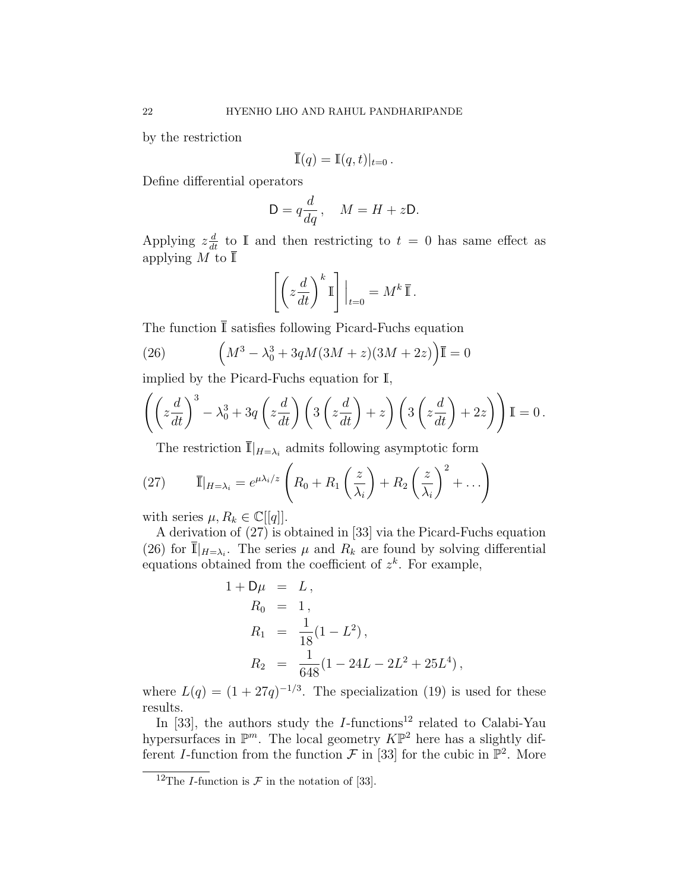by the restriction

$$\overline{\mathbb{I}}(q) = \mathbb{I}(q,t)|_{t=0}\,.$$

Define differential operators

$$\mathsf{D} = q\frac{d}{dq}\,, \quad M = H + z\mathsf{D}.$$

Applying $z\frac{d}{dt}$ to $\mathbb{I}$ and then restricting to $t = 0$ has same effect as applying $M$ to $\overline{\mathbb{I}}$

$$\left[\left(z\frac{d}{dt}\right)^k \mathbb{I}\right]\Big|_{t=0} = M^k\,\overline{\mathbb{I}}\,.$$

The function $\overline{\mathbb{I}}$ satisfies following Picard-Fuchs equation

$$\Big(M^3 - \lambda_0^3 + 3qM(3M+z)(3M+2z)\Big)\overline{\mathbb{I}} = 0 \tag{26}$$

implied by the Picard-Fuchs equation for $\mathbb{I}$,

$$\left(\left(z\frac{d}{dt}\right)^3 - \lambda_0^3 + 3q\left(z\frac{d}{dt}\right)\left(3\left(z\frac{d}{dt}\right)+z\right)\left(3\left(z\frac{d}{dt}\right)+2z\right)\right)\mathbb{I} = 0\,.$$

The restriction $\overline{\mathbb{I}}|_{H=\lambda_i}$ admits following asymptotic form

$$\overline{\mathbb{I}}|_{H=\lambda_i} = e^{\mu\lambda_i/z}\left(R_0 + R_1\left(\frac{z}{\lambda_i}\right) + R_2\left(\frac{z}{\lambda_i}\right)^2 + \ldots\right) \tag{27}$$

with series $\mu, R_k \in \mathbb{C}[[q]]$.

A derivation of (27) is obtained in [33] via the Picard-Fuchs equation (26) for $\overline{\mathbb{I}}|_{H=\lambda_i}$. The series $\mu$ and $R_k$ are found by solving differential equations obtained from the coefficient of $z^k$. For example,

$$\begin{aligned}
1 + \mathsf{D}\mu &= L\,,\\
R_0 &= 1\,,\\
R_1 &= \frac{1}{18}(1-L^2)\,,\\
R_2 &= \frac{1}{648}(1 - 24L - 2L^2 + 25L^4)\,,
\end{aligned}$$

where $L(q) = (1+27q)^{-1/3}$. The specialization (19) is used for these results.

In [33], the authors study the $I$-functions[12] related to Calabi-Yau hypersurfaces in $\mathbb{P}^m$. The local geometry $K\mathbb{P}^2$ here has a slightly different $I$-function from the function $\mathcal{F}$ in [33] for the cubic in $\mathbb{P}^2$. More

[12] The $I$-function is $\mathcal{F}$ in the notation of [33].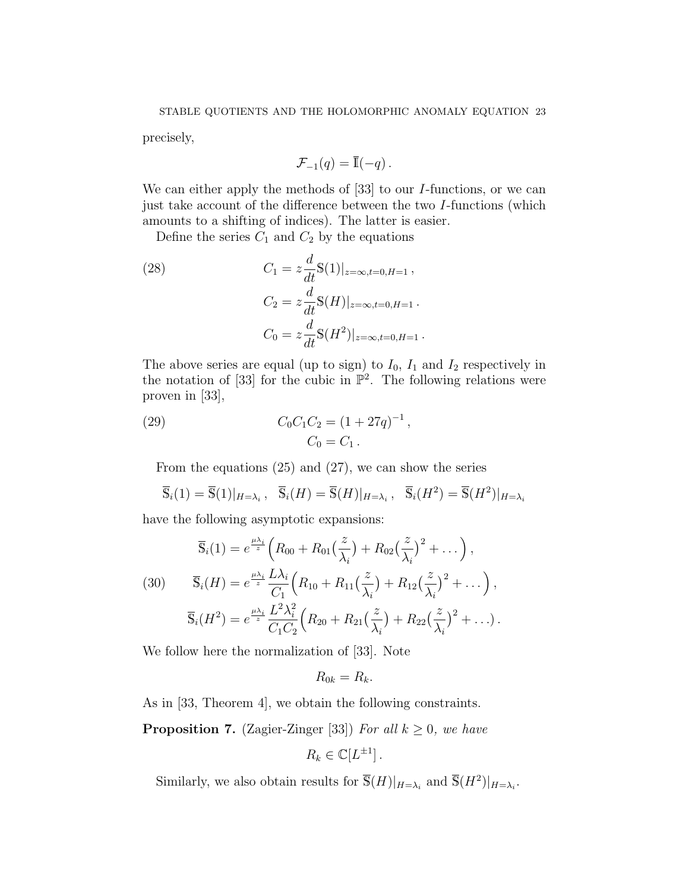precisely,

$$\mathcal{F}_{-1}(q) = \overline{\mathbb{I}}(-q)\,.$$

We can either apply the methods of [33] to our $I$-functions, or we can just take account of the difference between the two $I$-functions (which amounts to a shifting of indices). The latter is easier.

Define the series $C_1$ and $C_2$ by the equations

$$\tag{28} \begin{aligned} C_1 &= z\frac{d}{dt}\mathbb{S}(1)|_{z=\infty,t=0,H=1}\,, \\ C_2 &= z\frac{d}{dt}\mathbb{S}(H)|_{z=\infty,t=0,H=1}\,. \\ C_0 &= z\frac{d}{dt}\mathbb{S}(H^2)|_{z=\infty,t=0,H=1}\,. \end{aligned}$$

The above series are equal (up to sign) to $I_0$, $I_1$ and $I_2$ respectively in the notation of [33] for the cubic in $\mathbb{P}^2$. The following relations were proven in [33],

$$\tag{29} \begin{aligned} C_0C_1C_2 &= (1+27q)^{-1}\,, \\ C_0 &= C_1\,. \end{aligned}$$

From the equations (25) and (27), we can show the series

$$\overline{\mathbb{S}}_i(1) = \overline{\mathbb{S}}(1)|_{H=\lambda_i}\,,\ \ \overline{\mathbb{S}}_i(H) = \overline{\mathbb{S}}(H)|_{H=\lambda_i}\,,\ \ \overline{\mathbb{S}}_i(H^2) = \overline{\mathbb{S}}(H^2)|_{H=\lambda_i}$$

have the following asymptotic expansions:

$$\tag{30} \begin{aligned} \overline{\mathbb{S}}_i(1) &= e^{\frac{\mu\lambda_i}{z}}\Big(R_{00} + R_{01}\big(\frac{z}{\lambda_i}\big) + R_{02}\big(\frac{z}{\lambda_i}\big)^2 + \ldots\Big)\,, \\ \overline{\mathbb{S}}_i(H) &= e^{\frac{\mu\lambda_i}{z}}\frac{L\lambda_i}{C_1}\Big(R_{10} + R_{11}\big(\frac{z}{\lambda_i}\big) + R_{12}\big(\frac{z}{\lambda_i}\big)^2 + \ldots\Big)\,, \\ \overline{\mathbb{S}}_i(H^2) &= e^{\frac{\mu\lambda_i}{z}}\frac{L^2\lambda_i^2}{C_1C_2}\Big(R_{20} + R_{21}\big(\frac{z}{\lambda_i}\big) + R_{22}\big(\frac{z}{\lambda_i}\big)^2 + \ldots\Big)\,. \end{aligned}$$

We follow here the normalization of [33]. Note

$$R_{0k} = R_k.$$

As in [33, Theorem 4], we obtain the following constraints.

**Proposition 7.** (Zagier-Zinger [33]) *For all $k \geq 0$, we have*

$$R_k \in \mathbb{C}[L^{\pm 1}]\,.$$

Similarly, we also obtain results for $\overline{\mathbb{S}}(H)|_{H=\lambda_i}$ and $\overline{\mathbb{S}}(H^2)|_{H=\lambda_i}$.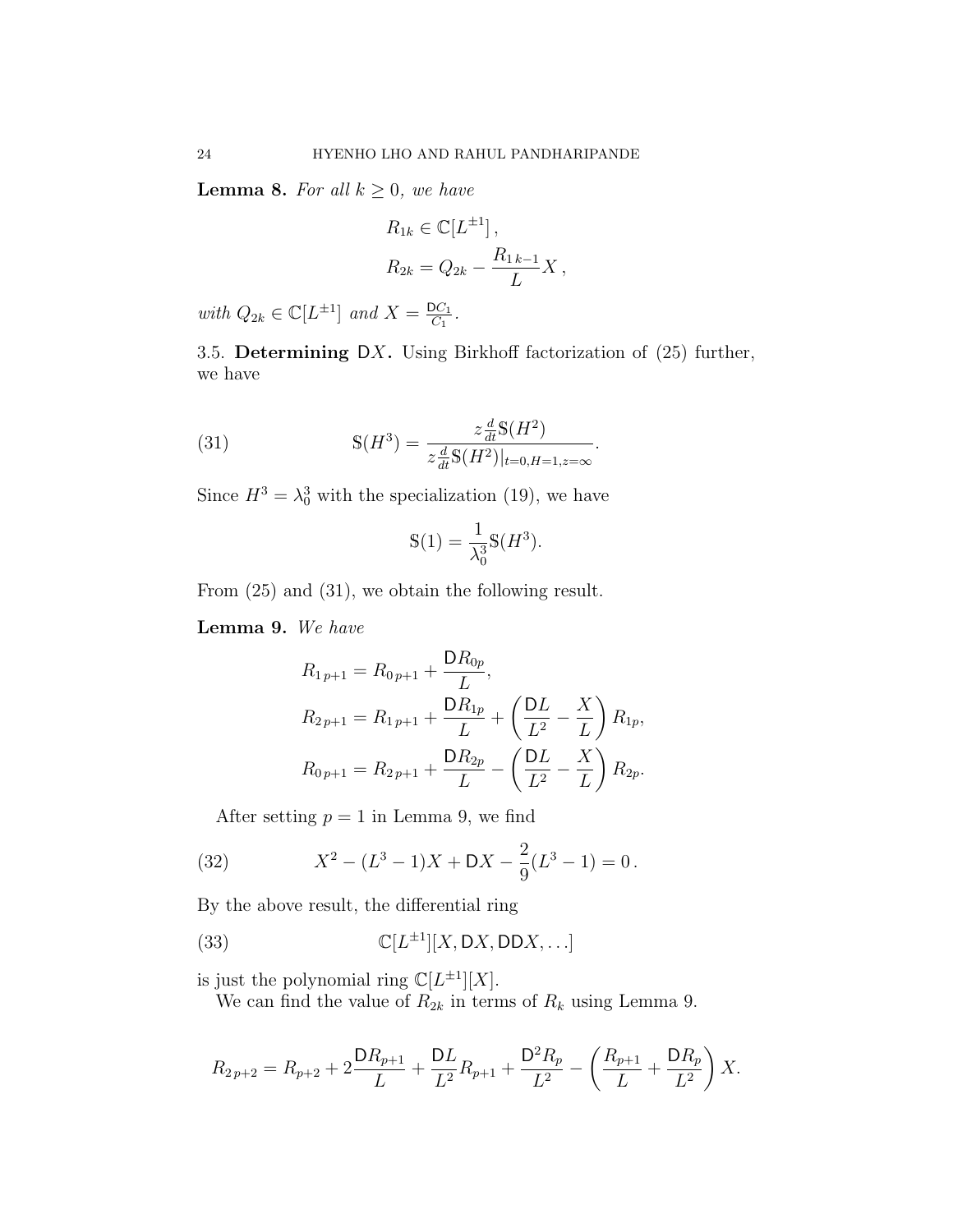**Lemma 8.** *For all $k \geq 0$, we have*

$$R_{1k} \in \mathbb{C}[L^{\pm 1}]\,,$$
$$R_{2k} = Q_{2k} - \frac{R_{1\,k-1}}{L} X\,,$$

*with $Q_{2k} \in \mathbb{C}[L^{\pm 1}]$ and $X = \frac{\mathsf{D}C_1}{C_1}$.*

3.5. **Determining $\mathsf{D}X$.** Using Birkhoff factorization of (25) further, we have

$$\mathbb{S}(H^3) = \frac{z\frac{d}{dt}\mathbb{S}(H^2)}{z\frac{d}{dt}\mathbb{S}(H^2)|_{t=0,H=1,z=\infty}}. \tag{31}$$

Since $H^3 = \lambda_0^3$ with the specialization (19), we have

$$\mathbb{S}(1) = \frac{1}{\lambda_0^3}\mathbb{S}(H^3).$$

From (25) and (31), we obtain the following result.

**Lemma 9.** *We have*

$$R_{1\,p+1} = R_{0\,p+1} + \frac{\mathsf{D}R_{0p}}{L},$$
$$R_{2\,p+1} = R_{1\,p+1} + \frac{\mathsf{D}R_{1p}}{L} + \left(\frac{\mathsf{D}L}{L^2} - \frac{X}{L}\right)R_{1p},$$
$$R_{0\,p+1} = R_{2\,p+1} + \frac{\mathsf{D}R_{2p}}{L} - \left(\frac{\mathsf{D}L}{L^2} - \frac{X}{L}\right)R_{2p}.$$

After setting $p = 1$ in Lemma 9, we find

$$X^2 - (L^3-1)X + \mathsf{D}X - \frac{2}{9}(L^3-1) = 0\,. \tag{32}$$

By the above result, the differential ring

$$\mathbb{C}[L^{\pm 1}][X, \mathsf{D}X, \mathsf{D}\mathsf{D}X, \ldots] \tag{33}$$

is just the polynomial ring $\mathbb{C}[L^{\pm 1}][X]$.

We can find the value of $R_{2k}$ in terms of $R_k$ using Lemma 9.

$$R_{2\,p+2} = R_{p+2} + 2\frac{\mathsf{D}R_{p+1}}{L} + \frac{\mathsf{D}L}{L^2}R_{p+1} + \frac{\mathsf{D}^2R_p}{L^2} - \left(\frac{R_{p+1}}{L} + \frac{\mathsf{D}R_p}{L^2}\right)X.$$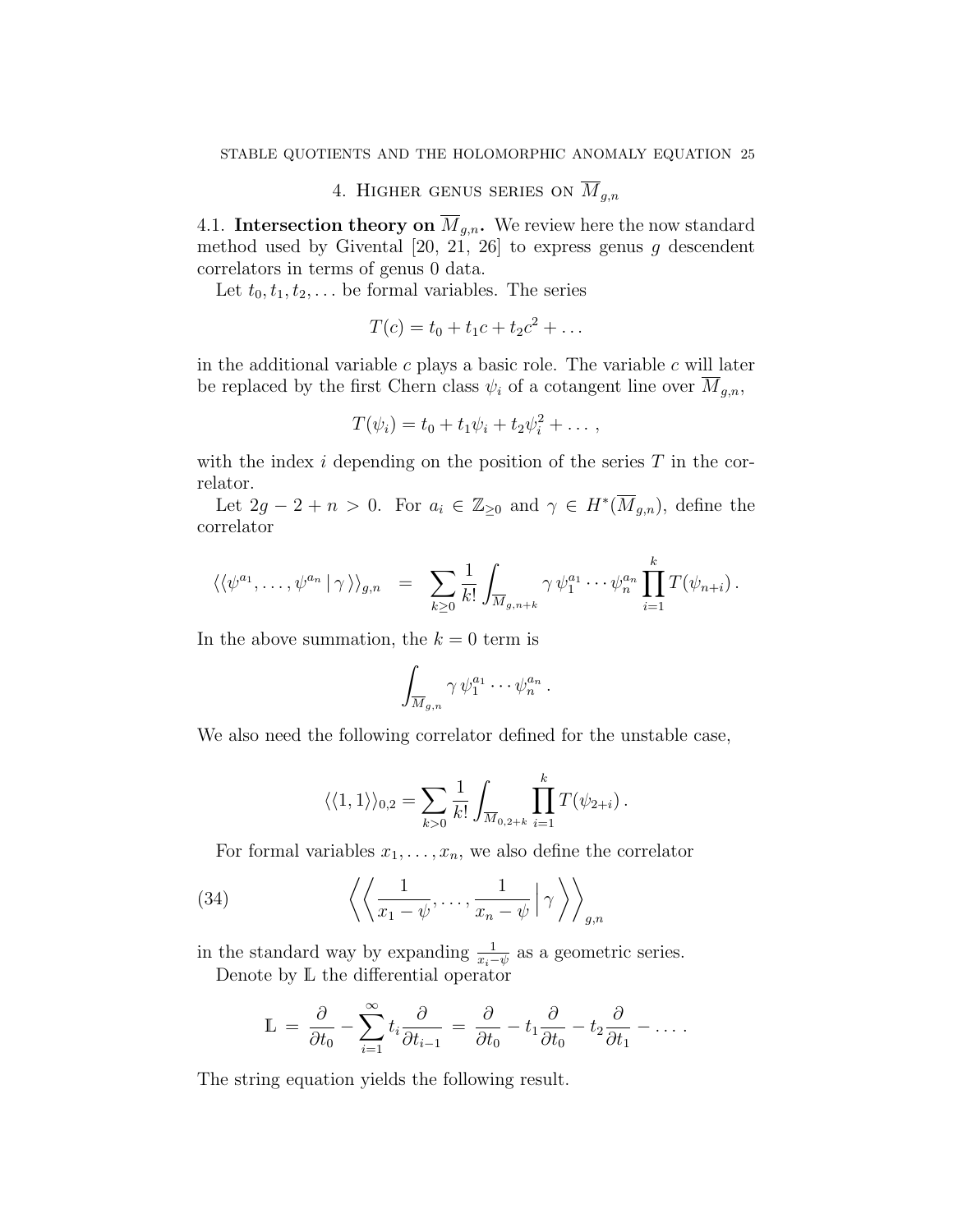## 4. Higher genus series on $\overline{M}_{g,n}$

4.1. **Intersection theory on $\overline{M}_{g,n}$.** We review here the now standard method used by Givental [20, 21, 26] to express genus $g$ descendent correlators in terms of genus 0 data.

Let $t_0, t_1, t_2, \ldots$ be formal variables. The series

$$T(c) = t_0 + t_1 c + t_2 c^2 + \ldots$$

in the additional variable $c$ plays a basic role. The variable $c$ will later be replaced by the first Chern class $\psi_i$ of a cotangent line over $\overline{M}_{g,n}$,

$$T(\psi_i) = t_0 + t_1 \psi_i + t_2 \psi_i^2 + \ldots ,$$

with the index $i$ depending on the position of the series $T$ in the correlator.

Let $2g - 2 + n > 0$. For $a_i \in \mathbb{Z}_{\geq 0}$ and $\gamma \in H^*(\overline{M}_{g,n})$, define the correlator

$$\langle\langle \psi^{a_1}, \ldots, \psi^{a_n} \,|\, \gamma \rangle\rangle_{g,n} \;\;=\;\; \sum_{k \geq 0} \frac{1}{k!} \int_{\overline{M}_{g,n+k}} \gamma \, \psi_1^{a_1} \cdots \psi_n^{a_n} \prod_{i=1}^{k} T(\psi_{n+i}) \,.$$

In the above summation, the $k = 0$ term is

$$\int_{\overline{M}_{g,n}} \gamma \, \psi_1^{a_1} \cdots \psi_n^{a_n} \,.$$

We also need the following correlator defined for the unstable case,

$$\langle\langle 1, 1 \rangle\rangle_{0,2} = \sum_{k > 0} \frac{1}{k!} \int_{\overline{M}_{0,2+k}} \prod_{i=1}^{k} T(\psi_{2+i}) \,.$$

For formal variables $x_1, \ldots, x_n$, we also define the correlator

$$\left\langle\!\!\left\langle \frac{1}{x_1 - \psi}, \ldots, \frac{1}{x_n - \psi} \,\middle|\, \gamma \right\rangle\!\!\right\rangle_{g,n} \tag{34}$$

in the standard way by expanding $\frac{1}{x_i - \psi}$ as a geometric series.

Denote by $\mathbb{L}$ the differential operator

$$\mathbb{L} \;=\; \frac{\partial}{\partial t_0} - \sum_{i=1}^{\infty} t_i \frac{\partial}{\partial t_{i-1}} \;=\; \frac{\partial}{\partial t_0} - t_1 \frac{\partial}{\partial t_0} - t_2 \frac{\partial}{\partial t_1} - \ldots \,.$$

The string equation yields the following result.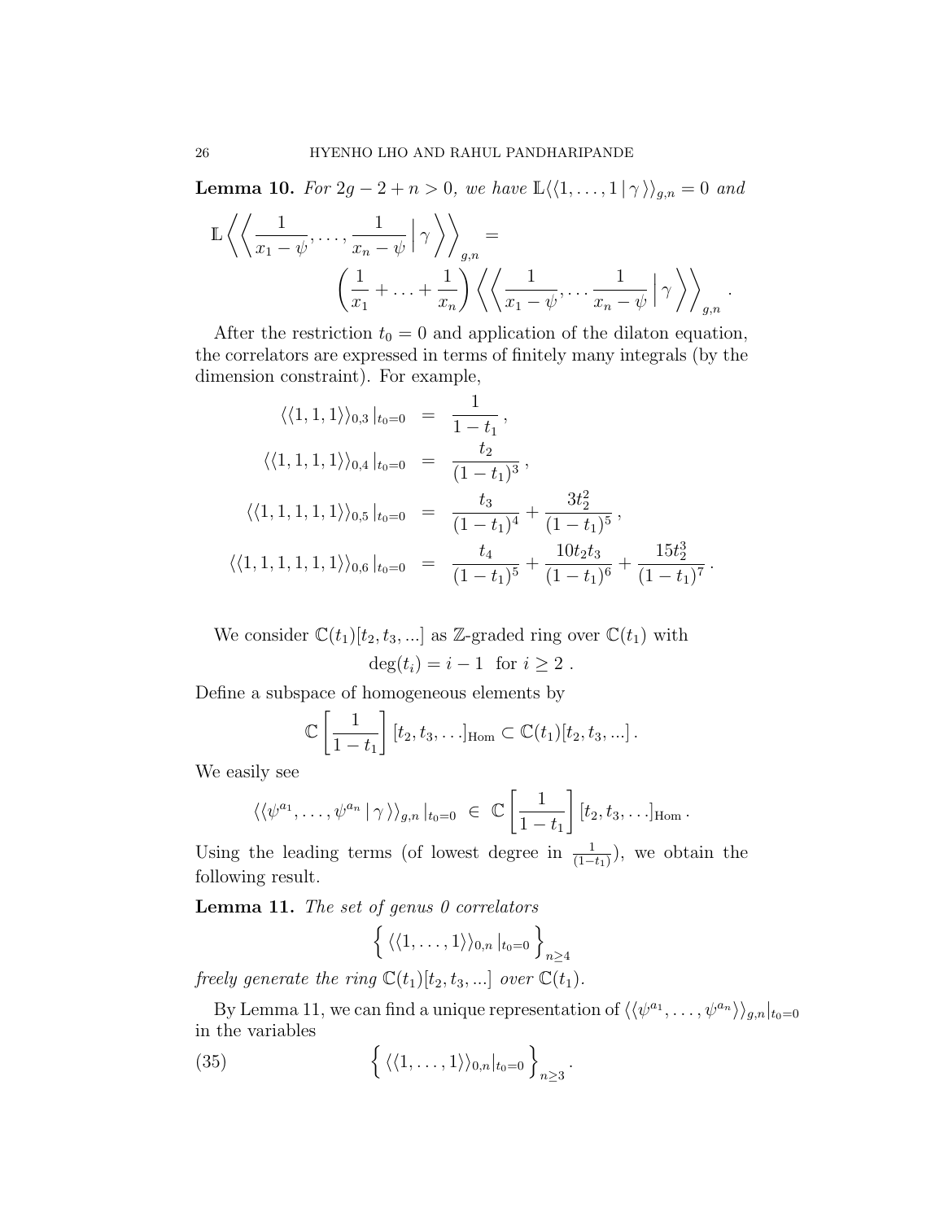**Lemma 10.** *For $2g-2+n>0$, we have $\mathbb{L}\langle\langle 1,\ldots,1\,|\,\gamma\,\rangle\rangle_{g,n}=0$ and*

$$\mathbb{L}\left\langle\left\langle \frac{1}{x_1-\psi},\ldots,\frac{1}{x_n-\psi}\,\Big|\,\gamma\right\rangle\right\rangle_{g,n} = \left(\frac{1}{x_1}+\ldots+\frac{1}{x_n}\right)\left\langle\left\langle \frac{1}{x_1-\psi},\ldots\frac{1}{x_n-\psi}\,\Big|\,\gamma\right\rangle\right\rangle_{g,n}.$$

After the restriction $t_0=0$ and application of the dilaton equation, the correlators are expressed in terms of finitely many integrals (by the dimension constraint). For example,

$$\begin{aligned}
\langle\langle 1,1,1\rangle\rangle_{0,3}\,|_{t_0=0} &= \frac{1}{1-t_1}\,,\\
\langle\langle 1,1,1,1\rangle\rangle_{0,4}\,|_{t_0=0} &= \frac{t_2}{(1-t_1)^3}\,,\\
\langle\langle 1,1,1,1,1\rangle\rangle_{0,5}\,|_{t_0=0} &= \frac{t_3}{(1-t_1)^4}+\frac{3t_2^2}{(1-t_1)^5}\,,\\
\langle\langle 1,1,1,1,1,1\rangle\rangle_{0,6}\,|_{t_0=0} &= \frac{t_4}{(1-t_1)^5}+\frac{10t_2t_3}{(1-t_1)^6}+\frac{15t_2^3}{(1-t_1)^7}\,.
\end{aligned}$$

We consider $\mathbb{C}(t_1)[t_2,t_3,...]$ as $\mathbb{Z}$-graded ring over $\mathbb{C}(t_1)$ with

$$\deg(t_i)=i-1 \quad \text{for } i\geq 2\,.$$

Define a subspace of homogeneous elements by

$$\mathbb{C}\left[\frac{1}{1-t_1}\right][t_2,t_3,\ldots]_{\mathrm{Hom}}\subset \mathbb{C}(t_1)[t_2,t_3,...]\,.$$

We easily see

$$\langle\langle \psi^{a_1},\ldots,\psi^{a_n}\,|\,\gamma\,\rangle\rangle_{g,n}\,|_{t_0=0}\;\in\;\mathbb{C}\left[\frac{1}{1-t_1}\right][t_2,t_3,\ldots]_{\mathrm{Hom}}\,.$$

Using the leading terms (of lowest degree in $\frac{1}{(1-t_1)}$), we obtain the following result.

**Lemma 11.** *The set of genus 0 correlators*

$$\Big\{\,\langle\langle 1,\ldots,1\rangle\rangle_{0,n}\,|_{t_0=0}\,\Big\}_{n\geq 4}$$

*freely generate the ring $\mathbb{C}(t_1)[t_2,t_3,...]$ over $\mathbb{C}(t_1)$.*

By Lemma 11, we can find a unique representation of $\langle\langle\psi^{a_1},\ldots,\psi^{a_n}\rangle\rangle_{g,n}|_{t_0=0}$ in the variables

$$\Big\{\,\langle\langle 1,\ldots,1\rangle\rangle_{0,n}|_{t_0=0}\,\Big\}_{n\geq 3}\,. \tag{35}$$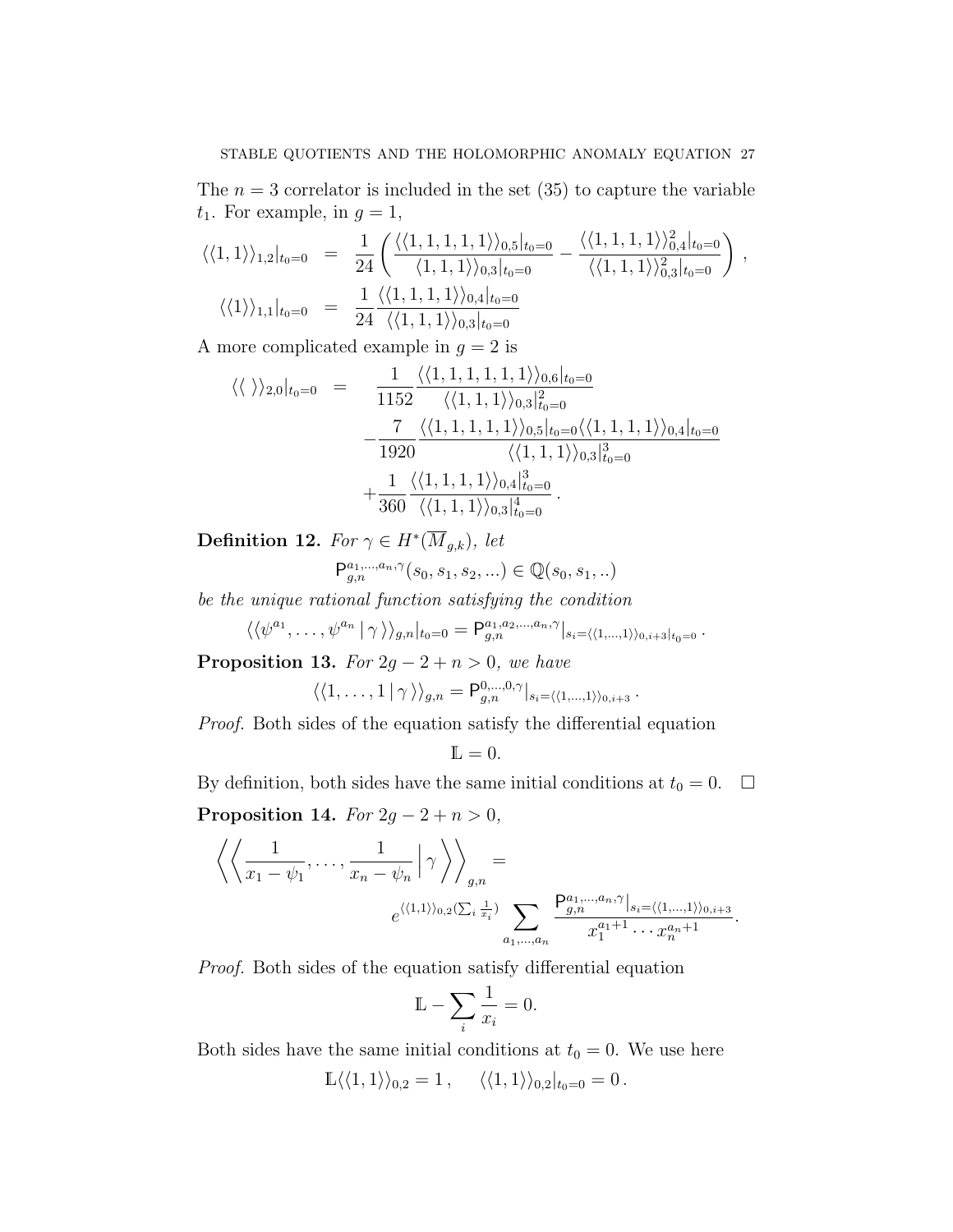The $n = 3$ correlator is included in the set (35) to capture the variable $t_1$. For example, in $g = 1$,

$$
\begin{aligned}
\langle\langle 1, 1\rangle\rangle_{1,2}|_{t_0=0} &= \frac{1}{24}\left(\frac{\langle\langle 1,1,1,1,1\rangle\rangle_{0,5}|_{t_0=0}}{\langle\langle 1,1,1\rangle\rangle_{0,3}|_{t_0=0}} - \frac{\langle\langle 1,1,1,1\rangle\rangle_{0,4}^2|_{t_0=0}}{\langle\langle 1,1,1\rangle\rangle_{0,3}^2|_{t_0=0}}\right), \\
\langle\langle 1\rangle\rangle_{1,1}|_{t_0=0} &= \frac{1}{24}\frac{\langle\langle 1,1,1,1\rangle\rangle_{0,4}|_{t_0=0}}{\langle\langle 1,1,1\rangle\rangle_{0,3}|_{t_0=0}}
\end{aligned}
$$

A more complicated example in $g = 2$ is

$$
\begin{aligned}
\langle\langle\ \rangle\rangle_{2,0}|_{t_0=0} \;=\; & \frac{1}{1152}\frac{\langle\langle 1,1,1,1,1,1\rangle\rangle_{0,6}|_{t_0=0}}{\langle\langle 1,1,1\rangle\rangle_{0,3}|_{t_0=0}^2} \\
& -\frac{7}{1920}\frac{\langle\langle 1,1,1,1,1\rangle\rangle_{0,5}|_{t_0=0}\langle\langle 1,1,1,1\rangle\rangle_{0,4}|_{t_0=0}}{\langle\langle 1,1,1\rangle\rangle_{0,3}|_{t_0=0}^3} \\
& +\frac{1}{360}\frac{\langle\langle 1,1,1,1\rangle\rangle_{0,4}|_{t_0=0}^3}{\langle\langle 1,1,1\rangle\rangle_{0,3}|_{t_0=0}^4}.
\end{aligned}
$$

**Definition 12.** *For $\gamma \in H^*(\overline{M}_{g,k})$, let*

$$\mathsf{P}_{g,n}^{a_1,\ldots,a_n,\gamma}(s_0, s_1, s_2, \ldots) \in \mathbb{Q}(s_0, s_1, ..)$$

*be the unique rational function satisfying the condition*

$$\langle\langle \psi^{a_1}, \ldots, \psi^{a_n} \,|\, \gamma \rangle\rangle_{g,n}|_{t_0=0} = \mathsf{P}_{g,n}^{a_1,a_2,\ldots,a_n,\gamma}|_{s_i = \langle\langle 1,\ldots,1\rangle\rangle_{0,i+3}|_{t_0=0}}.$$

**Proposition 13.** *For $2g - 2 + n > 0$, we have*

$$\langle\langle 1, \ldots, 1 \,|\, \gamma \rangle\rangle_{g,n} = \mathsf{P}_{g,n}^{0,\ldots,0,\gamma}|_{s_i = \langle\langle 1,\ldots,1\rangle\rangle_{0,i+3}}.$$

*Proof.* Both sides of the equation satisfy the differential equation

$$\mathbb{L} = 0.$$

By definition, both sides have the same initial conditions at $t_0 = 0$. □

**Proposition 14.** *For $2g - 2 + n > 0$,*

$$\left\langle\left\langle \frac{1}{x_1 - \psi_1}, \ldots, \frac{1}{x_n - \psi_n} \,\Big|\, \gamma \right\rangle\right\rangle_{g,n} = e^{\langle\langle 1,1\rangle\rangle_{0,2}(\sum_i \frac{1}{x_i})} \sum_{a_1,\ldots,a_n} \frac{\mathsf{P}_{g,n}^{a_1,\ldots,a_n,\gamma}|_{s_i = \langle\langle 1,\ldots,1\rangle\rangle_{0,i+3}}}{x_1^{a_1+1}\cdots x_n^{a_n+1}}.$$

*Proof.* Both sides of the equation satisfy differential equation

$$\mathbb{L} - \sum_i \frac{1}{x_i} = 0.$$

Both sides have the same initial conditions at $t_0 = 0$. We use here

$$\mathbb{L}\langle\langle 1, 1\rangle\rangle_{0,2} = 1\,, \quad \langle\langle 1, 1\rangle\rangle_{0,2}|_{t_0=0} = 0\,.$$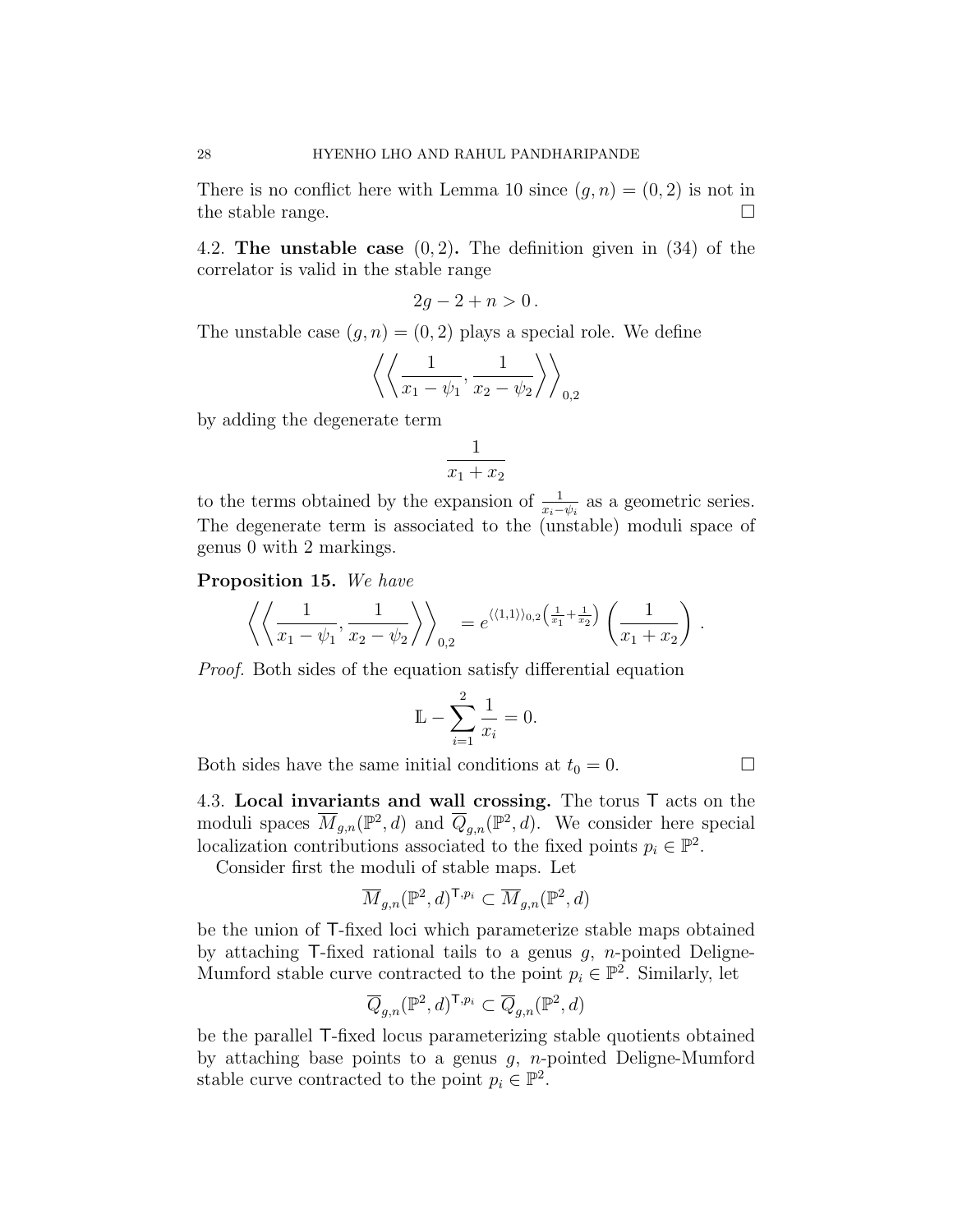There is no conflict here with Lemma 10 since $(g, n) = (0, 2)$ is not in the stable range. $\square$

**4.2. The unstable case $(0, 2)$.** The definition given in (34) of the correlator is valid in the stable range

$$2g - 2 + n > 0\,.$$

The unstable case $(g, n) = (0, 2)$ plays a special role. We define

$$\left\langle\left\langle \frac{1}{x_1 - \psi_1}, \frac{1}{x_2 - \psi_2} \right\rangle\right\rangle_{0,2}$$

by adding the degenerate term

$$\frac{1}{x_1 + x_2}$$

to the terms obtained by the expansion of $\frac{1}{x_i - \psi_i}$ as a geometric series. The degenerate term is associated to the (unstable) moduli space of genus 0 with 2 markings.

**Proposition 15.** *We have*

$$\left\langle\left\langle \frac{1}{x_1 - \psi_1}, \frac{1}{x_2 - \psi_2} \right\rangle\right\rangle_{0,2} = e^{\langle\langle 1,1 \rangle\rangle_{0,2}\left(\frac{1}{x_1} + \frac{1}{x_2}\right)} \left( \frac{1}{x_1 + x_2} \right).$$

*Proof.* Both sides of the equation satisfy differential equation

$$\mathbb{L} - \sum_{i=1}^{2} \frac{1}{x_i} = 0.$$

Both sides have the same initial conditions at $t_0 = 0$. $\square$

**4.3. Local invariants and wall crossing.** The torus $\mathsf{T}$ acts on the moduli spaces $\overline{M}_{g,n}(\mathbb{P}^2, d)$ and $\overline{Q}_{g,n}(\mathbb{P}^2, d)$. We consider here special localization contributions associated to the fixed points $p_i \in \mathbb{P}^2$.

Consider first the moduli of stable maps. Let

$$\overline{M}_{g,n}(\mathbb{P}^2, d)^{\mathsf{T}, p_i} \subset \overline{M}_{g,n}(\mathbb{P}^2, d)$$

be the union of $\mathsf{T}$-fixed loci which parameterize stable maps obtained by attaching $\mathsf{T}$-fixed rational tails to a genus $g$, $n$-pointed Deligne-Mumford stable curve contracted to the point $p_i \in \mathbb{P}^2$. Similarly, let

$$\overline{Q}_{g,n}(\mathbb{P}^2, d)^{\mathsf{T}, p_i} \subset \overline{Q}_{g,n}(\mathbb{P}^2, d)$$

be the parallel $\mathsf{T}$-fixed locus parameterizing stable quotients obtained by attaching base points to a genus $g$, $n$-pointed Deligne-Mumford stable curve contracted to the point $p_i \in \mathbb{P}^2$.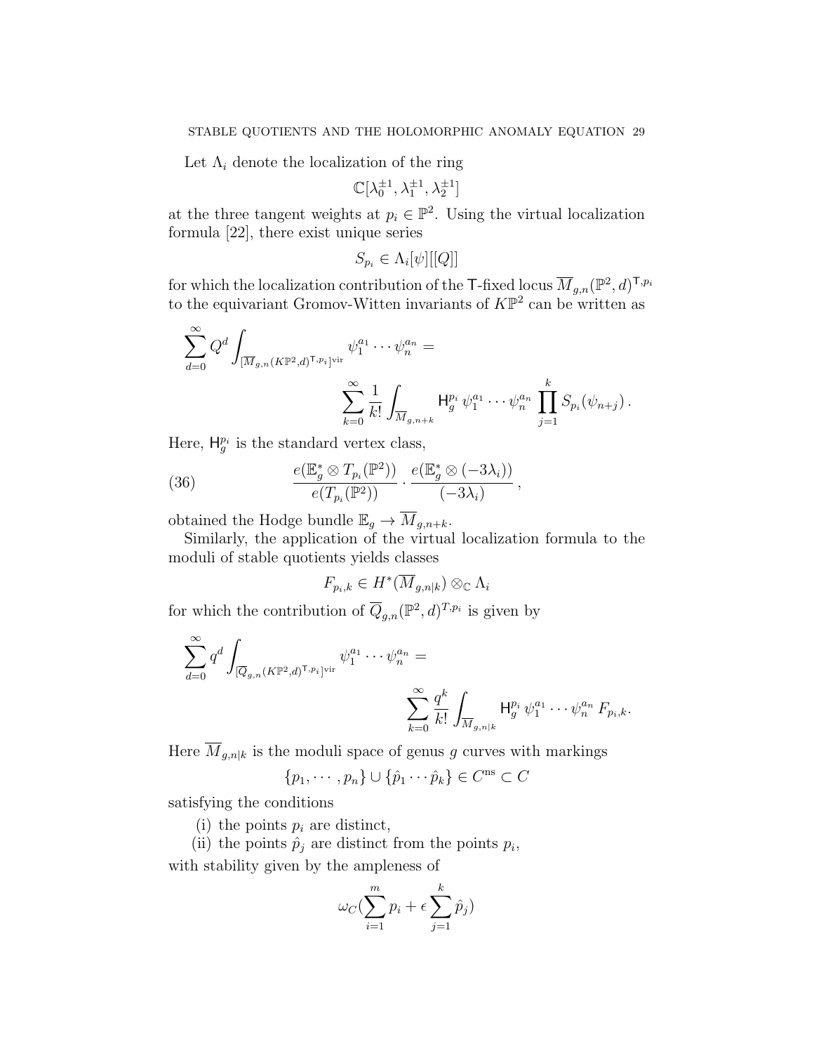Let $\Lambda_i$ denote the localization of the ring

$$\mathbb{C}[\lambda_0^{\pm 1}, \lambda_1^{\pm 1}, \lambda_2^{\pm 1}]$$

at the three tangent weights at $p_i \in \mathbb{P}^2$. Using the virtual localization formula [22], there exist unique series

$$S_{p_i} \in \Lambda_i[\psi][[Q]]$$

for which the localization contribution of the $\mathsf{T}$-fixed locus $\overline{M}_{g,n}(\mathbb{P}^2, d)^{\mathsf{T}, p_i}$ to the equivariant Gromov-Witten invariants of $K\mathbb{P}^2$ can be written as

$$\sum_{d=0}^{\infty} Q^d \int_{[\overline{M}_{g,n}(K\mathbb{P}^2,d)^{\mathsf{T},p_i}]^{\mathrm{vir}}} \psi_1^{a_1} \cdots \psi_n^{a_n} = \sum_{k=0}^{\infty} \frac{1}{k!} \int_{\overline{M}_{g,n+k}} \mathsf{H}_g^{p_i}\, \psi_1^{a_1} \cdots \psi_n^{a_n} \prod_{j=1}^{k} S_{p_i}(\psi_{n+j}) \, .$$

Here, $\mathsf{H}_g^{p_i}$ is the standard vertex class,

$$\frac{e(\mathbb{E}_g^* \otimes T_{p_i}(\mathbb{P}^2))}{e(T_{p_i}(\mathbb{P}^2))} \cdot \frac{e(\mathbb{E}_g^* \otimes (-3\lambda_i))}{(-3\lambda_i)} \, , \tag{36}$$

obtained the Hodge bundle $\mathbb{E}_g \to \overline{M}_{g,n+k}$.

Similarly, the application of the virtual localization formula to the moduli of stable quotients yields classes

$$F_{p_i,k} \in H^*(\overline{M}_{g,n|k}) \otimes_{\mathbb{C}} \Lambda_i$$

for which the contribution of $\overline{Q}_{g,n}(\mathbb{P}^2, d)^{T,p_i}$ is given by

$$\sum_{d=0}^{\infty} q^d \int_{[\overline{Q}_{g,n}(K\mathbb{P}^2,d)^{\mathsf{T},p_i}]^{\mathrm{vir}}} \psi_1^{a_1} \cdots \psi_n^{a_n} = \sum_{k=0}^{\infty} \frac{q^k}{k!} \int_{\overline{M}_{g,n|k}} \mathsf{H}_g^{p_i}\, \psi_1^{a_1} \cdots \psi_n^{a_n}\, F_{p_i,k}.$$

Here $\overline{M}_{g,n|k}$ is the moduli space of genus $g$ curves with markings

$$\{p_1, \cdots, p_n\} \cup \{\hat{p}_1 \cdots \hat{p}_k\} \in C^{\mathrm{ns}} \subset C$$

satisfying the conditions

(i) the points $p_i$ are distinct,

(ii) the points $\hat{p}_j$ are distinct from the points $p_i$,

with stability given by the ampleness of

$$\omega_C(\sum_{i=1}^{m} p_i + \epsilon \sum_{j=1}^{k} \hat{p}_j)$$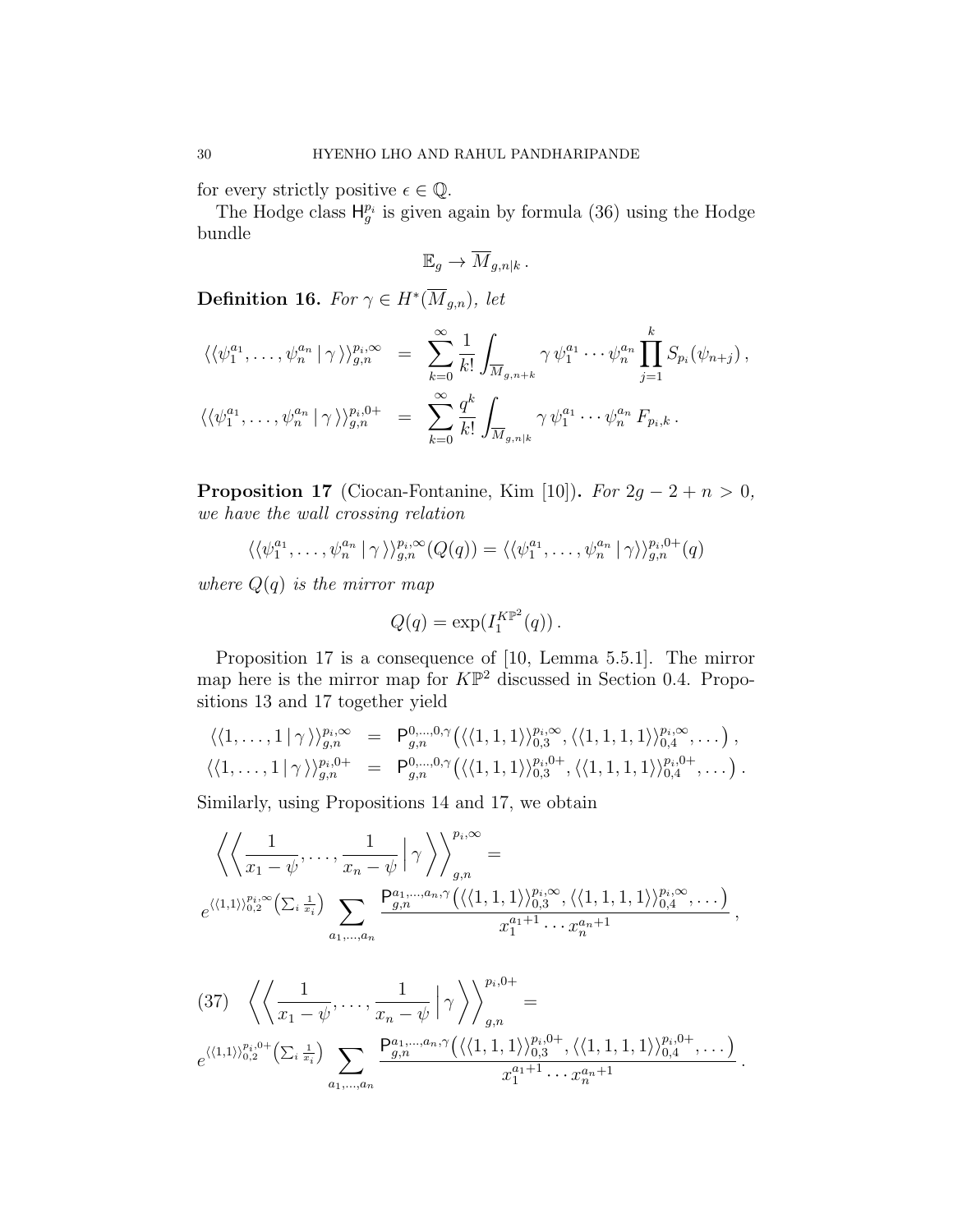for every strictly positive $\epsilon \in \mathbb{Q}$.

The Hodge class $\mathsf{H}_g^{p_i}$ is given again by formula (36) using the Hodge bundle

$$\mathbb{E}_g \to \overline{M}_{g,n|k}\,.$$

**Definition 16.** *For $\gamma \in H^*(\overline{M}_{g,n})$, let*

$$\begin{aligned}
\langle\langle \psi_1^{a_1}, \ldots, \psi_n^{a_n} \,|\, \gamma \rangle\rangle_{g,n}^{p_i,\infty} &= \sum_{k=0}^{\infty} \frac{1}{k!} \int_{\overline{M}_{g,n+k}} \gamma\, \psi_1^{a_1} \cdots \psi_n^{a_n} \prod_{j=1}^{k} S_{p_i}(\psi_{n+j})\,, \\
\langle\langle \psi_1^{a_1}, \ldots, \psi_n^{a_n} \,|\, \gamma \rangle\rangle_{g,n}^{p_i,0+} &= \sum_{k=0}^{\infty} \frac{q^k}{k!} \int_{\overline{M}_{g,n|k}} \gamma\, \psi_1^{a_1} \cdots \psi_n^{a_n}\, F_{p_i,k}\,.
\end{aligned}$$

**Proposition 17** (Ciocan-Fontanine, Kim [10])**.** *For $2g-2+n>0$, we have the wall crossing relation*

$$\langle\langle \psi_1^{a_1}, \ldots, \psi_n^{a_n} \,|\, \gamma \rangle\rangle_{g,n}^{p_i,\infty}(Q(q)) = \langle\langle \psi_1^{a_1}, \ldots, \psi_n^{a_n} \,|\, \gamma \rangle\rangle_{g,n}^{p_i,0+}(q)$$

*where $Q(q)$ is the mirror map*

$$Q(q) = \exp(I_1^{K\mathbb{P}^2}(q))\,.$$

Proposition 17 is a consequence of [10, Lemma 5.5.1]. The mirror map here is the mirror map for $K\mathbb{P}^2$ discussed in Section 0.4. Propositions 13 and 17 together yield

$$\begin{aligned}
\langle\langle 1, \ldots, 1 \,|\, \gamma \rangle\rangle_{g,n}^{p_i,\infty} &= \mathsf{P}_{g,n}^{0,\ldots,0,\gamma}\big(\langle\langle 1,1,1\rangle\rangle_{0,3}^{p_i,\infty}, \langle\langle 1,1,1,1\rangle\rangle_{0,4}^{p_i,\infty}, \ldots\big)\,, \\
\langle\langle 1, \ldots, 1 \,|\, \gamma \rangle\rangle_{g,n}^{p_i,0+} &= \mathsf{P}_{g,n}^{0,\ldots,0,\gamma}\big(\langle\langle 1,1,1\rangle\rangle_{0,3}^{p_i,0+}, \langle\langle 1,1,1,1\rangle\rangle_{0,4}^{p_i,0+}, \ldots\big)\,.
\end{aligned}$$

Similarly, using Propositions 14 and 17, we obtain

$$\left\langle\left\langle \frac{1}{x_1-\psi}, \ldots, \frac{1}{x_n-\psi} \,\Big|\, \gamma \right\rangle\right\rangle_{g,n}^{p_i,\infty} = e^{\langle\langle 1,1\rangle\rangle_{0,2}^{p_i,\infty}\left(\sum_i \frac{1}{x_i}\right)} \sum_{a_1,\ldots,a_n} \frac{\mathsf{P}_{g,n}^{a_1,\ldots,a_n,\gamma}\big(\langle\langle 1,1,1\rangle\rangle_{0,3}^{p_i,\infty}, \langle\langle 1,1,1,1\rangle\rangle_{0,4}^{p_i,\infty}, \ldots\big)}{x_1^{a_1+1}\cdots x_n^{a_n+1}}\,,$$

$$\left\langle\left\langle \frac{1}{x_1-\psi}, \ldots, \frac{1}{x_n-\psi} \,\Big|\, \gamma \right\rangle\right\rangle_{g,n}^{p_i,0+} = e^{\langle\langle 1,1\rangle\rangle_{0,2}^{p_i,0+}\left(\sum_i \frac{1}{x_i}\right)} \sum_{a_1,\ldots,a_n} \frac{\mathsf{P}_{g,n}^{a_1,\ldots,a_n,\gamma}\big(\langle\langle 1,1,1\rangle\rangle_{0,3}^{p_i,0+}, \langle\langle 1,1,1,1\rangle\rangle_{0,4}^{p_i,0+}, \ldots\big)}{x_1^{a_1+1}\cdots x_n^{a_n+1}}\,. \tag{37}$$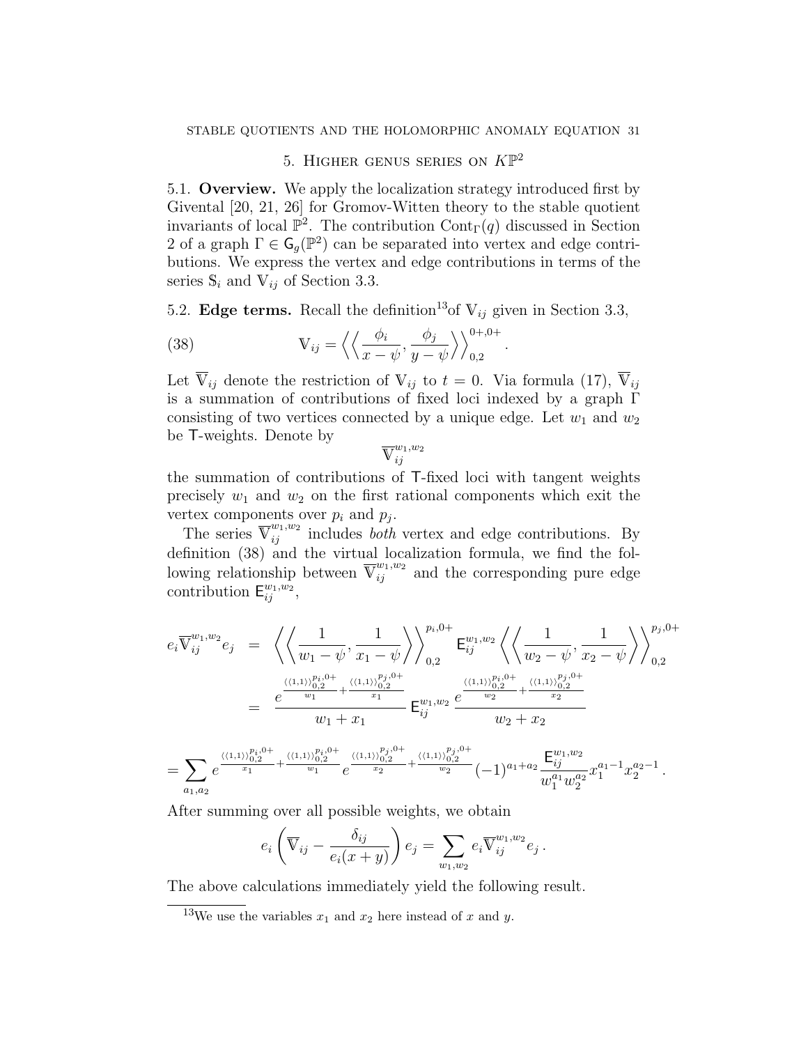## 5. Higher genus series on $K\mathbb{P}^2$

5.1. **Overview.** We apply the localization strategy introduced first by Givental [20, 21, 26] for Gromov-Witten theory to the stable quotient invariants of local $\mathbb{P}^2$. The contribution $\text{Cont}_\Gamma(q)$ discussed in Section 2 of a graph $\Gamma \in \mathsf{G}_g(\mathbb{P}^2)$ can be separated into vertex and edge contributions. We express the vertex and edge contributions in terms of the series $\mathbb{S}_i$ and $\mathbb{V}_{ij}$ of Section 3.3.

5.2. **Edge terms.** Recall the definition[13] of $\mathbb{V}_{ij}$ given in Section 3.3,

$$\mathbb{V}_{ij} = \left\langle\left\langle \frac{\phi_i}{x-\psi}, \frac{\phi_j}{y-\psi} \right\rangle\right\rangle_{0,2}^{0+,0+} . \tag{38}$$

Let $\overline{\mathbb{V}}_{ij}$ denote the restriction of $\mathbb{V}_{ij}$ to $t=0$. Via formula (17), $\overline{\mathbb{V}}_{ij}$ is a summation of contributions of fixed loci indexed by a graph $\Gamma$ consisting of two vertices connected by a unique edge. Let $w_1$ and $w_2$ be $\mathsf{T}$-weights. Denote by

$$\overline{\mathbb{V}}_{ij}^{w_1,w_2}$$

the summation of contributions of $\mathsf{T}$-fixed loci with tangent weights precisely $w_1$ and $w_2$ on the first rational components which exit the vertex components over $p_i$ and $p_j$.

The series $\overline{\mathbb{V}}_{ij}^{w_1,w_2}$ includes *both* vertex and edge contributions. By definition (38) and the virtual localization formula, we find the following relationship between $\overline{\mathbb{V}}_{ij}^{w_1,w_2}$ and the corresponding pure edge contribution $\mathsf{E}_{ij}^{w_1,w_2}$,

$$\begin{aligned}
e_i \overline{\mathbb{V}}_{ij}^{w_1,w_2} e_j &= \left\langle\left\langle \frac{1}{w_1-\psi}, \frac{1}{x_1-\psi} \right\rangle\right\rangle_{0,2}^{p_i,0+} \mathsf{E}_{ij}^{w_1,w_2} \left\langle\left\langle \frac{1}{w_2-\psi}, \frac{1}{x_2-\psi} \right\rangle\right\rangle_{0,2}^{p_j,0+} \\
&= \frac{e^{\frac{\langle\langle 1,1\rangle\rangle_{0,2}^{p_i,0+}}{w_1}+\frac{\langle\langle 1,1\rangle\rangle_{0,2}^{p_j,0+}}{x_1}}}{w_1+x_1} \mathsf{E}_{ij}^{w_1,w_2} \frac{e^{\frac{\langle\langle 1,1\rangle\rangle_{0,2}^{p_i,0+}}{w_2}+\frac{\langle\langle 1,1\rangle\rangle_{0,2}^{p_j,0+}}{x_2}}}{w_2+x_2}
\end{aligned}$$

$$= \sum_{a_1,a_2} e^{\frac{\langle\langle 1,1\rangle\rangle_{0,2}^{p_i,0+}}{x_1}+\frac{\langle\langle 1,1\rangle\rangle_{0,2}^{p_i,0+}}{w_1}} e^{\frac{\langle\langle 1,1\rangle\rangle_{0,2}^{p_j,0+}}{x_2}+\frac{\langle\langle 1,1\rangle\rangle_{0,2}^{p_j,0+}}{w_2}} (-1)^{a_1+a_2} \frac{\mathsf{E}_{ij}^{w_1,w_2}}{w_1^{a_1} w_2^{a_2}} x_1^{a_1-1} x_2^{a_2-1} .$$

After summing over all possible weights, we obtain

$$e_i \left( \overline{\mathbb{V}}_{ij} - \frac{\delta_{ij}}{e_i(x+y)} \right) e_j = \sum_{w_1,w_2} e_i \overline{\mathbb{V}}_{ij}^{w_1,w_2} e_j .$$

The above calculations immediately yield the following result.

---

[13] We use the variables $x_1$ and $x_2$ here instead of $x$ and $y$.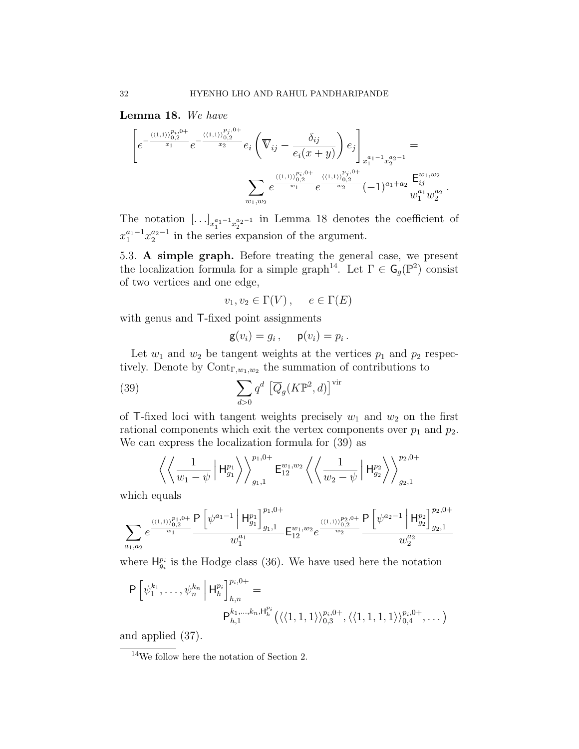**Lemma 18.** *We have*

$$\left[ e^{-\frac{\langle\langle 1,1\rangle\rangle_{0,2}^{p_i,0+}}{x_1}} e^{-\frac{\langle\langle 1,1\rangle\rangle_{0,2}^{p_j,0+}}{x_2}} e_i \left( \overline{\mathbb{V}}_{ij} - \frac{\delta_{ij}}{e_i(x+y)} \right) e_j \right]_{x_1^{a_1-1} x_2^{a_2-1}} = \sum_{w_1,w_2} e^{\frac{\langle\langle 1,1\rangle\rangle_{0,2}^{p_i,0+}}{w_1}} e^{\frac{\langle\langle 1,1\rangle\rangle_{0,2}^{p_j,0+}}{w_2}} (-1)^{a_1+a_2} \frac{\mathsf{E}_{ij}^{w_1,w_2}}{w_1^{a_1} w_2^{a_2}} \,.$$

The notation $[\ldots]_{x_1^{a_1-1}x_2^{a_2-1}}$ in Lemma 18 denotes the coefficient of $x_1^{a_1-1}x_2^{a_2-1}$ in the series expansion of the argument.

5.3. **A simple graph.** Before treating the general case, we present the localization formula for a simple graph[14]. Let $\Gamma \in \mathsf{G}_g(\mathbb{P}^2)$ consist of two vertices and one edge,

$$v_1, v_2 \in \Gamma(V)\,, \quad e \in \Gamma(E)$$

with genus and $\mathsf{T}$-fixed point assignments

$$\mathsf{g}(v_i) = g_i\,, \quad \mathsf{p}(v_i) = p_i\,.$$

Let $w_1$ and $w_2$ be tangent weights at the vertices $p_1$ and $p_2$ respectively. Denote by $\mathrm{Cont}_{\Gamma,w_1,w_2}$ the summation of contributions to

$$\sum_{d>0} q^d \left[\overline{Q}_g(K\mathbb{P}^2, d)\right]^{\mathrm{vir}} \tag{39}$$

of $\mathsf{T}$-fixed loci with tangent weights precisely $w_1$ and $w_2$ on the first rational components which exit the vertex components over $p_1$ and $p_2$. We can express the localization formula for (39) as

$$\left\langle\left\langle \frac{1}{w_1-\psi} \,\middle|\, \mathsf{H}_{g_1}^{p_1} \right\rangle\right\rangle_{g_1,1}^{p_1,0+} \mathsf{E}_{12}^{w_1,w_2} \left\langle\left\langle \frac{1}{w_2-\psi} \,\middle|\, \mathsf{H}_{g_2}^{p_2} \right\rangle\right\rangle_{g_2,1}^{p_2,0+}$$

which equals

$$\sum_{a_1,a_2} e^{\frac{\langle\langle 1,1\rangle\rangle_{0,2}^{p_1,0+}}{w_1}} \frac{\mathsf{P}\left[\psi^{a_1-1} \,\middle|\, \mathsf{H}_{g_1}^{p_1}\right]_{g_1,1}^{p_1,0+}}{w_1^{a_1}} \mathsf{E}_{12}^{w_1,w_2} e^{\frac{\langle\langle 1,1\rangle\rangle_{0,2}^{p_2,0+}}{w_2}} \frac{\mathsf{P}\left[\psi^{a_2-1} \,\middle|\, \mathsf{H}_{g_2}^{p_2}\right]_{g_2,1}^{p_2,0+}}{w_2^{a_2}}$$

where $\mathsf{H}_{g_i}^{p_i}$ is the Hodge class (36). We have used here the notation

$$\mathsf{P}\left[\psi_1^{k_1}, \ldots, \psi_n^{k_n} \,\middle|\, \mathsf{H}_h^{p_i}\right]_{h,n}^{p_i,0+} = \mathsf{P}_{h,1}^{k_1,\ldots,k_n,\mathsf{H}_h^{p_i}} \left( \langle\langle 1,1,1\rangle\rangle_{0,3}^{p_i,0+}, \langle\langle 1,1,1,1\rangle\rangle_{0,4}^{p_i,0+}, \ldots \right)$$

and applied (37).

[14] We follow here the notation of Section 2.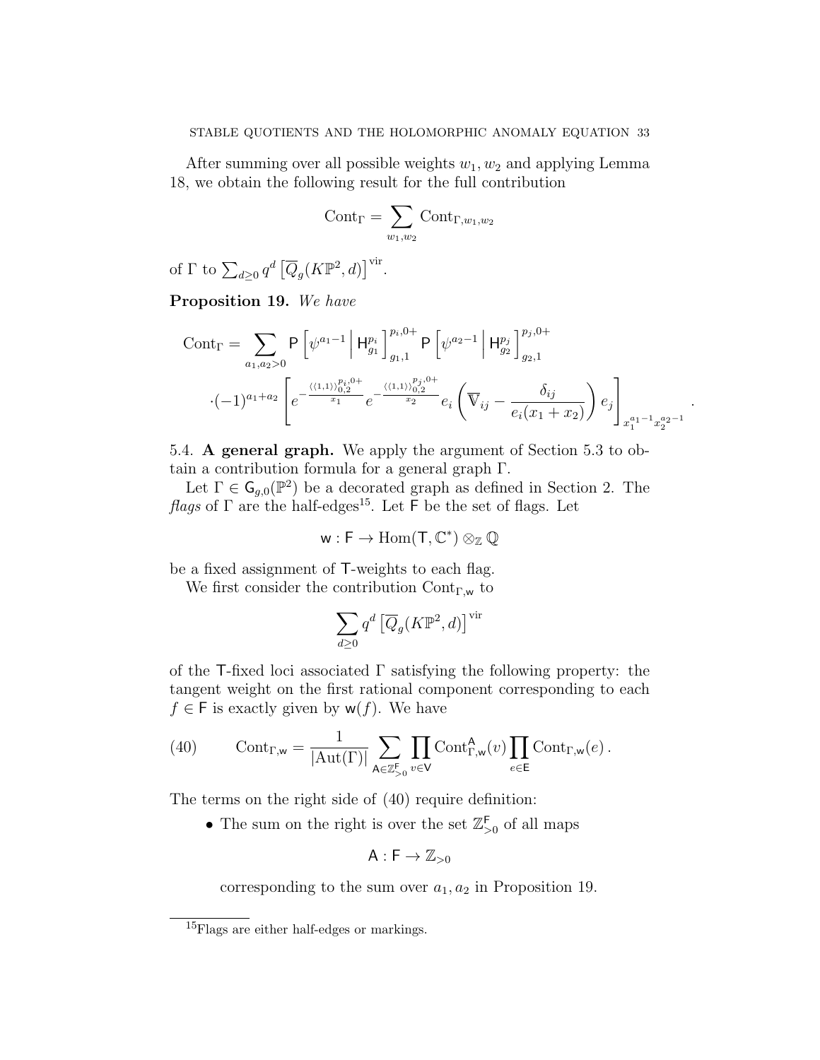After summing over all possible weights $w_1, w_2$ and applying Lemma 18, we obtain the following result for the full contribution

$$\mathrm{Cont}_\Gamma = \sum_{w_1,w_2} \mathrm{Cont}_{\Gamma,w_1,w_2}$$

of $\Gamma$ to $\sum_{d\geq 0} q^d \left[\overline{Q}_g(K\mathbb{P}^2, d)\right]^{\mathrm{vir}}$.

**Proposition 19.** *We have*

$$\mathrm{Cont}_\Gamma = \sum_{a_1,a_2>0} \mathsf{P}\left[\psi^{a_1-1} \,\middle|\, \mathsf{H}^{p_i}_{g_1}\right]^{p_i,0+}_{g_1,1} \mathsf{P}\left[\psi^{a_2-1} \,\middle|\, \mathsf{H}^{p_j}_{g_2}\right]^{p_j,0+}_{g_2,1}$$
$$\cdot(-1)^{a_1+a_2}\left[e^{-\frac{\langle\langle 1,1\rangle\rangle^{p_i,0+}_{0,2}}{x_1}} e^{-\frac{\langle\langle 1,1\rangle\rangle^{p_j,0+}_{0,2}}{x_2}} e_i\left(\overline{\mathbb{V}}_{ij} - \frac{\delta_{ij}}{e_i(x_1+x_2)}\right) e_j\right]_{x_1^{a_1-1}x_2^{a_2-1}}.$$

5.4. **A general graph.** We apply the argument of Section 5.3 to obtain a contribution formula for a general graph $\Gamma$.

Let $\Gamma \in \mathsf{G}_{g,0}(\mathbb{P}^2)$ be a decorated graph as defined in Section 2. The *flags* of $\Gamma$ are the half-edges[15]. Let $\mathsf{F}$ be the set of flags. Let

$$\mathsf{w} : \mathsf{F} \to \mathrm{Hom}(\mathsf{T}, \mathbb{C}^*) \otimes_{\mathbb{Z}} \mathbb{Q}$$

be a fixed assignment of $\mathsf{T}$-weights to each flag.

We first consider the contribution $\mathrm{Cont}_{\Gamma,\mathsf{w}}$ to

$$\sum_{d\geq 0} q^d \left[\overline{Q}_g(K\mathbb{P}^2, d)\right]^{\mathrm{vir}}$$

of the $\mathsf{T}$-fixed loci associated $\Gamma$ satisfying the following property: the tangent weight on the first rational component corresponding to each $f \in \mathsf{F}$ is exactly given by $\mathsf{w}(f)$. We have

$$\mathrm{Cont}_{\Gamma,\mathsf{w}} = \frac{1}{|\mathrm{Aut}(\Gamma)|} \sum_{\mathsf{A}\in\mathbb{Z}^{\mathsf{F}}_{>0}} \prod_{v\in\mathsf{V}} \mathrm{Cont}^{\mathsf{A}}_{\Gamma,\mathsf{w}}(v) \prod_{e\in\mathsf{E}} \mathrm{Cont}_{\Gamma,\mathsf{w}}(e)\,. \tag{40}$$

The terms on the right side of (40) require definition:

- The sum on the right is over the set $\mathbb{Z}^{\mathsf{F}}_{>0}$ of all maps

$$\mathsf{A} : \mathsf{F} \to \mathbb{Z}_{>0}$$

corresponding to the sum over $a_1, a_2$ in Proposition 19.

---

[15] Flags are either half-edges or markings.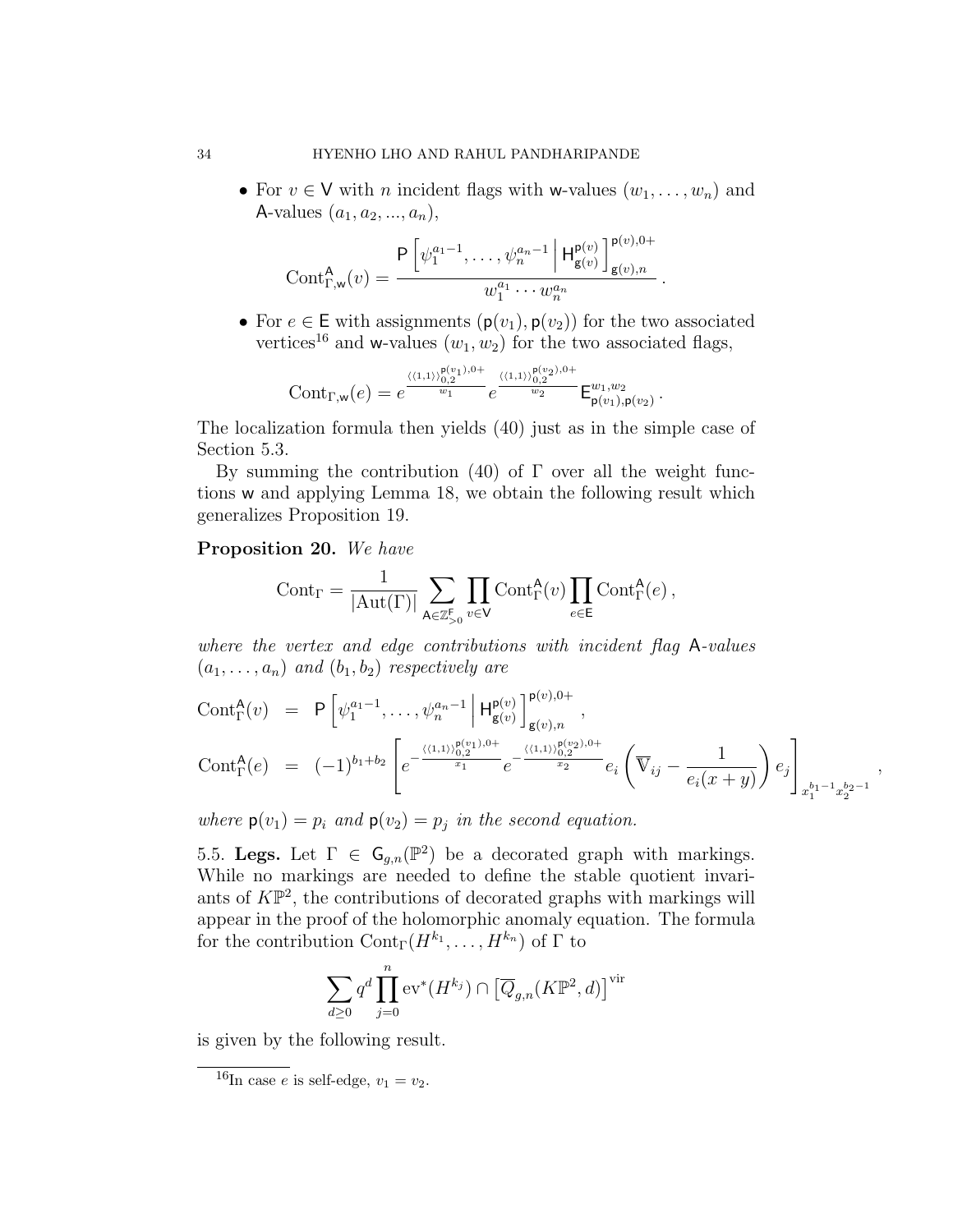- For $v \in \mathsf{V}$ with $n$ incident flags with $\mathsf{w}$-values $(w_1, \ldots, w_n)$ and $\mathsf{A}$-values $(a_1, a_2, ..., a_n)$,

$$\mathrm{Cont}^{\mathsf{A}}_{\Gamma,\mathsf{w}}(v) = \frac{\mathsf{P}\left[\psi_1^{a_1-1}, \ldots, \psi_n^{a_n-1} \,\middle|\, \mathsf{H}^{\mathsf{p}(v)}_{\mathsf{g}(v)}\right]^{\mathsf{p}(v),0+}_{\mathsf{g}(v),n}}{w_1^{a_1} \cdots w_n^{a_n}} \,.$$

- For $e \in \mathsf{E}$ with assignments $(\mathsf{p}(v_1), \mathsf{p}(v_2))$ for the two associated vertices[16] and $\mathsf{w}$-values $(w_1, w_2)$ for the two associated flags,

$$\mathrm{Cont}_{\Gamma,\mathsf{w}}(e) = e^{\frac{\langle\langle 1,1\rangle\rangle^{\mathsf{p}(v_1),0+}_{0,2}}{w_1}} e^{\frac{\langle\langle 1,1\rangle\rangle^{\mathsf{p}(v_2),0+}_{0,2}}{w_2}} \mathsf{E}^{w_1,w_2}_{\mathsf{p}(v_1),\mathsf{p}(v_2)} \,.$$

The localization formula then yields (40) just as in the simple case of Section 5.3.

By summing the contribution (40) of $\Gamma$ over all the weight functions $\mathsf{w}$ and applying Lemma 18, we obtain the following result which generalizes Proposition 19.

**Proposition 20.** *We have*

$$\mathrm{Cont}_\Gamma = \frac{1}{|\mathrm{Aut}(\Gamma)|} \sum_{\mathsf{A} \in \mathbb{Z}^{\mathsf{F}}_{>0}} \prod_{v \in \mathsf{V}} \mathrm{Cont}^{\mathsf{A}}_\Gamma(v) \prod_{e \in \mathsf{E}} \mathrm{Cont}^{\mathsf{A}}_\Gamma(e) \,,$$

*where the vertex and edge contributions with incident flag* $\mathsf{A}$*-values* $(a_1, \ldots, a_n)$ *and* $(b_1, b_2)$ *respectively are*

$$\mathrm{Cont}^{\mathsf{A}}_\Gamma(v) \;=\; \mathsf{P}\left[\psi_1^{a_1-1}, \ldots, \psi_n^{a_n-1} \,\middle|\, \mathsf{H}^{\mathsf{p}(v)}_{\mathsf{g}(v)}\right]^{\mathsf{p}(v),0+}_{\mathsf{g}(v),n} \,,$$

$$\mathrm{Cont}^{\mathsf{A}}_\Gamma(e) \;=\; (-1)^{b_1+b_2} \left[ e^{-\frac{\langle\langle 1,1\rangle\rangle^{\mathsf{p}(v_1),0+}_{0,2}}{x_1}} e^{-\frac{\langle\langle 1,1\rangle\rangle^{\mathsf{p}(v_2),0+}_{0,2}}{x_2}} e_i \left( \overline{\mathbb{V}}_{ij} - \frac{1}{e_i(x+y)} \right) e_j \right]_{x_1^{b_1-1} x_2^{b_2-1}} ,$$

*where* $\mathsf{p}(v_1) = p_i$ *and* $\mathsf{p}(v_2) = p_j$ *in the second equation.*

5.5. **Legs.** Let $\Gamma \in \mathsf{G}_{g,n}(\mathbb{P}^2)$ be a decorated graph with markings. While no markings are needed to define the stable quotient invariants of $K\mathbb{P}^2$, the contributions of decorated graphs with markings will appear in the proof of the holomorphic anomaly equation. The formula for the contribution $\mathrm{Cont}_\Gamma(H^{k_1}, \ldots, H^{k_n})$ of $\Gamma$ to

$$\sum_{d \geq 0} q^d \prod_{j=0}^{n} \mathrm{ev}^*(H^{k_j}) \cap \left[\overline{Q}_{g,n}(K\mathbb{P}^2, d)\right]^{\mathrm{vir}}$$

is given by the following result.

[16] In case $e$ is self-edge, $v_1 = v_2$.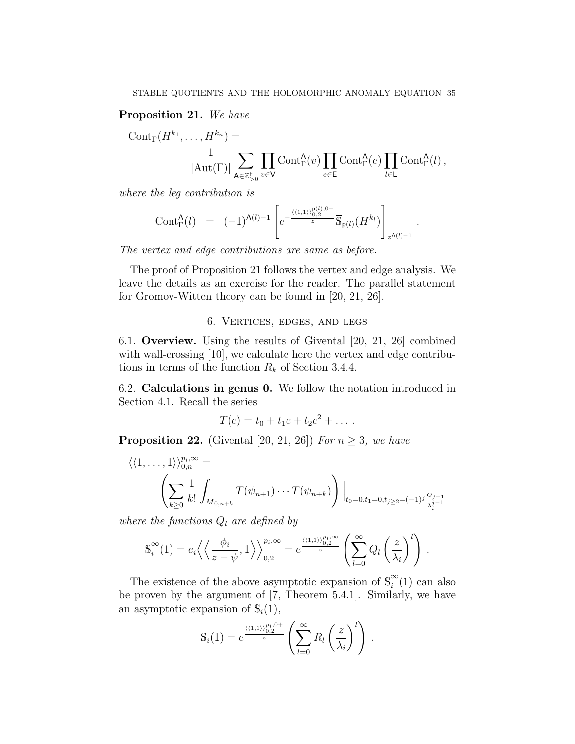**Proposition 21.** *We have*

$$
\mathrm{Cont}_\Gamma(H^{k_1},\ldots,H^{k_n}) = \frac{1}{|\mathrm{Aut}(\Gamma)|}\sum_{\mathsf{A}\in\mathbb{Z}^{\mathsf{F}}_{>0}}\prod_{v\in\mathsf{V}}\mathrm{Cont}^{\mathsf{A}}_\Gamma(v)\prod_{e\in\mathsf{E}}\mathrm{Cont}^{\mathsf{A}}_\Gamma(e)\prod_{l\in\mathsf{L}}\mathrm{Cont}^{\mathsf{A}}_\Gamma(l)\,,
$$

*where the leg contribution is*

$$
\mathrm{Cont}^{\mathsf{A}}_\Gamma(l) \;=\; (-1)^{\mathsf{A}(l)-1}\left[e^{-\frac{\langle\langle 1,1\rangle\rangle^{\mathsf{p}(l),0+}_{0,2}}{z}}\overline{\mathbb{S}}_{\mathsf{p}(l)}(H^{k_l})\right]_{z^{\mathsf{A}(l)-1}}\,.
$$

*The vertex and edge contributions are same as before.*

The proof of Proposition 21 follows the vertex and edge analysis. We leave the details as an exercise for the reader. The parallel statement for Gromov-Witten theory can be found in [20, 21, 26].

## 6. Vertices, edges, and legs

6.1. **Overview.** Using the results of Givental [20, 21, 26] combined with wall-crossing [10], we calculate here the vertex and edge contributions in terms of the function $R_k$ of Section 3.4.4.

6.2. **Calculations in genus 0.** We follow the notation introduced in Section 4.1. Recall the series

$$
T(c) = t_0 + t_1 c + t_2 c^2 + \ldots\,.
$$

**Proposition 22.** (Givental [20, 21, 26]) *For $n \geq 3$, we have*

$$
\langle\langle 1,\ldots,1\rangle\rangle^{p_i,\infty}_{0,n} = \left(\sum_{k\geq 0}\frac{1}{k!}\int_{\overline{M}_{0,n+k}} T(\psi_{n+1})\cdots T(\psi_{n+k})\right)\Big|_{t_0=0,t_1=0,t_{j\geq 2}=(-1)^j\frac{Q_{j-1}}{\lambda_i^{j-1}}}
$$

*where the functions $Q_l$ are defined by*

$$
\overline{\mathbb{S}}^\infty_i(1) = e_i\Big\langle\Big\langle\frac{\phi_i}{z-\psi},1\Big\rangle\Big\rangle^{p_i,\infty}_{0,2} = e^{\frac{\langle\langle 1,1\rangle\rangle^{p_i,\infty}_{0,2}}{z}}\left(\sum_{l=0}^{\infty}Q_l\left(\frac{z}{\lambda_i}\right)^l\right)\,.
$$

The existence of the above asymptotic expansion of $\overline{\mathbb{S}}^\infty_i(1)$ can also be proven by the argument of [7, Theorem 5.4.1]. Similarly, we have an asymptotic expansion of $\overline{\mathbb{S}}_i(1)$,

$$
\overline{\mathbb{S}}_i(1) = e^{\frac{\langle\langle 1,1\rangle\rangle^{p_i,0+}_{0,2}}{z}}\left(\sum_{l=0}^{\infty}R_l\left(\frac{z}{\lambda_i}\right)^l\right)\,.
$$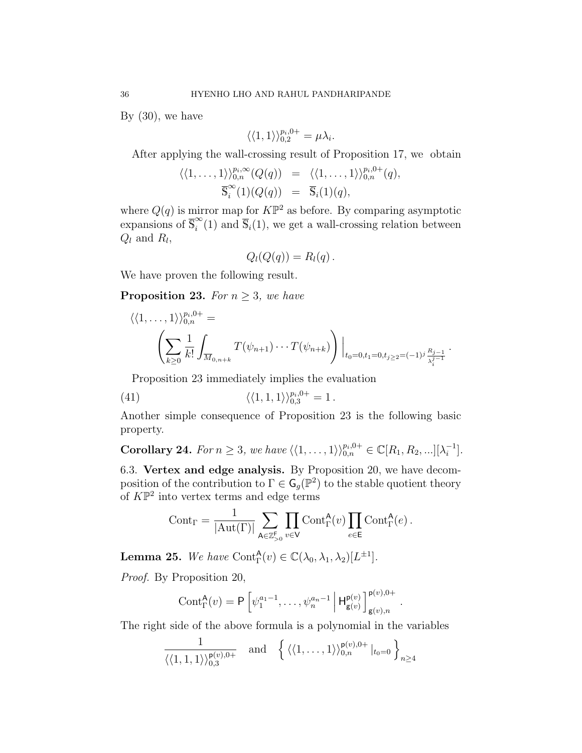By (30), we have

$$\langle\langle 1,1\rangle\rangle_{0,2}^{p_i,0+} = \mu\lambda_i.$$

After applying the wall-crossing result of Proposition 17, we obtain

$$\begin{aligned}
\langle\langle 1,\ldots,1\rangle\rangle_{0,n}^{p_i,\infty}(Q(q)) &= \langle\langle 1,\ldots,1\rangle\rangle_{0,n}^{p_i,0+}(q),\\
\overline{\mathbb{S}}_i^{\infty}(1)(Q(q)) &= \overline{\mathbb{S}}_i(1)(q),
\end{aligned}$$

where $Q(q)$ is mirror map for $K\mathbb{P}^2$ as before. By comparing asymptotic expansions of $\overline{\mathbb{S}}_i^{\infty}(1)$ and $\overline{\mathbb{S}}_i(1)$, we get a wall-crossing relation between $Q_l$ and $R_l$,

$$Q_l(Q(q)) = R_l(q)\,.$$

We have proven the following result.

**Proposition 23.** *For $n \geq 3$, we have*

$$\langle\langle 1,\ldots,1\rangle\rangle_{0,n}^{p_i,0+} = \left(\sum_{k\geq 0}\frac{1}{k!}\int_{\overline{M}_{0,n+k}} T(\psi_{n+1})\cdots T(\psi_{n+k})\right)\Big|_{t_0=0,t_1=0,t_{j\geq 2}=(-1)^j\frac{R_{j-1}}{\lambda_i^{j-1}}}\,.$$

Proposition 23 immediately implies the evaluation

$$\langle\langle 1,1,1\rangle\rangle_{0,3}^{p_i,0+} = 1\,. \tag{41}$$

Another simple consequence of Proposition 23 is the following basic property.

**Corollary 24.** *For $n \geq 3$, we have $\langle\langle 1,\ldots,1\rangle\rangle_{0,n}^{p_i,0+} \in \mathbb{C}[R_1,R_2,...][\lambda_i^{-1}]$.*

6.3. **Vertex and edge analysis.** By Proposition 20, we have decomposition of the contribution to $\Gamma \in \mathsf{G}_g(\mathbb{P}^2)$ to the stable quotient theory of $K\mathbb{P}^2$ into vertex terms and edge terms

$$\mathrm{Cont}_\Gamma = \frac{1}{|\mathrm{Aut}(\Gamma)|}\sum_{\mathsf{A}\in\mathbb{Z}_{>0}^{\mathsf{F}}}\prod_{v\in\mathsf{V}}\mathrm{Cont}_\Gamma^{\mathsf{A}}(v)\prod_{e\in\mathsf{E}}\mathrm{Cont}_\Gamma^{\mathsf{A}}(e)\,.$$

**Lemma 25.** *We have $\mathrm{Cont}_\Gamma^{\mathsf{A}}(v) \in \mathbb{C}(\lambda_0,\lambda_1,\lambda_2)[L^{\pm 1}]$.*

*Proof.* By Proposition 20,

$$\mathrm{Cont}_\Gamma^{\mathsf{A}}(v) = \mathsf{P}\left[\psi_1^{a_1-1},\ldots,\psi_n^{a_n-1}\,\Big|\,\mathsf{H}_{\mathsf{g}(v)}^{\mathsf{p}(v)}\right]_{\mathsf{g}(v),n}^{\mathsf{p}(v),0+}\,.$$

The right side of the above formula is a polynomial in the variables

$$\frac{1}{\langle\langle 1,1,1\rangle\rangle_{0,3}^{\mathsf{p}(v),0+}} \quad \text{and} \quad \left\{\,\langle\langle 1,\ldots,1\rangle\rangle_{0,n}^{\mathsf{p}(v),0+}\,|_{t_0=0}\,\right\}_{n\geq 4}$$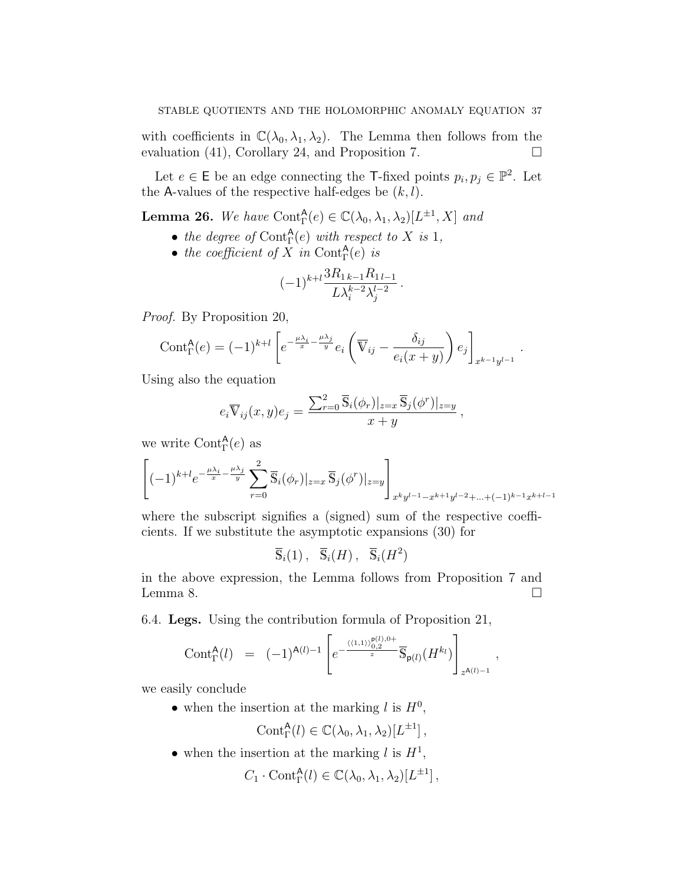with coefficients in $\mathbb{C}(\lambda_0, \lambda_1, \lambda_2)$. The Lemma then follows from the evaluation (41), Corollary 24, and Proposition 7. $\square$

Let $e \in \mathsf{E}$ be an edge connecting the $\mathsf{T}$-fixed points $p_i, p_j \in \mathbb{P}^2$. Let the $\mathsf{A}$-values of the respective half-edges be $(k, l)$.

**Lemma 26.** *We have* $\mathrm{Cont}^{\mathsf{A}}_{\Gamma}(e) \in \mathbb{C}(\lambda_0, \lambda_1, \lambda_2)[L^{\pm 1}, X]$ *and*

- *the degree of* $\mathrm{Cont}^{\mathsf{A}}_{\Gamma}(e)$ *with respect to* $X$ *is* $1$,
- *the coefficient of* $X$ *in* $\mathrm{Cont}^{\mathsf{A}}_{\Gamma}(e)$ *is*

$$(-1)^{k+l} \frac{3R_{1\,k-1}R_{1\,l-1}}{L\lambda_i^{k-2}\lambda_j^{l-2}}\,.$$

*Proof.* By Proposition 20,

$$\mathrm{Cont}^{\mathsf{A}}_{\Gamma}(e) = (-1)^{k+l}\left[e^{-\frac{\mu\lambda_i}{x}-\frac{\mu\lambda_j}{y}} e_i \left(\overline{\mathbb{V}}_{ij} - \frac{\delta_{ij}}{e_i(x+y)}\right) e_j\right]_{x^{k-1}y^{l-1}}\,.$$

Using also the equation

$$e_i \overline{\mathbb{V}}_{ij}(x,y) e_j = \frac{\sum_{r=0}^{2} \overline{\mathbb{S}}_i(\phi_r)|_{z=x}\, \overline{\mathbb{S}}_j(\phi^r)|_{z=y}}{x+y}\,,$$

we write $\mathrm{Cont}^{\mathsf{A}}_{\Gamma}(e)$ as

$$\left[(-1)^{k+l} e^{-\frac{\mu\lambda_i}{x}-\frac{\mu\lambda_j}{y}} \sum_{r=0}^{2} \overline{\mathbb{S}}_i(\phi_r)|_{z=x}\, \overline{\mathbb{S}}_j(\phi^r)|_{z=y}\right]_{x^k y^{l-1} - x^{k+1}y^{l-2} + \ldots + (-1)^{k-1}x^{k+l-1}}$$

where the subscript signifies a (signed) sum of the respective coefficients. If we substitute the asymptotic expansions (30) for

$$\overline{\mathbb{S}}_i(1)\,, \quad \overline{\mathbb{S}}_i(H)\,, \quad \overline{\mathbb{S}}_i(H^2)$$

in the above expression, the Lemma follows from Proposition 7 and Lemma 8. $\square$

6.4. **Legs.** Using the contribution formula of Proposition 21,

$$\mathrm{Cont}^{\mathsf{A}}_{\Gamma}(l) \quad = \quad (-1)^{\mathsf{A}(l)-1}\left[e^{-\frac{\langle\langle 1,1\rangle\rangle^{\mathsf{p}(l),0+}_{0,2}}{z}} \overline{\mathbb{S}}_{\mathsf{p}(l)}(H^{k_l})\right]_{z^{\mathsf{A}(l)-1}}\,,$$

we easily conclude

- when the insertion at the marking $l$ is $H^0$,

$$\mathrm{Cont}^{\mathsf{A}}_{\Gamma}(l) \in \mathbb{C}(\lambda_0, \lambda_1, \lambda_2)[L^{\pm 1}]\,,$$

- when the insertion at the marking $l$ is $H^1$,

$$C_1 \cdot \mathrm{Cont}^{\mathsf{A}}_{\Gamma}(l) \in \mathbb{C}(\lambda_0, \lambda_1, \lambda_2)[L^{\pm 1}]\,,$$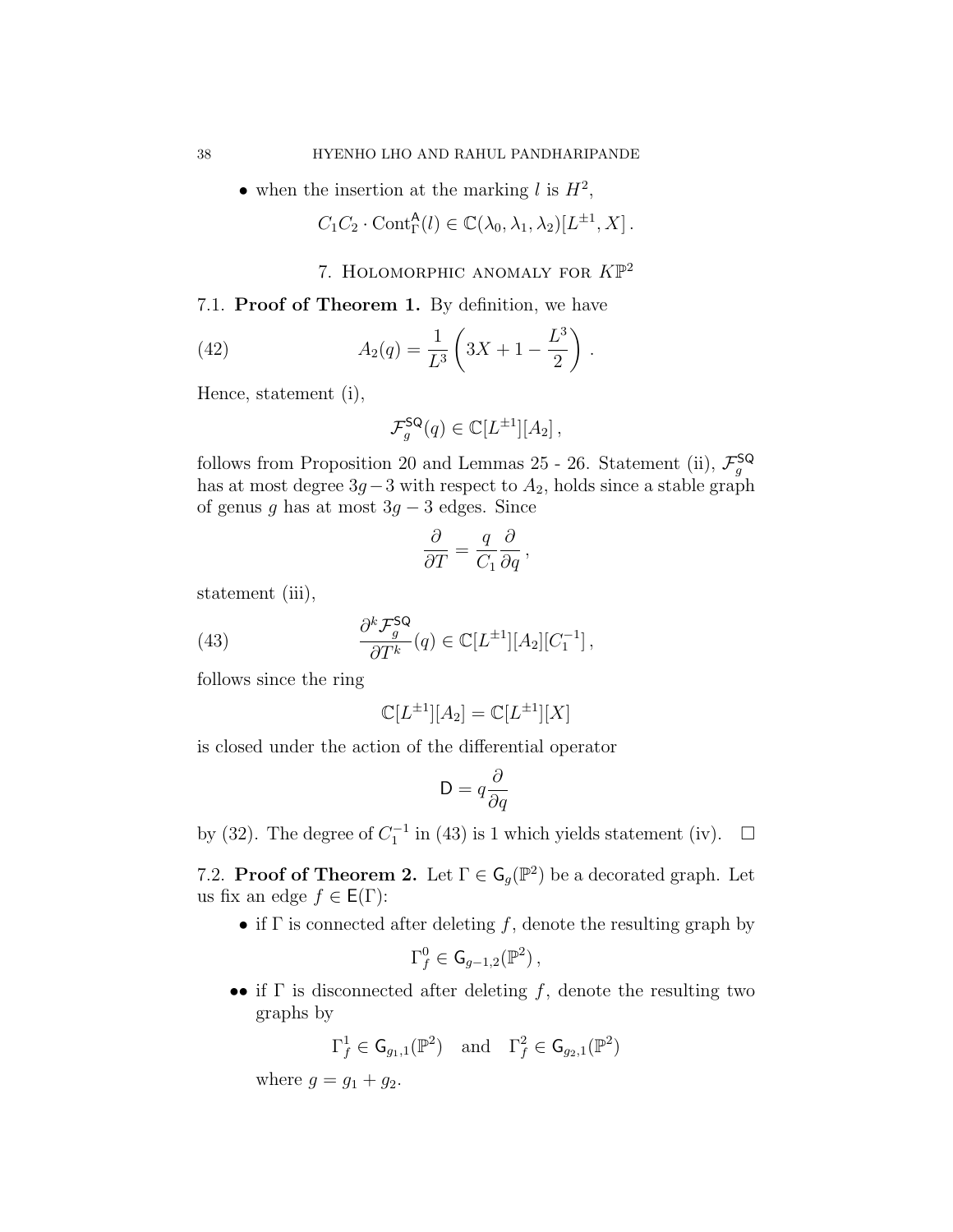- when the insertion at the marking $l$ is $H^2$,

$$C_1C_2 \cdot \mathrm{Cont}^{\mathsf{A}}_\Gamma(l) \in \mathbb{C}(\lambda_0,\lambda_1,\lambda_2)[L^{\pm 1}, X]\,.$$

## 7. Holomorphic anomaly for $K\mathbb{P}^2$

**7.1. Proof of Theorem 1.** By definition, we have

$$A_2(q) = \frac{1}{L^3}\left(3X + 1 - \frac{L^3}{2}\right)\,. \tag{42}$$

Hence, statement (i),

$$\mathcal{F}^{\mathsf{SQ}}_g(q) \in \mathbb{C}[L^{\pm 1}][A_2]\,,$$

follows from Proposition 20 and Lemmas 25 - 26. Statement (ii), $\mathcal{F}^{\mathsf{SQ}}_g$ has at most degree $3g-3$ with respect to $A_2$, holds since a stable graph of genus $g$ has at most $3g-3$ edges. Since

$$\frac{\partial}{\partial T} = \frac{q}{C_1}\frac{\partial}{\partial q}\,,$$

statement (iii),

$$\frac{\partial^k \mathcal{F}^{\mathsf{SQ}}_g}{\partial T^k}(q) \in \mathbb{C}[L^{\pm 1}][A_2][C_1^{-1}]\,, \tag{43}$$

follows since the ring

$$\mathbb{C}[L^{\pm 1}][A_2] = \mathbb{C}[L^{\pm 1}][X]$$

is closed under the action of the differential operator

$$\mathsf{D} = q\frac{\partial}{\partial q}$$

by (32). The degree of $C_1^{-1}$ in (43) is 1 which yields statement (iv). $\square$

**7.2. Proof of Theorem 2.** Let $\Gamma \in \mathsf{G}_g(\mathbb{P}^2)$ be a decorated graph. Let us fix an edge $f \in \mathsf{E}(\Gamma)$:

- if $\Gamma$ is connected after deleting $f$, denote the resulting graph by

$$\Gamma^0_f \in \mathsf{G}_{g-1,2}(\mathbb{P}^2)\,,$$

- •• if $\Gamma$ is disconnected after deleting $f$, denote the resulting two graphs by

$$\Gamma^1_f \in \mathsf{G}_{g_1,1}(\mathbb{P}^2) \quad \text{and} \quad \Gamma^2_f \in \mathsf{G}_{g_2,1}(\mathbb{P}^2)$$

  where $g = g_1 + g_2$.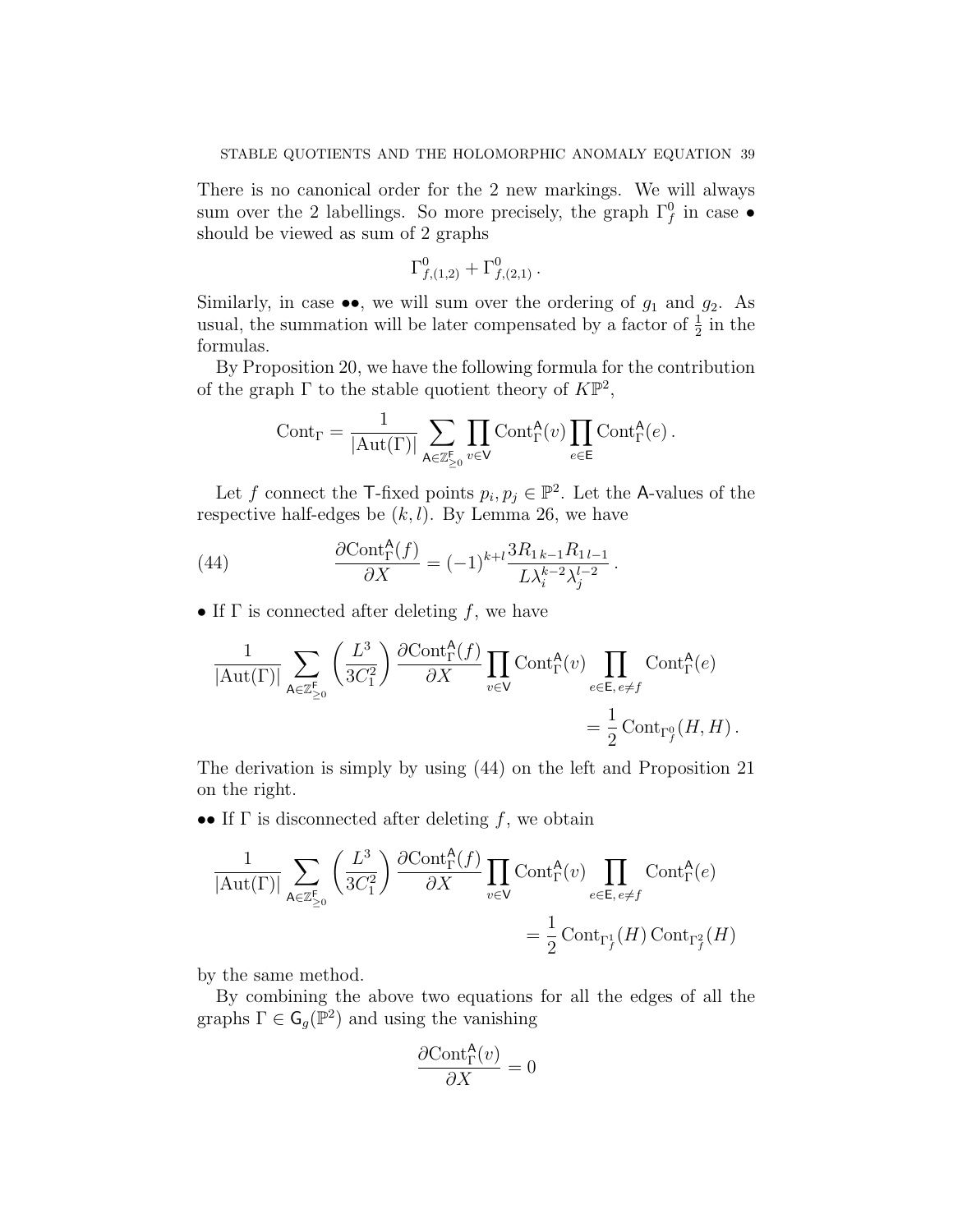There is no canonical order for the 2 new markings. We will always sum over the 2 labellings. So more precisely, the graph $\Gamma^0_f$ in case • should be viewed as sum of 2 graphs

$$\Gamma^0_{f,(1,2)} + \Gamma^0_{f,(2,1)}\,.$$

Similarly, in case ••, we will sum over the ordering of $g_1$ and $g_2$. As usual, the summation will be later compensated by a factor of $\frac{1}{2}$ in the formulas.

By Proposition 20, we have the following formula for the contribution of the graph $\Gamma$ to the stable quotient theory of $K\mathbb{P}^2$,

$$\mathrm{Cont}_\Gamma = \frac{1}{|\mathrm{Aut}(\Gamma)|} \sum_{\mathsf{A}\in \mathbb{Z}^{\mathsf{F}}_{\geq 0}} \prod_{v\in \mathsf{V}} \mathrm{Cont}^{\mathsf{A}}_\Gamma(v) \prod_{e\in\mathsf{E}} \mathrm{Cont}^{\mathsf{A}}_\Gamma(e)\,.$$

Let $f$ connect the $\mathsf{T}$-fixed points $p_i, p_j \in \mathbb{P}^2$. Let the $\mathsf{A}$-values of the respective half-edges be $(k,l)$. By Lemma 26, we have

$$\frac{\partial \mathrm{Cont}^{\mathsf{A}}_\Gamma(f)}{\partial X} = (-1)^{k+l} \frac{3R_{1\,k-1}R_{1\,l-1}}{L\lambda_i^{k-2}\lambda_j^{l-2}}\,. \tag{44}$$

• If $\Gamma$ is connected after deleting $f$, we have

$$\frac{1}{|\mathrm{Aut}(\Gamma)|} \sum_{\mathsf{A}\in \mathbb{Z}^{\mathsf{F}}_{\geq 0}} \left(\frac{L^3}{3C_1^2}\right) \frac{\partial \mathrm{Cont}^{\mathsf{A}}_\Gamma(f)}{\partial X} \prod_{v\in\mathsf{V}} \mathrm{Cont}^{\mathsf{A}}_\Gamma(v) \prod_{e\in\mathsf{E},\, e\neq f} \mathrm{Cont}^{\mathsf{A}}_\Gamma(e)$$
$$= \frac{1}{2}\,\mathrm{Cont}_{\Gamma^0_f}(H,H)\,.$$

The derivation is simply by using (44) on the left and Proposition 21 on the right.

•• If $\Gamma$ is disconnected after deleting $f$, we obtain

$$\frac{1}{|\mathrm{Aut}(\Gamma)|} \sum_{\mathsf{A}\in \mathbb{Z}^{\mathsf{F}}_{\geq 0}} \left(\frac{L^3}{3C_1^2}\right) \frac{\partial \mathrm{Cont}^{\mathsf{A}}_\Gamma(f)}{\partial X} \prod_{v\in\mathsf{V}} \mathrm{Cont}^{\mathsf{A}}_\Gamma(v) \prod_{e\in\mathsf{E},\, e\neq f} \mathrm{Cont}^{\mathsf{A}}_\Gamma(e)$$
$$= \frac{1}{2}\,\mathrm{Cont}_{\Gamma^1_f}(H)\,\mathrm{Cont}_{\Gamma^2_f}(H)$$

by the same method.

By combining the above two equations for all the edges of all the graphs $\Gamma \in \mathsf{G}_g(\mathbb{P}^2)$ and using the vanishing

$$\frac{\partial \mathrm{Cont}^{\mathsf{A}}_\Gamma(v)}{\partial X} = 0$$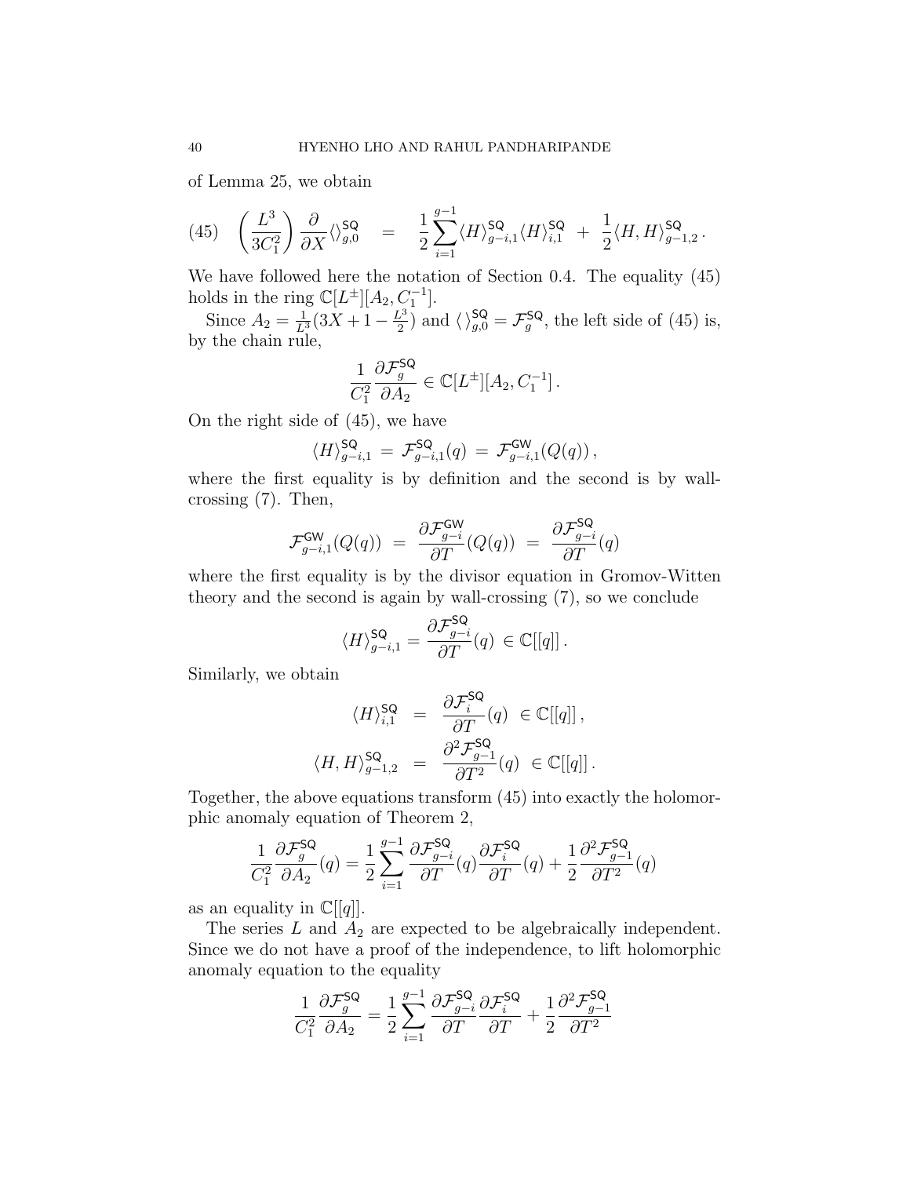of Lemma 25, we obtain

$$\text{(45)} \quad \left(\frac{L^3}{3C_1^2}\right)\frac{\partial}{\partial X}\langle\rangle^{\mathsf{SQ}}_{g,0} \;=\; \frac{1}{2}\sum_{i=1}^{g-1}\langle H\rangle^{\mathsf{SQ}}_{g-i,1}\langle H\rangle^{\mathsf{SQ}}_{i,1} \;+\; \frac{1}{2}\langle H,H\rangle^{\mathsf{SQ}}_{g-1,2}\,.$$

We have followed here the notation of Section 0.4. The equality (45) holds in the ring $\mathbb{C}[L^{\pm}][A_2, C_1^{-1}]$.

Since $A_2 = \frac{1}{L^3}(3X + 1 - \frac{L^3}{2})$ and $\langle\rangle^{\mathsf{SQ}}_{g,0} = \mathcal{F}^{\mathsf{SQ}}_g$, the left side of (45) is, by the chain rule,

$$\frac{1}{C_1^2}\frac{\partial \mathcal{F}^{\mathsf{SQ}}_g}{\partial A_2} \in \mathbb{C}[L^{\pm}][A_2, C_1^{-1}]\,.$$

On the right side of (45), we have

$$\langle H\rangle^{\mathsf{SQ}}_{g-i,1} \,=\, \mathcal{F}^{\mathsf{SQ}}_{g-i,1}(q) \,=\, \mathcal{F}^{\mathsf{GW}}_{g-i,1}(Q(q))\,,$$

where the first equality is by definition and the second is by wall-crossing (7). Then,

$$\mathcal{F}^{\mathsf{GW}}_{g-i,1}(Q(q)) \;=\; \frac{\partial \mathcal{F}^{\mathsf{GW}}_{g-i}}{\partial T}(Q(q)) \;=\; \frac{\partial \mathcal{F}^{\mathsf{SQ}}_{g-i}}{\partial T}(q)$$

where the first equality is by the divisor equation in Gromov-Witten theory and the second is again by wall-crossing (7), so we conclude

$$\langle H\rangle^{\mathsf{SQ}}_{g-i,1} = \frac{\partial \mathcal{F}^{\mathsf{SQ}}_{g-i}}{\partial T}(q) \,\in \mathbb{C}[[q]]\,.$$

Similarly, we obtain

$$\begin{aligned}
\langle H\rangle^{\mathsf{SQ}}_{i,1} &= \frac{\partial \mathcal{F}^{\mathsf{SQ}}_{i}}{\partial T}(q) \,\in \mathbb{C}[[q]]\,,\\
\langle H,H\rangle^{\mathsf{SQ}}_{g-1,2} &= \frac{\partial^2 \mathcal{F}^{\mathsf{SQ}}_{g-1}}{\partial T^2}(q) \,\in \mathbb{C}[[q]]\,.
\end{aligned}$$

Together, the above equations transform (45) into exactly the holomorphic anomaly equation of Theorem 2,

$$\frac{1}{C_1^2}\frac{\partial \mathcal{F}^{\mathsf{SQ}}_g}{\partial A_2}(q) = \frac{1}{2}\sum_{i=1}^{g-1}\frac{\partial \mathcal{F}^{\mathsf{SQ}}_{g-i}}{\partial T}(q)\frac{\partial \mathcal{F}^{\mathsf{SQ}}_{i}}{\partial T}(q) + \frac{1}{2}\frac{\partial^2 \mathcal{F}^{\mathsf{SQ}}_{g-1}}{\partial T^2}(q)$$

as an equality in $\mathbb{C}[[q]]$.

The series $L$ and $A_2$ are expected to be algebraically independent. Since we do not have a proof of the independence, to lift holomorphic anomaly equation to the equality

$$\frac{1}{C_1^2}\frac{\partial \mathcal{F}^{\mathsf{SQ}}_g}{\partial A_2} = \frac{1}{2}\sum_{i=1}^{g-1}\frac{\partial \mathcal{F}^{\mathsf{SQ}}_{g-i}}{\partial T}\frac{\partial \mathcal{F}^{\mathsf{SQ}}_{i}}{\partial T} + \frac{1}{2}\frac{\partial^2 \mathcal{F}^{\mathsf{SQ}}_{g-1}}{\partial T^2}$$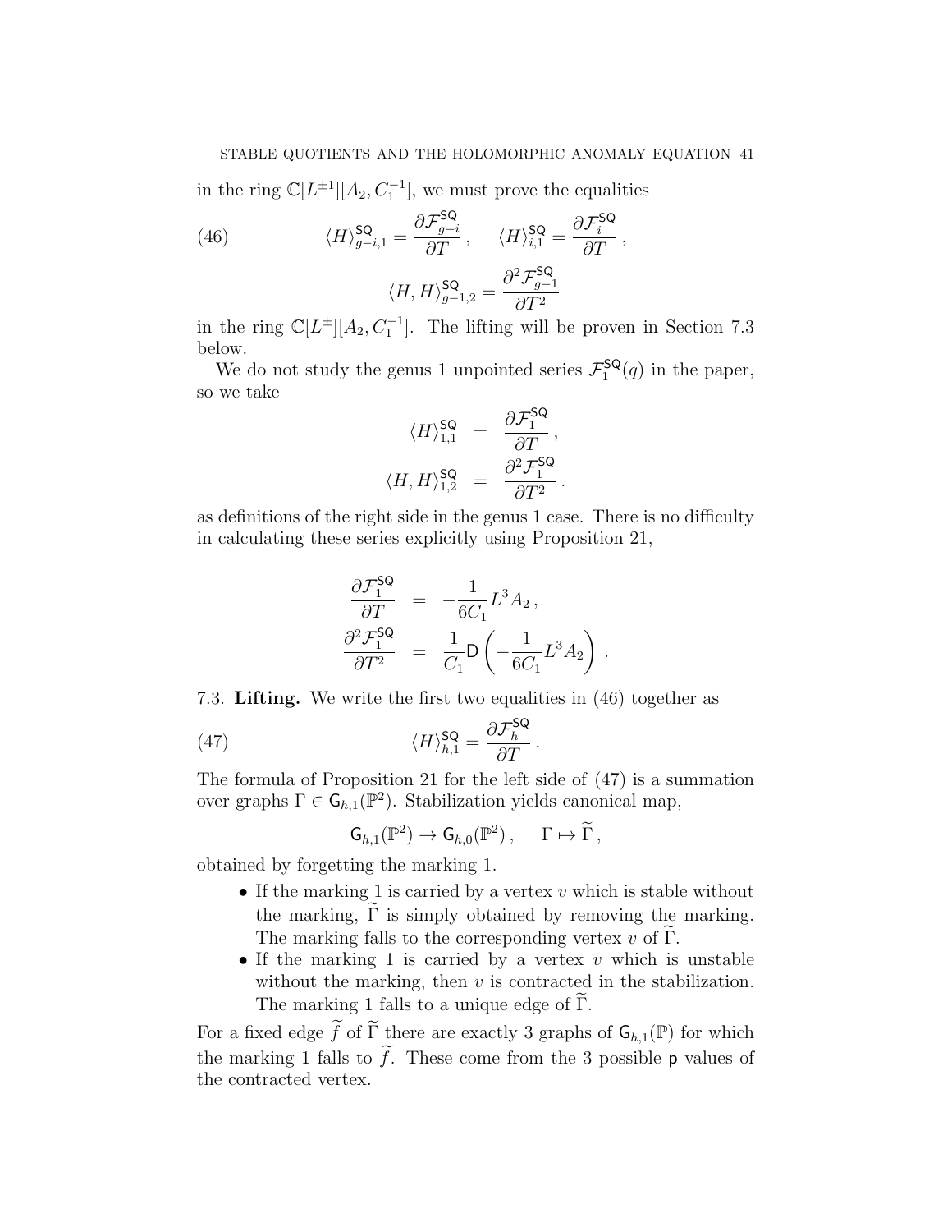in the ring $\mathbb{C}[L^{\pm 1}][A_2, C_1^{-1}]$, we must prove the equalities

$$\langle H \rangle^{\mathsf{SQ}}_{g-i,1} = \frac{\partial \mathcal{F}^{\mathsf{SQ}}_{g-i}}{\partial T}\,, \quad \langle H \rangle^{\mathsf{SQ}}_{i,1} = \frac{\partial \mathcal{F}^{\mathsf{SQ}}_{i}}{\partial T}\,, \tag{46}$$

$$\langle H, H \rangle^{\mathsf{SQ}}_{g-1,2} = \frac{\partial^2 \mathcal{F}^{\mathsf{SQ}}_{g-1}}{\partial T^2}$$

in the ring $\mathbb{C}[L^{\pm}][A_2, C_1^{-1}]$. The lifting will be proven in Section 7.3 below.

We do not study the genus 1 unpointed series $\mathcal{F}^{\mathsf{SQ}}_1(q)$ in the paper, so we take

$$\begin{aligned}
\langle H \rangle^{\mathsf{SQ}}_{1,1} &= \frac{\partial \mathcal{F}^{\mathsf{SQ}}_{1}}{\partial T}\,, \\
\langle H, H \rangle^{\mathsf{SQ}}_{1,2} &= \frac{\partial^2 \mathcal{F}^{\mathsf{SQ}}_{1}}{\partial T^2}\,.
\end{aligned}$$

as definitions of the right side in the genus 1 case. There is no difficulty in calculating these series explicitly using Proposition 21,

$$\begin{aligned}
\frac{\partial \mathcal{F}^{\mathsf{SQ}}_{1}}{\partial T} &= -\frac{1}{6C_1} L^3 A_2\,, \\
\frac{\partial^2 \mathcal{F}^{\mathsf{SQ}}_{1}}{\partial T^2} &= \frac{1}{C_1} \mathsf{D}\left(-\frac{1}{6C_1} L^3 A_2\right)\,.
\end{aligned}$$

7.3. **Lifting.** We write the first two equalities in (46) together as

$$\langle H \rangle^{\mathsf{SQ}}_{h,1} = \frac{\partial \mathcal{F}^{\mathsf{SQ}}_{h}}{\partial T}\,. \tag{47}$$

The formula of Proposition 21 for the left side of (47) is a summation over graphs $\Gamma \in \mathsf{G}_{h,1}(\mathbb{P}^2)$. Stabilization yields canonical map,

$$\mathsf{G}_{h,1}(\mathbb{P}^2) \to \mathsf{G}_{h,0}(\mathbb{P}^2)\,, \quad \Gamma \mapsto \widetilde{\Gamma}\,,$$

obtained by forgetting the marking 1.

- If the marking 1 is carried by a vertex $v$ which is stable without the marking, $\widetilde{\Gamma}$ is simply obtained by removing the marking. The marking falls to the corresponding vertex $v$ of $\widetilde{\Gamma}$.
- If the marking 1 is carried by a vertex $v$ which is unstable without the marking, then $v$ is contracted in the stabilization. The marking 1 falls to a unique edge of $\widetilde{\Gamma}$.

For a fixed edge $\widetilde{f}$ of $\widetilde{\Gamma}$ there are exactly 3 graphs of $\mathsf{G}_{h,1}(\mathbb{P})$ for which the marking 1 falls to $\widetilde{f}$. These come from the 3 possible $\mathsf{p}$ values of the contracted vertex.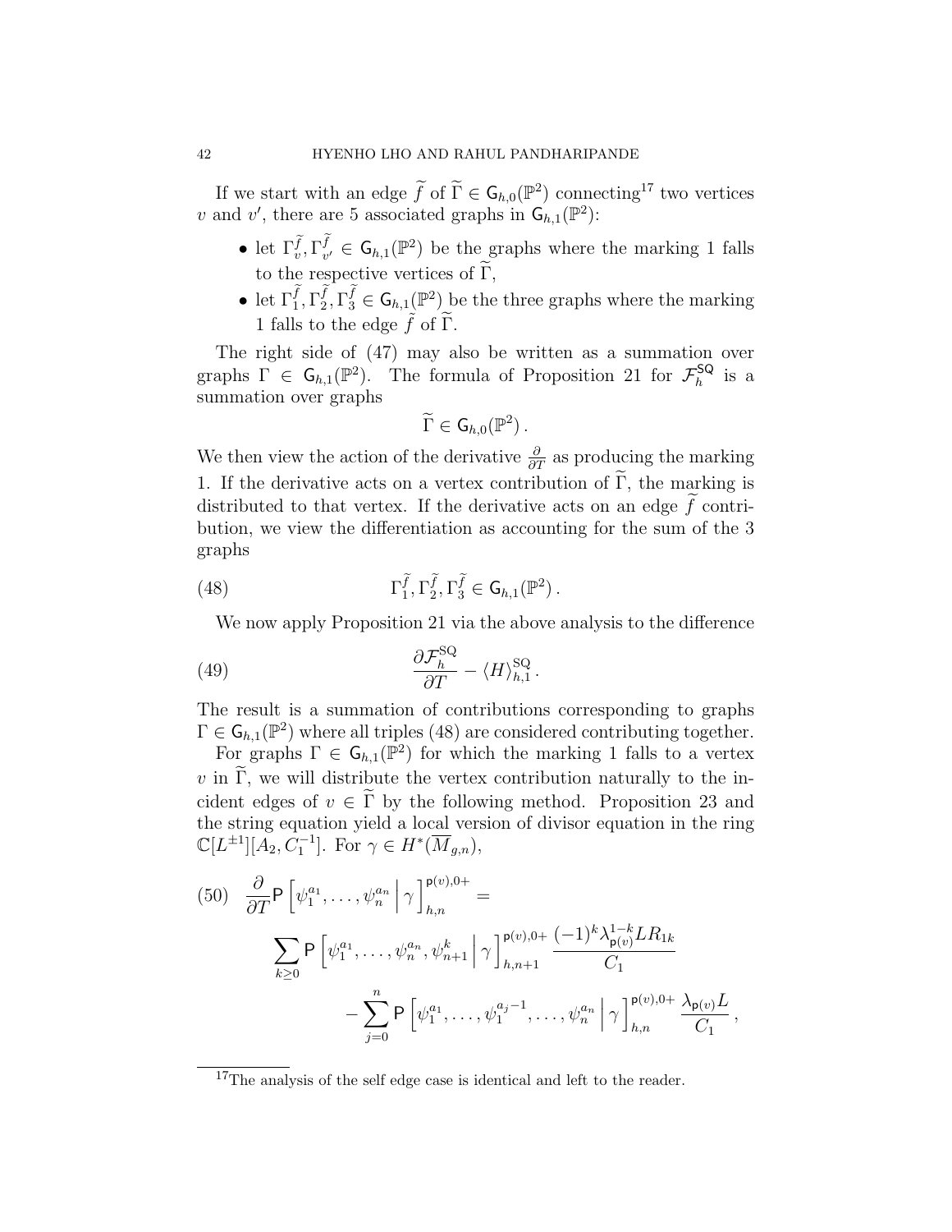If we start with an edge $\widetilde{f}$ of $\widetilde{\Gamma} \in \mathsf{G}_{h,0}(\mathbb{P}^2)$ connecting[17] two vertices $v$ and $v'$, there are 5 associated graphs in $\mathsf{G}_{h,1}(\mathbb{P}^2)$:

- let $\Gamma^{\widetilde{f}}_v, \Gamma^{\widetilde{f}}_{v'} \in \mathsf{G}_{h,1}(\mathbb{P}^2)$ be the graphs where the marking 1 falls to the respective vertices of $\widetilde{\Gamma}$,
- let $\Gamma^{\widetilde{f}}_1, \Gamma^{\widetilde{f}}_2, \Gamma^{\widetilde{f}}_3 \in \mathsf{G}_{h,1}(\mathbb{P}^2)$ be the three graphs where the marking 1 falls to the edge $\widetilde{f}$ of $\widetilde{\Gamma}$.

The right side of (47) may also be written as a summation over graphs $\Gamma \in \mathsf{G}_{h,1}(\mathbb{P}^2)$. The formula of Proposition 21 for $\mathcal{F}^{\mathsf{SQ}}_h$ is a summation over graphs

$$\widetilde{\Gamma} \in \mathsf{G}_{h,0}(\mathbb{P}^2)\,.$$

We then view the action of the derivative $\frac{\partial}{\partial T}$ as producing the marking 1. If the derivative acts on a vertex contribution of $\widetilde{\Gamma}$, the marking is distributed to that vertex. If the derivative acts on an edge $\widetilde{f}$ contribution, we view the differentiation as accounting for the sum of the 3 graphs

$$\Gamma^{\widetilde{f}}_1, \Gamma^{\widetilde{f}}_2, \Gamma^{\widetilde{f}}_3 \in \mathsf{G}_{h,1}(\mathbb{P}^2)\,. \tag{48}$$

We now apply Proposition 21 via the above analysis to the difference

$$\frac{\partial \mathcal{F}^{\mathrm{SQ}}_h}{\partial T} - \langle H \rangle^{\mathrm{SQ}}_{h,1}\,. \tag{49}$$

The result is a summation of contributions corresponding to graphs $\Gamma \in \mathsf{G}_{h,1}(\mathbb{P}^2)$ where all triples (48) are considered contributing together.

For graphs $\Gamma \in \mathsf{G}_{h,1}(\mathbb{P}^2)$ for which the marking 1 falls to a vertex $v$ in $\widetilde{\Gamma}$, we will distribute the vertex contribution naturally to the incident edges of $v \in \widetilde{\Gamma}$ by the following method. Proposition 23 and the string equation yield a local version of divisor equation in the ring $\mathbb{C}[L^{\pm 1}][A_2, C_1^{-1}]$. For $\gamma \in H^*(\overline{M}_{g,n})$,

$$\begin{aligned}
\frac{\partial}{\partial T}\mathsf{P}\left[\psi_1^{a_1}, \ldots, \psi_n^{a_n} \,\middle|\, \gamma\right]^{\mathsf{p}(v),0+}_{h,n} = &\\
\sum_{k\geq 0} \mathsf{P}\left[\psi_1^{a_1}, \ldots, \psi_n^{a_n}, \psi_{n+1}^{k} \,\middle|\, \gamma\right]^{\mathsf{p}(v),0+}_{h,n+1} &\frac{(-1)^k \lambda_{\mathsf{p}(v)}^{1-k} L R_{1k}}{C_1}\\
- \sum_{j=0}^{n} \mathsf{P}\left[\psi_1^{a_1}, \ldots, \psi_1^{a_j-1}, \ldots, \psi_n^{a_n} \,\middle|\, \gamma\right]^{\mathsf{p}(v),0+}_{h,n} &\frac{\lambda_{\mathsf{p}(v)} L}{C_1}\,,
\end{aligned} \tag{50}$$

---

[17] The analysis of the self edge case is identical and left to the reader.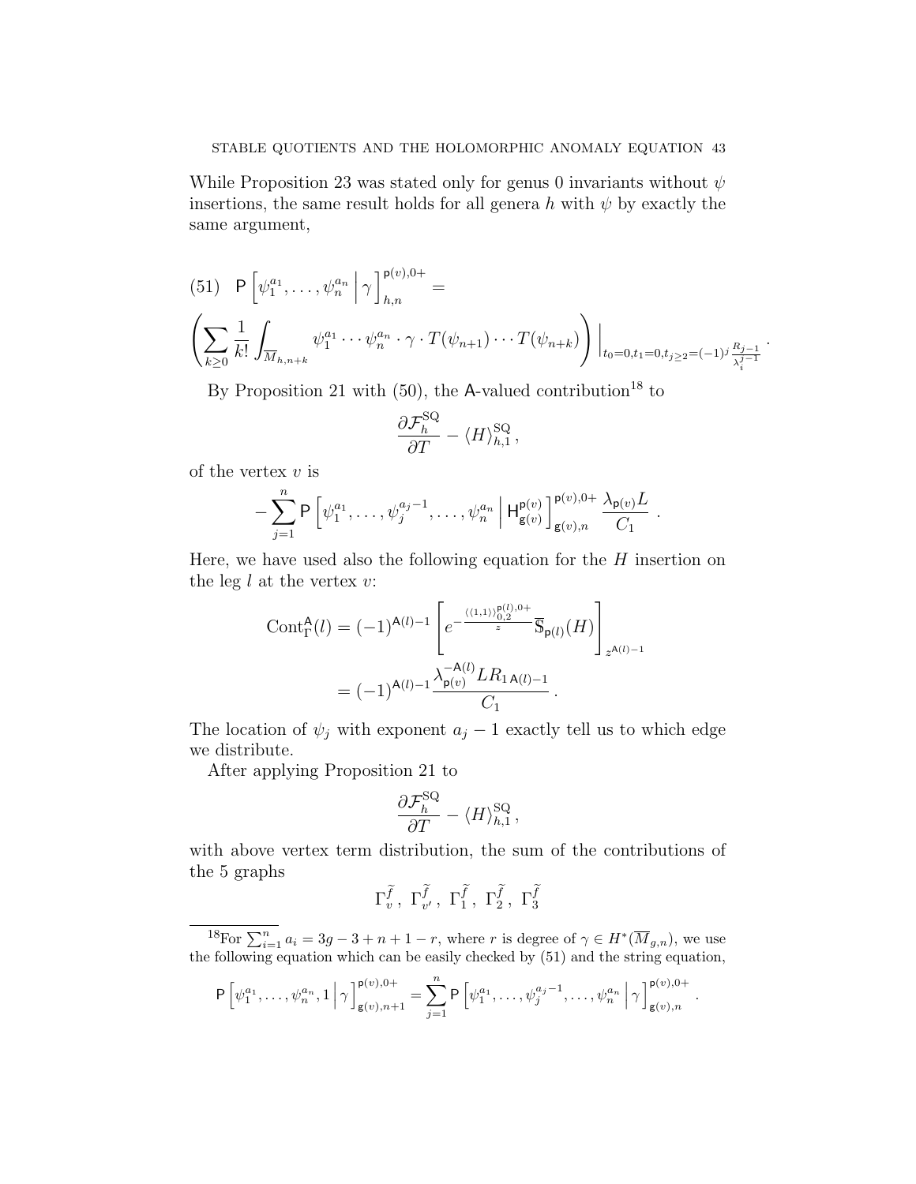While Proposition 23 was stated only for genus 0 invariants without $\psi$ insertions, the same result holds for all genera $h$ with $\psi$ by exactly the same argument,

$$(51) \quad \mathsf{P}\left[\psi_1^{a_1}, \ldots, \psi_n^{a_n} \,\middle|\, \gamma\right]_{h,n}^{\mathsf{p}(v),0+} =$$

$$\left(\sum_{k\geq 0} \frac{1}{k!} \int_{\overline{M}_{h,n+k}} \psi_1^{a_1} \cdots \psi_n^{a_n} \cdot \gamma \cdot T(\psi_{n+1}) \cdots T(\psi_{n+k})\right) \Big|_{t_0=0, t_1=0, t_{j\geq 2}=(-1)^j \frac{R_{j-1}}{\lambda_i^{j-1}}} .$$

By Proposition 21 with (50), the $\mathsf{A}$-valued contribution[18] to

$$\frac{\partial \mathcal{F}_h^{\mathrm{SQ}}}{\partial T} - \langle H \rangle_{h,1}^{\mathrm{SQ}},$$

of the vertex $v$ is

$$-\sum_{j=1}^{n} \mathsf{P}\left[\psi_1^{a_1}, \ldots, \psi_j^{a_j-1}, \ldots, \psi_n^{a_n} \,\middle|\, \mathsf{H}_{\mathsf{g}(v)}^{\mathsf{p}(v)}\right]_{\mathsf{g}(v),n}^{\mathsf{p}(v),0+} \frac{\lambda_{\mathsf{p}(v)} L}{C_1} .$$

Here, we have used also the following equation for the $H$ insertion on the leg $l$ at the vertex $v$:

$$\begin{aligned}
\mathrm{Cont}_\Gamma^{\mathsf{A}}(l) &= (-1)^{\mathsf{A}(l)-1} \left[ e^{-\frac{\langle\langle 1,1\rangle\rangle_{0,2}^{\mathsf{p}(l),0+}}{z}} \overline{\mathbb{S}}_{\mathsf{p}(l)}(H) \right]_{z^{\mathsf{A}(l)-1}} \\
&= (-1)^{\mathsf{A}(l)-1} \frac{\lambda_{\mathsf{p}(v)}^{-\mathsf{A}(l)} L R_{1\,\mathsf{A}(l)-1}}{C_1} .
\end{aligned}$$

The location of $\psi_j$ with exponent $a_j - 1$ exactly tell us to which edge we distribute.

After applying Proposition 21 to

$$\frac{\partial \mathcal{F}_h^{\mathrm{SQ}}}{\partial T} - \langle H \rangle_{h,1}^{\mathrm{SQ}},$$

with above vertex term distribution, the sum of the contributions of the 5 graphs

$$\Gamma_v^{\widetilde{f}},\ \Gamma_{v'}^{\widetilde{f}},\ \Gamma_1^{\widetilde{f}},\ \Gamma_2^{\widetilde{f}},\ \Gamma_3^{\widetilde{f}}$$

---

[18] For $\sum_{i=1}^n a_i = 3g - 3 + n + 1 - r$, where $r$ is degree of $\gamma \in H^*(\overline{M}_{g,n})$, we use the following equation which can be easily checked by (51) and the string equation,

$$\mathsf{P}\left[\psi_1^{a_1}, \ldots, \psi_n^{a_n}, 1 \,\middle|\, \gamma\right]_{\mathsf{g}(v),n+1}^{\mathsf{p}(v),0+} = \sum_{j=1}^{n} \mathsf{P}\left[\psi_1^{a_1}, \ldots, \psi_j^{a_j-1}, \ldots, \psi_n^{a_n} \,\middle|\, \gamma\right]_{\mathsf{g}(v),n}^{\mathsf{p}(v),0+} .$$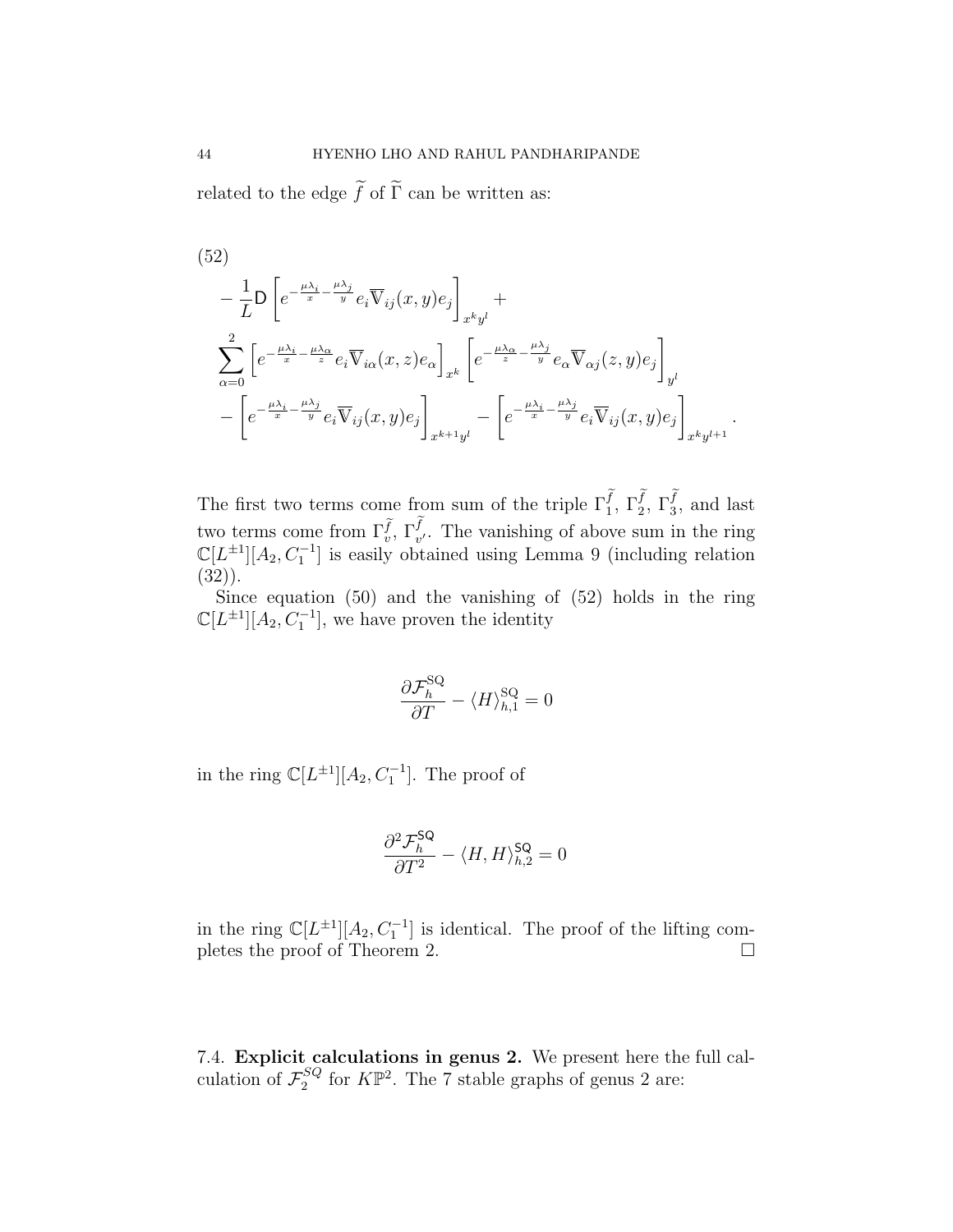related to the edge $\widetilde{f}$ of $\widetilde{\Gamma}$ can be written as:

$$
\begin{aligned}
(52)\qquad & -\frac{1}{L}\mathsf{D}\left[e^{-\frac{\mu\lambda_i}{x}-\frac{\mu\lambda_j}{y}}e_i\overline{\mathbb{V}}_{ij}(x,y)e_j\right]_{x^ky^l}+\\
&\sum_{\alpha=0}^{2}\left[e^{-\frac{\mu\lambda_i}{x}-\frac{\mu\lambda_\alpha}{z}}e_i\overline{\mathbb{V}}_{i\alpha}(x,z)e_\alpha\right]_{x^k}\left[e^{-\frac{\mu\lambda_\alpha}{z}-\frac{\mu\lambda_j}{y}}e_\alpha\overline{\mathbb{V}}_{\alpha j}(z,y)e_j\right]_{y^l}\\
&-\left[e^{-\frac{\mu\lambda_i}{x}-\frac{\mu\lambda_j}{y}}e_i\overline{\mathbb{V}}_{ij}(x,y)e_j\right]_{x^{k+1}y^l}-\left[e^{-\frac{\mu\lambda_i}{x}-\frac{\mu\lambda_j}{y}}e_i\overline{\mathbb{V}}_{ij}(x,y)e_j\right]_{x^ky^{l+1}}.
\end{aligned}
$$

The first two terms come from sum of the triple $\Gamma_1^{\widetilde{f}}$, $\Gamma_2^{\widetilde{f}}$, $\Gamma_3^{\widetilde{f}}$, and last two terms come from $\Gamma_v^{\widetilde{f}}$, $\Gamma_{v'}^{\widetilde{f}}$. The vanishing of above sum in the ring $\mathbb{C}[L^{\pm 1}][A_2, C_1^{-1}]$ is easily obtained using Lemma 9 (including relation (32)).

Since equation (50) and the vanishing of (52) holds in the ring $\mathbb{C}[L^{\pm 1}][A_2, C_1^{-1}]$, we have proven the identity

$$
\frac{\partial \mathcal{F}_h^{\mathrm{SQ}}}{\partial T} - \langle H \rangle_{h,1}^{\mathrm{SQ}} = 0
$$

in the ring $\mathbb{C}[L^{\pm 1}][A_2, C_1^{-1}]$. The proof of

$$
\frac{\partial^2 \mathcal{F}_h^{\mathsf{SQ}}}{\partial T^2} - \langle H, H \rangle_{h,2}^{\mathsf{SQ}} = 0
$$

in the ring $\mathbb{C}[L^{\pm 1}][A_2, C_1^{-1}]$ is identical. The proof of the lifting completes the proof of Theorem 2. $\square$

## 7.4. Explicit calculations in genus 2.

We present here the full calculation of $\mathcal{F}_2^{SQ}$ for $K\mathbb{P}^2$. The 7 stable graphs of genus 2 are: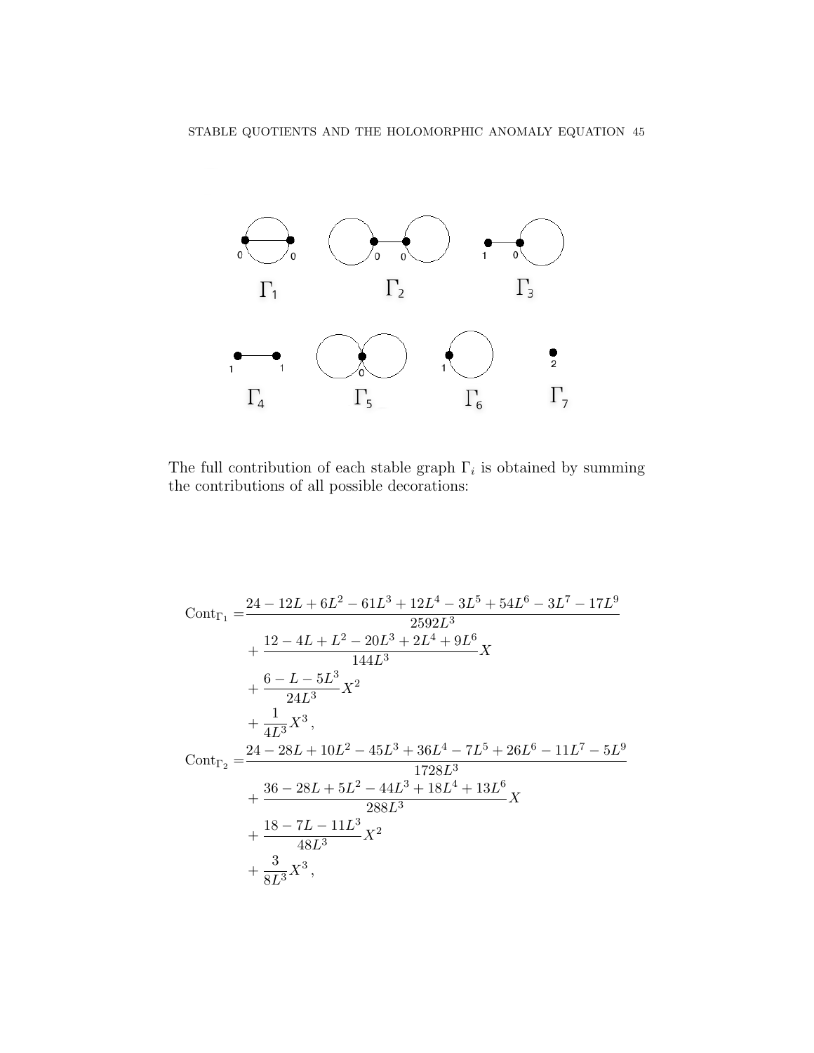The full contribution of each stable graph $\Gamma_i$ is obtained by summing the contributions of all possible decorations:

$$
\begin{aligned}
\mathrm{Cont}_{\Gamma_1} =& \frac{24 - 12L + 6L^2 - 61L^3 + 12L^4 - 3L^5 + 54L^6 - 3L^7 - 17L^9}{2592L^3} \\
&+ \frac{12 - 4L + L^2 - 20L^3 + 2L^4 + 9L^6}{144L^3} X \\
&+ \frac{6 - L - 5L^3}{24L^3} X^2 \\
&+ \frac{1}{4L^3} X^3 , \\
\mathrm{Cont}_{\Gamma_2} =& \frac{24 - 28L + 10L^2 - 45L^3 + 36L^4 - 7L^5 + 26L^6 - 11L^7 - 5L^9}{1728L^3} \\
&+ \frac{36 - 28L + 5L^2 - 44L^3 + 18L^4 + 13L^6}{288L^3} X \\
&+ \frac{18 - 7L - 11L^3}{48L^3} X^2 \\
&+ \frac{3}{8L^3} X^3 ,
\end{aligned}
$$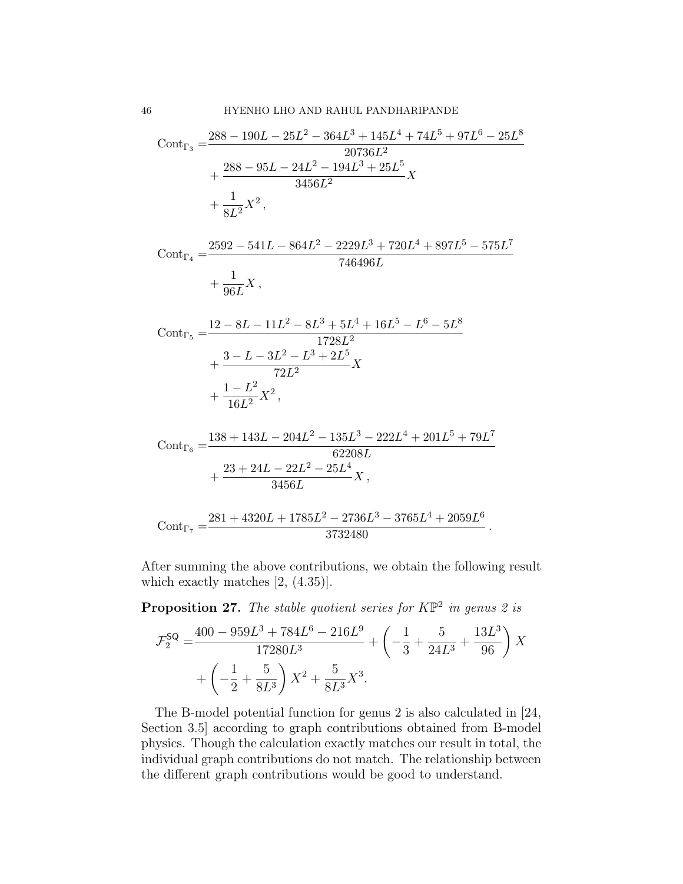$$
\begin{aligned}
\mathrm{Cont}_{\Gamma_3} =& \frac{288 - 190L - 25L^2 - 364L^3 + 145L^4 + 74L^5 + 97L^6 - 25L^8}{20736L^2} \\
&+ \frac{288 - 95L - 24L^2 - 194L^3 + 25L^5}{3456L^2} X \\
&+ \frac{1}{8L^2} X^2 ,
\end{aligned}
$$

$$
\begin{aligned}
\mathrm{Cont}_{\Gamma_4} =& \frac{2592 - 541L - 864L^2 - 2229L^3 + 720L^4 + 897L^5 - 575L^7}{746496L} \\
&+ \frac{1}{96L} X ,
\end{aligned}
$$

$$
\begin{aligned}
\mathrm{Cont}_{\Gamma_5} =& \frac{12 - 8L - 11L^2 - 8L^3 + 5L^4 + 16L^5 - L^6 - 5L^8}{1728L^2} \\
&+ \frac{3 - L - 3L^2 - L^3 + 2L^5}{72L^2} X \\
&+ \frac{1 - L^2}{16L^2} X^2 ,
\end{aligned}
$$

$$
\begin{aligned}
\mathrm{Cont}_{\Gamma_6} =& \frac{138 + 143L - 204L^2 - 135L^3 - 222L^4 + 201L^5 + 79L^7}{62208L} \\
&+ \frac{23 + 24L - 22L^2 - 25L^4}{3456L} X ,
\end{aligned}
$$

$$
\mathrm{Cont}_{\Gamma_7} = \frac{281 + 4320L + 1785L^2 - 2736L^3 - 3765L^4 + 2059L^6}{3732480} .
$$

After summing the above contributions, we obtain the following result which exactly matches [2, (4.35)].

**Proposition 27.** *The stable quotient series for $K\mathbb{P}^2$ in genus 2 is*

$$
\begin{aligned}
\mathcal{F}_2^{\mathsf{SQ}} =& \frac{400 - 959L^3 + 784L^6 - 216L^9}{17280L^3} + \left( -\frac{1}{3} + \frac{5}{24L^3} + \frac{13L^3}{96} \right) X \\
&+ \left( -\frac{1}{2} + \frac{5}{8L^3} \right) X^2 + \frac{5}{8L^3} X^3 .
\end{aligned}
$$

The B-model potential function for genus 2 is also calculated in [24, Section 3.5] according to graph contributions obtained from B-model physics. Though the calculation exactly matches our result in total, the individual graph contributions do not match. The relationship between the different graph contributions would be good to understand.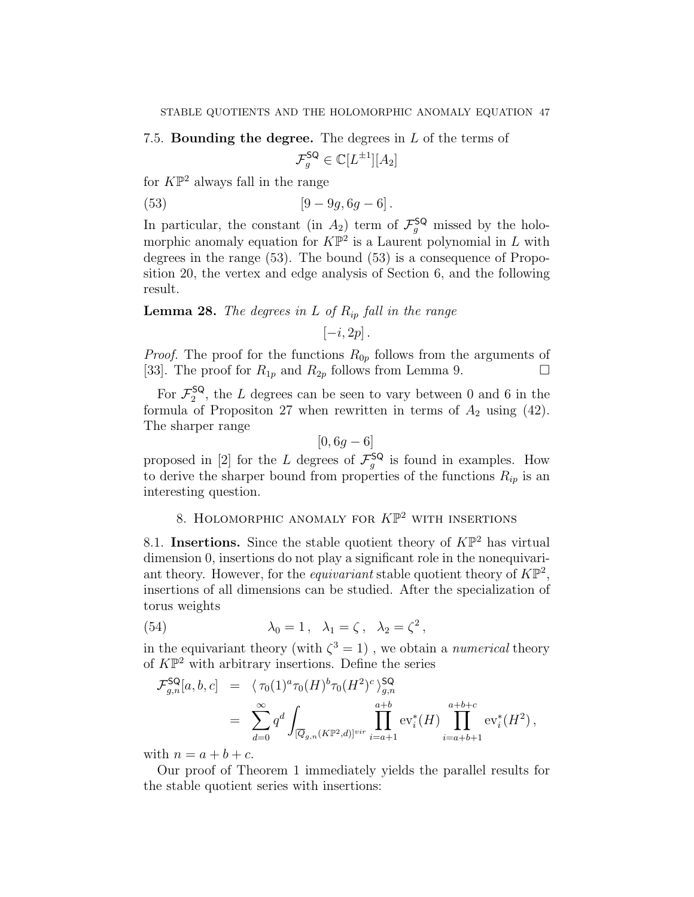7.5. **Bounding the degree.** The degrees in $L$ of the terms of

$$\mathcal{F}_g^{\mathsf{SQ}} \in \mathbb{C}[L^{\pm 1}][A_2]$$

for $K\mathbb{P}^2$ always fall in the range

$$[9-9g, 6g-6]\,. \tag{53}$$

In particular, the constant (in $A_2$) term of $\mathcal{F}_g^{\mathsf{SQ}}$ missed by the holomorphic anomaly equation for $K\mathbb{P}^2$ is a Laurent polynomial in $L$ with degrees in the range (53). The bound (53) is a consequence of Proposition 20, the vertex and edge analysis of Section 6, and the following result.

**Lemma 28.** *The degrees in $L$ of $R_{ip}$ fall in the range*

$$[-i, 2p]\,.$$

*Proof.* The proof for the functions $R_{0p}$ follows from the arguments of [33]. The proof for $R_{1p}$ and $R_{2p}$ follows from Lemma 9. $\square$

For $\mathcal{F}_2^{\mathsf{SQ}}$, the $L$ degrees can be seen to vary between 0 and 6 in the formula of Propositon 27 when rewritten in terms of $A_2$ using (42). The sharper range

$$[0, 6g-6]$$

proposed in [2] for the $L$ degrees of $\mathcal{F}_g^{\mathsf{SQ}}$ is found in examples. How to derive the sharper bound from properties of the functions $R_{ip}$ is an interesting question.

## 8. Holomorphic anomaly for $K\mathbb{P}^2$ with insertions

8.1. **Insertions.** Since the stable quotient theory of $K\mathbb{P}^2$ has virtual dimension 0, insertions do not play a significant role in the nonequivariant theory. However, for the *equivariant* stable quotient theory of $K\mathbb{P}^2$, insertions of all dimensions can be studied. After the specialization of torus weights

$$\lambda_0 = 1\,, \quad \lambda_1 = \zeta\,, \quad \lambda_2 = \zeta^2\,, \tag{54}$$

in the equivariant theory (with $\zeta^3 = 1$) , we obtain a *numerical* theory of $K\mathbb{P}^2$ with arbitrary insertions. Define the series

$$\begin{aligned}
\mathcal{F}_{g,n}^{\mathsf{SQ}}[a,b,c] &= \langle\, \tau_0(1)^a \tau_0(H)^b \tau_0(H^2)^c \,\rangle_{g,n}^{\mathsf{SQ}} \\
&= \sum_{d=0}^{\infty} q^d \int_{[\overline{Q}_{g,n}(K\mathbb{P}^2,d)]^{vir}} \prod_{i=a+1}^{a+b} \mathrm{ev}_i^*(H) \prod_{i=a+b+1}^{a+b+c} \mathrm{ev}_i^*(H^2)\,,
\end{aligned}$$

with $n = a+b+c$.

Our proof of Theorem 1 immediately yields the parallel results for the stable quotient series with insertions: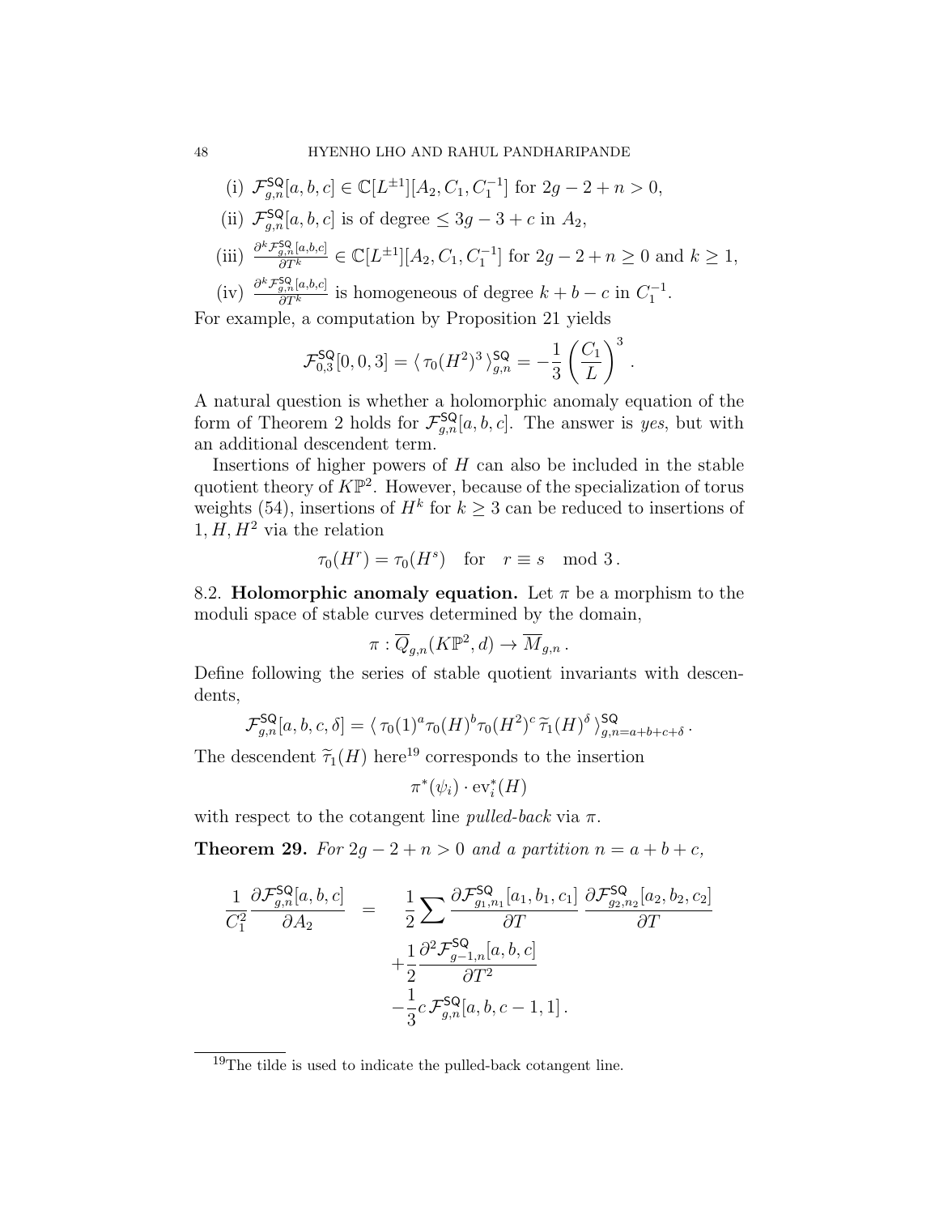(i) $\mathcal{F}^{\mathsf{SQ}}_{g,n}[a,b,c] \in \mathbb{C}[L^{\pm 1}][A_2, C_1, C_1^{-1}]$ for $2g-2+n>0$,

(ii) $\mathcal{F}^{\mathsf{SQ}}_{g,n}[a,b,c]$ is of degree $\leq 3g-3+c$ in $A_2$,

(iii) $\frac{\partial^k \mathcal{F}^{\mathsf{SQ}}_{g,n}[a,b,c]}{\partial T^k} \in \mathbb{C}[L^{\pm 1}][A_2, C_1, C_1^{-1}]$ for $2g-2+n \geq 0$ and $k \geq 1$,

(iv) $\frac{\partial^k \mathcal{F}^{\mathsf{SQ}}_{g,n}[a,b,c]}{\partial T^k}$ is homogeneous of degree $k+b-c$ in $C_1^{-1}$.

For example, a computation by Proposition 21 yields

$$\mathcal{F}^{\mathsf{SQ}}_{0,3}[0,0,3] = \langle\, \tau_0(H^2)^3 \,\rangle^{\mathsf{SQ}}_{g,n} = -\frac{1}{3}\left(\frac{C_1}{L}\right)^3 .$$

A natural question is whether a holomorphic anomaly equation of the form of Theorem 2 holds for $\mathcal{F}^{\mathsf{SQ}}_{g,n}[a,b,c]$. The answer is *yes*, but with an additional descendent term.

Insertions of higher powers of $H$ can also be included in the stable quotient theory of $K\mathbb{P}^2$. However, because of the specialization of torus weights (54), insertions of $H^k$ for $k \geq 3$ can be reduced to insertions of $1, H, H^2$ via the relation

$$\tau_0(H^r) = \tau_0(H^s) \quad \text{for} \quad r \equiv s \mod 3\,.$$

8.2. **Holomorphic anomaly equation.** Let $\pi$ be a morphism to the moduli space of stable curves determined by the domain,

$$\pi : \overline{Q}_{g,n}(K\mathbb{P}^2, d) \to \overline{M}_{g,n}\,.$$

Define following the series of stable quotient invariants with descendents,

$$\mathcal{F}^{\mathsf{SQ}}_{g,n}[a,b,c,\delta] = \langle\, \tau_0(1)^a \tau_0(H)^b \tau_0(H^2)^c\, \widetilde{\tau}_1(H)^\delta \,\rangle^{\mathsf{SQ}}_{g,n=a+b+c+\delta}\,.$$

The descendent $\widetilde{\tau}_1(H)$ here[19] corresponds to the insertion

$$\pi^*(\psi_i) \cdot \mathrm{ev}_i^*(H)$$

with respect to the cotangent line *pulled-back* via $\pi$.

**Theorem 29.** *For $2g-2+n>0$ and a partition $n=a+b+c$,*

$$\begin{aligned}
\frac{1}{C_1^2}\frac{\partial \mathcal{F}^{\mathsf{SQ}}_{g,n}[a,b,c]}{\partial A_2} \quad = \quad & \frac{1}{2}\sum \frac{\partial \mathcal{F}^{\mathsf{SQ}}_{g_1,n_1}[a_1,b_1,c_1]}{\partial T}\,\frac{\partial \mathcal{F}^{\mathsf{SQ}}_{g_2,n_2}[a_2,b_2,c_2]}{\partial T} \\
& + \frac{1}{2}\frac{\partial^2 \mathcal{F}^{\mathsf{SQ}}_{g-1,n}[a,b,c]}{\partial T^2} \\
& - \frac{1}{3} c\, \mathcal{F}^{\mathsf{SQ}}_{g,n}[a,b,c-1,1]\,.
\end{aligned}$$

---

[19] The tilde is used to indicate the pulled-back cotangent line.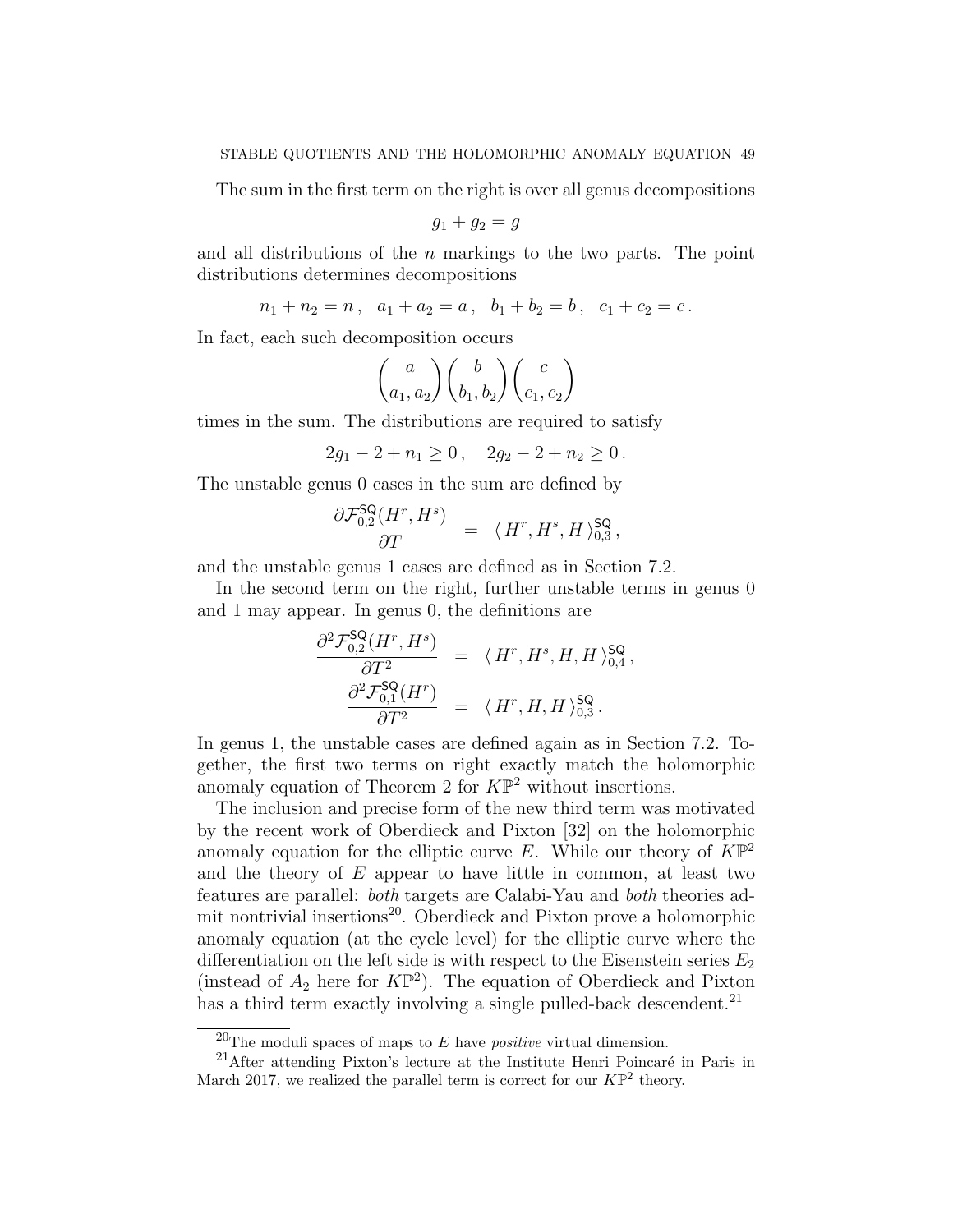The sum in the first term on the right is over all genus decompositions

$$g_1 + g_2 = g$$

and all distributions of the $n$ markings to the two parts. The point distributions determines decompositions

$$n_1 + n_2 = n\,, \quad a_1 + a_2 = a\,, \quad b_1 + b_2 = b\,, \quad c_1 + c_2 = c\,.$$

In fact, each such decomposition occurs

$$\binom{a}{a_1, a_2}\binom{b}{b_1, b_2}\binom{c}{c_1, c_2}$$

times in the sum. The distributions are required to satisfy

$$2g_1 - 2 + n_1 \geq 0\,, \quad 2g_2 - 2 + n_2 \geq 0\,.$$

The unstable genus 0 cases in the sum are defined by

$$\frac{\partial \mathcal{F}^{\mathsf{SQ}}_{0,2}(H^r, H^s)}{\partial T} \;=\; \langle\, H^r, H^s, H \,\rangle^{\mathsf{SQ}}_{0,3}\,,$$

and the unstable genus 1 cases are defined as in Section 7.2.

In the second term on the right, further unstable terms in genus 0 and 1 may appear. In genus 0, the definitions are

$$\begin{aligned}
\frac{\partial^2 \mathcal{F}^{\mathsf{SQ}}_{0,2}(H^r, H^s)}{\partial T^2} \;&=\; \langle\, H^r, H^s, H, H \,\rangle^{\mathsf{SQ}}_{0,4}\,, \\
\frac{\partial^2 \mathcal{F}^{\mathsf{SQ}}_{0,1}(H^r)}{\partial T^2} \;&=\; \langle\, H^r, H, H \,\rangle^{\mathsf{SQ}}_{0,3}\,.
\end{aligned}$$

In genus 1, the unstable cases are defined again as in Section 7.2. Together, the first two terms on right exactly match the holomorphic anomaly equation of Theorem 2 for $K\mathbb{P}^2$ without insertions.

The inclusion and precise form of the new third term was motivated by the recent work of Oberdieck and Pixton [32] on the holomorphic anomaly equation for the elliptic curve $E$. While our theory of $K\mathbb{P}^2$ and the theory of $E$ appear to have little in common, at least two features are parallel: *both* targets are Calabi-Yau and *both* theories admit nontrivial insertions[20]. Oberdieck and Pixton prove a holomorphic anomaly equation (at the cycle level) for the elliptic curve where the differentiation on the left side is with respect to the Eisenstein series $E_2$ (instead of $A_2$ here for $K\mathbb{P}^2$). The equation of Oberdieck and Pixton has a third term exactly involving a single pulled-back descendent.[21]

---

[20] The moduli spaces of maps to $E$ have *positive* virtual dimension.

[21] After attending Pixton's lecture at the Institute Henri Poincaré in Paris in March 2017, we realized the parallel term is correct for our $K\mathbb{P}^2$ theory.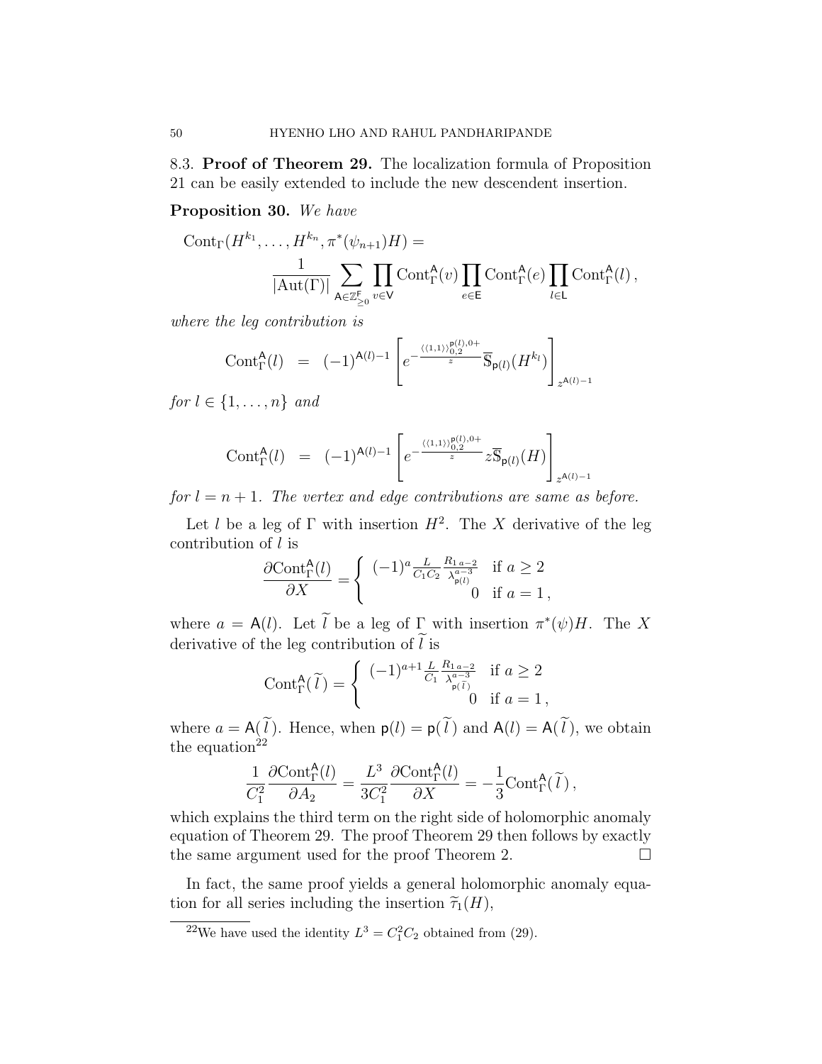8.3. **Proof of Theorem 29.** The localization formula of Proposition 21 can be easily extended to include the new descendent insertion.

**Proposition 30.** *We have*

$$\mathrm{Cont}_\Gamma(H^{k_1},\ldots,H^{k_n},\pi^*(\psi_{n+1})H) = \frac{1}{|\mathrm{Aut}(\Gamma)|}\sum_{\mathsf{A}\in\mathbb{Z}^{\mathsf{F}}_{\geq 0}}\prod_{v\in\mathsf{V}}\mathrm{Cont}^{\mathsf{A}}_\Gamma(v)\prod_{e\in\mathsf{E}}\mathrm{Cont}^{\mathsf{A}}_\Gamma(e)\prod_{l\in\mathsf{L}}\mathrm{Cont}^{\mathsf{A}}_\Gamma(l)\,,$$

*where the leg contribution is*

$$\mathrm{Cont}^{\mathsf{A}}_\Gamma(l) \;=\; (-1)^{\mathsf{A}(l)-1}\left[e^{-\frac{\langle\langle 1,1\rangle\rangle^{\mathsf{p}(l),0+}_{0,2}}{z}}\overline{\mathbb{S}}_{\mathsf{p}(l)}(H^{k_l})\right]_{z^{\mathsf{A}(l)-1}}$$

*for* $l\in\{1,\ldots,n\}$ *and*

$$\mathrm{Cont}^{\mathsf{A}}_\Gamma(l) \;=\; (-1)^{\mathsf{A}(l)-1}\left[e^{-\frac{\langle\langle 1,1\rangle\rangle^{\mathsf{p}(l),0+}_{0,2}}{z}}z\overline{\mathbb{S}}_{\mathsf{p}(l)}(H)\right]_{z^{\mathsf{A}(l)-1}}$$

*for* $l=n+1$. *The vertex and edge contributions are same as before.*

Let $l$ be a leg of $\Gamma$ with insertion $H^2$. The $X$ derivative of the leg contribution of $l$ is

$$\frac{\partial \mathrm{Cont}^{\mathsf{A}}_\Gamma(l)}{\partial X} = \begin{cases} (-1)^a\frac{L}{C_1C_2}\frac{R_{1\,a-2}}{\lambda^{a-3}_{\mathsf{p}(l)}} & \text{if } a\geq 2\\ 0 & \text{if } a=1\,,\end{cases}$$

where $a=\mathsf{A}(l)$. Let $\widetilde{l}$ be a leg of $\Gamma$ with insertion $\pi^*(\psi)H$. The $X$ derivative of the leg contribution of $\widetilde{l}$ is

$$\mathrm{Cont}^{\mathsf{A}}_\Gamma(\widetilde{l}\,) = \begin{cases} (-1)^{a+1}\frac{L}{C_1}\frac{R_{1\,a-2}}{\lambda^{a-3}_{\mathsf{p}(\widetilde{l}\,)}} & \text{if } a\geq 2\\ 0 & \text{if } a=1\,,\end{cases}$$

where $a=\mathsf{A}(\widetilde{l}\,)$. Hence, when $\mathsf{p}(l)=\mathsf{p}(\widetilde{l}\,)$ and $\mathsf{A}(l)=\mathsf{A}(\widetilde{l}\,)$, we obtain the equation[22]

$$\frac{1}{C_1^2}\frac{\partial \mathrm{Cont}^{\mathsf{A}}_\Gamma(l)}{\partial A_2} = \frac{L^3}{3C_1^2}\frac{\partial \mathrm{Cont}^{\mathsf{A}}_\Gamma(l)}{\partial X} = -\frac{1}{3}\mathrm{Cont}^{\mathsf{A}}_\Gamma(\widetilde{l}\,)\,,$$

which explains the third term on the right side of holomorphic anomaly equation of Theorem 29. The proof Theorem 29 then follows by exactly the same argument used for the proof Theorem 2. $\square$

In fact, the same proof yields a general holomorphic anomaly equation for all series including the insertion $\widetilde{\tau}_1(H)$,

[22] We have used the identity $L^3=C_1^2C_2$ obtained from (29).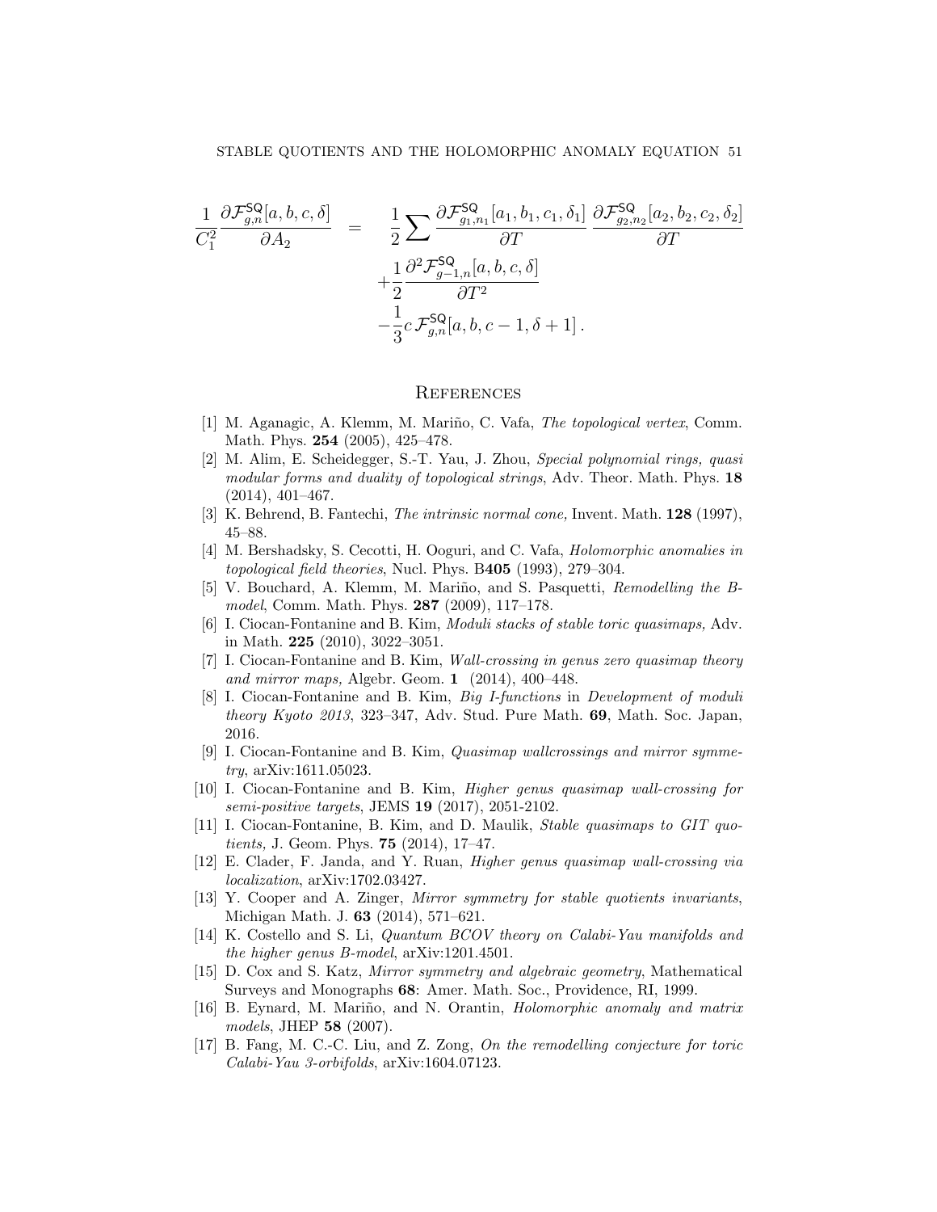$$
\begin{aligned}
\frac{1}{C_1^2}\frac{\partial \mathcal{F}^{\mathsf{SQ}}_{g,n}[a,b,c,\delta]}{\partial A_2} \quad = \quad & \frac{1}{2}\sum \frac{\partial \mathcal{F}^{\mathsf{SQ}}_{g_1,n_1}[a_1,b_1,c_1,\delta_1]}{\partial T}\,\frac{\partial \mathcal{F}^{\mathsf{SQ}}_{g_2,n_2}[a_2,b_2,c_2,\delta_2]}{\partial T} \\
& +\frac{1}{2}\frac{\partial^2 \mathcal{F}^{\mathsf{SQ}}_{g-1,n}[a,b,c,\delta]}{\partial T^2} \\
& -\frac{1}{3}c\,\mathcal{F}^{\mathsf{SQ}}_{g,n}[a,b,c-1,\delta+1]\,.
\end{aligned}
$$

## References

[1] M. Aganagic, A. Klemm, M. Mariño, C. Vafa, *The topological vertex*, Comm. Math. Phys. **254** (2005), 425–478.

[2] M. Alim, E. Scheidegger, S.-T. Yau, J. Zhou, *Special polynomial rings, quasi modular forms and duality of topological strings*, Adv. Theor. Math. Phys. **18** (2014), 401–467.

[3] K. Behrend, B. Fantechi, *The intrinsic normal cone,* Invent. Math. **128** (1997), 45–88.

[4] M. Bershadsky, S. Cecotti, H. Ooguri, and C. Vafa, *Holomorphic anomalies in topological field theories*, Nucl. Phys. B**405** (1993), 279–304.

[5] V. Bouchard, A. Klemm, M. Mariño, and S. Pasquetti, *Remodelling the B-model*, Comm. Math. Phys. **287** (2009), 117–178.

[6] I. Ciocan-Fontanine and B. Kim, *Moduli stacks of stable toric quasimaps,* Adv. in Math. **225** (2010), 3022–3051.

[7] I. Ciocan-Fontanine and B. Kim, *Wall-crossing in genus zero quasimap theory and mirror maps,* Algebr. Geom. **1** (2014), 400–448.

[8] I. Ciocan-Fontanine and B. Kim, *Big I-functions* in *Development of moduli theory Kyoto 2013*, 323–347, Adv. Stud. Pure Math. **69**, Math. Soc. Japan, 2016.

[9] I. Ciocan-Fontanine and B. Kim, *Quasimap wallcrossings and mirror symmetry*, arXiv:1611.05023.

[10] I. Ciocan-Fontanine and B. Kim, *Higher genus quasimap wall-crossing for semi-positive targets*, JEMS **19** (2017), 2051-2102.

[11] I. Ciocan-Fontanine, B. Kim, and D. Maulik, *Stable quasimaps to GIT quotients,* J. Geom. Phys. **75** (2014), 17–47.

[12] E. Clader, F. Janda, and Y. Ruan, *Higher genus quasimap wall-crossing via localization*, arXiv:1702.03427.

[13] Y. Cooper and A. Zinger, *Mirror symmetry for stable quotients invariants*, Michigan Math. J. **63** (2014), 571–621.

[14] K. Costello and S. Li, *Quantum BCOV theory on Calabi-Yau manifolds and the higher genus B-model*, arXiv:1201.4501.

[15] D. Cox and S. Katz, *Mirror symmetry and algebraic geometry*, Mathematical Surveys and Monographs **68**: Amer. Math. Soc., Providence, RI, 1999.

[16] B. Eynard, M. Mariño, and N. Orantin, *Holomorphic anomaly and matrix models*, JHEP **58** (2007).

[17] B. Fang, M. C.-C. Liu, and Z. Zong, *On the remodelling conjecture for toric Calabi-Yau 3-orbifolds*, arXiv:1604.07123.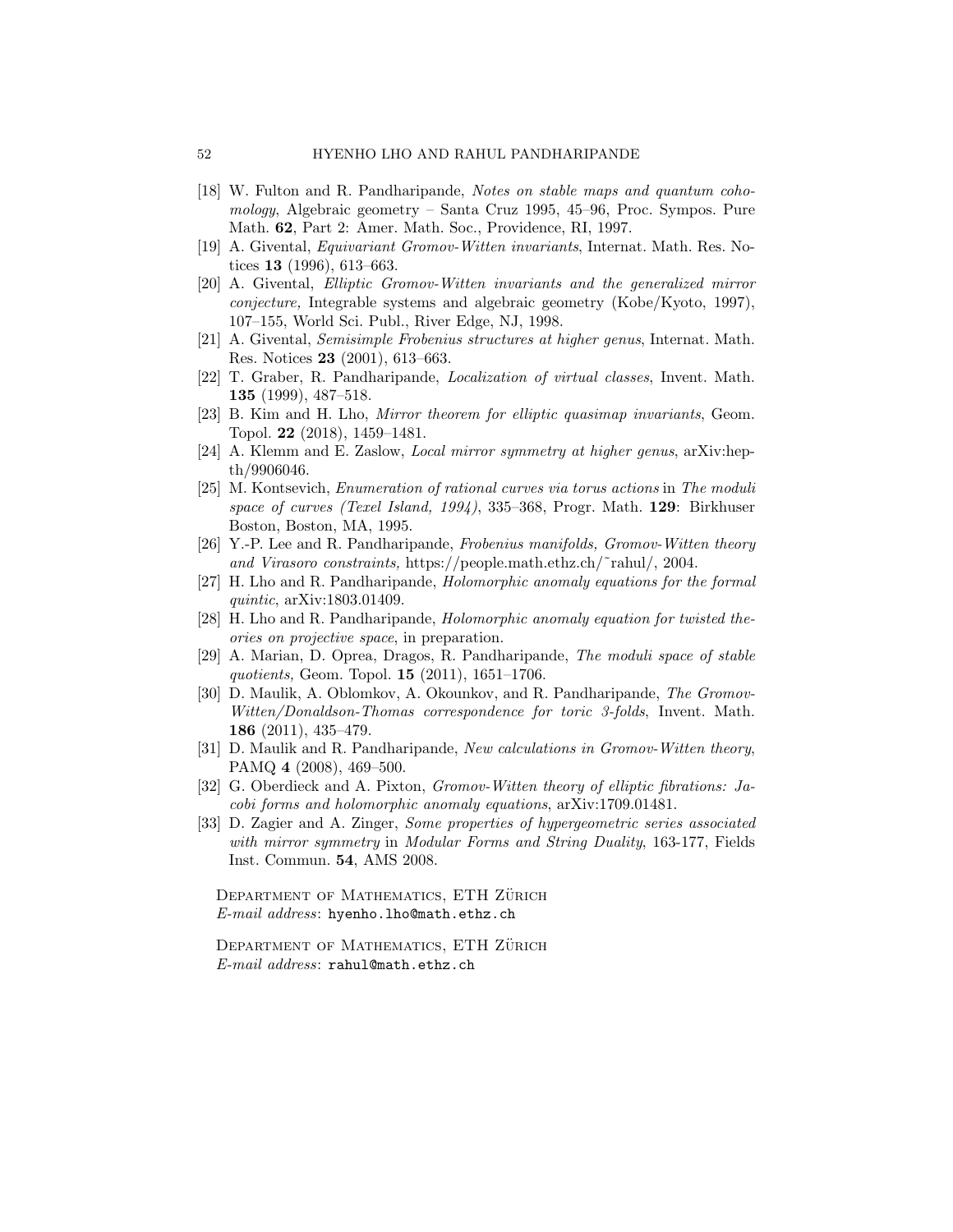- [18] W. Fulton and R. Pandharipande, *Notes on stable maps and quantum cohomology*, Algebraic geometry – Santa Cruz 1995, 45–96, Proc. Sympos. Pure Math. **62**, Part 2: Amer. Math. Soc., Providence, RI, 1997.
- [19] A. Givental, *Equivariant Gromov-Witten invariants*, Internat. Math. Res. Notices **13** (1996), 613–663.
- [20] A. Givental, *Elliptic Gromov-Witten invariants and the generalized mirror conjecture,* Integrable systems and algebraic geometry (Kobe/Kyoto, 1997), 107–155, World Sci. Publ., River Edge, NJ, 1998.
- [21] A. Givental, *Semisimple Frobenius structures at higher genus*, Internat. Math. Res. Notices **23** (2001), 613–663.
- [22] T. Graber, R. Pandharipande, *Localization of virtual classes*, Invent. Math. **135** (1999), 487–518.
- [23] B. Kim and H. Lho, *Mirror theorem for elliptic quasimap invariants*, Geom. Topol. **22** (2018), 1459–1481.
- [24] A. Klemm and E. Zaslow, *Local mirror symmetry at higher genus*, arXiv:hep-th/9906046.
- [25] M. Kontsevich, *Enumeration of rational curves via torus actions* in *The moduli space of curves (Texel Island, 1994)*, 335–368, Progr. Math. **129**: Birkhuser Boston, Boston, MA, 1995.
- [26] Y.-P. Lee and R. Pandharipande, *Frobenius manifolds, Gromov-Witten theory and Virasoro constraints,* https://people.math.ethz.ch/˜rahul/, 2004.
- [27] H. Lho and R. Pandharipande, *Holomorphic anomaly equations for the formal quintic*, arXiv:1803.01409.
- [28] H. Lho and R. Pandharipande, *Holomorphic anomaly equation for twisted theories on projective space*, in preparation.
- [29] A. Marian, D. Oprea, Dragos, R. Pandharipande, *The moduli space of stable quotients,* Geom. Topol. **15** (2011), 1651–1706.
- [30] D. Maulik, A. Oblomkov, A. Okounkov, and R. Pandharipande, *The Gromov-Witten/Donaldson-Thomas correspondence for toric 3-folds*, Invent. Math. **186** (2011), 435–479.
- [31] D. Maulik and R. Pandharipande, *New calculations in Gromov-Witten theory*, PAMQ **4** (2008), 469–500.
- [32] G. Oberdieck and A. Pixton, *Gromov-Witten theory of elliptic fibrations: Jacobi forms and holomorphic anomaly equations*, arXiv:1709.01481.
- [33] D. Zagier and A. Zinger, *Some properties of hypergeometric series associated with mirror symmetry* in *Modular Forms and String Duality*, 163-177, Fields Inst. Commun. **54**, AMS 2008.

Department of Mathematics, ETH Zürich
*E-mail address*: hyenho.lho@math.ethz.ch

Department of Mathematics, ETH Zürich
*E-mail address*: rahul@math.ethz.ch